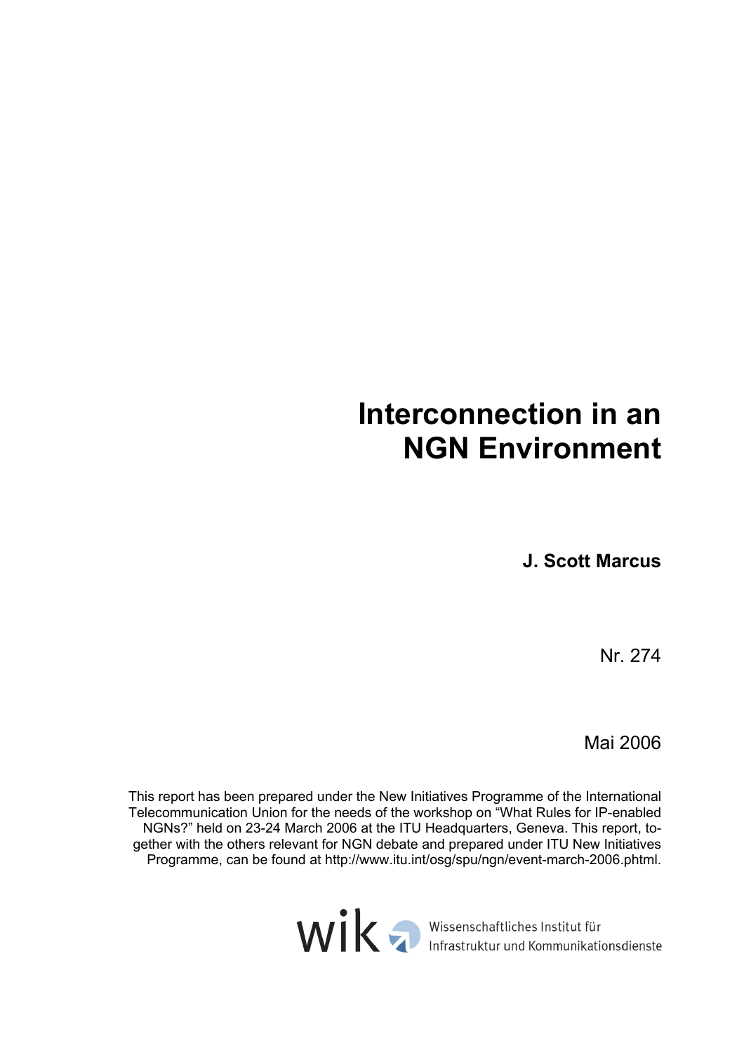# Interconnection in an NGN Environment

**J. Scott Marcus**

Nr. 274

Mai 2006

This report has been prepared under the New Initiatives Programme of the International Telecommunication Union for the needs of the workshop on "What Rules for IP-enabled NGNs?" held on 23-24 March 2006 at the ITU Headquarters, Geneva. This report, together with the others relevant for NGN debate and prepared under ITU New Initiatives Programme, can be found at http://www.itu.int/osg/spu/ngn/event-march-2006.phtml.

wik

Wissenschaftliches Institut für Infrastruktur und Kommunikationsdienste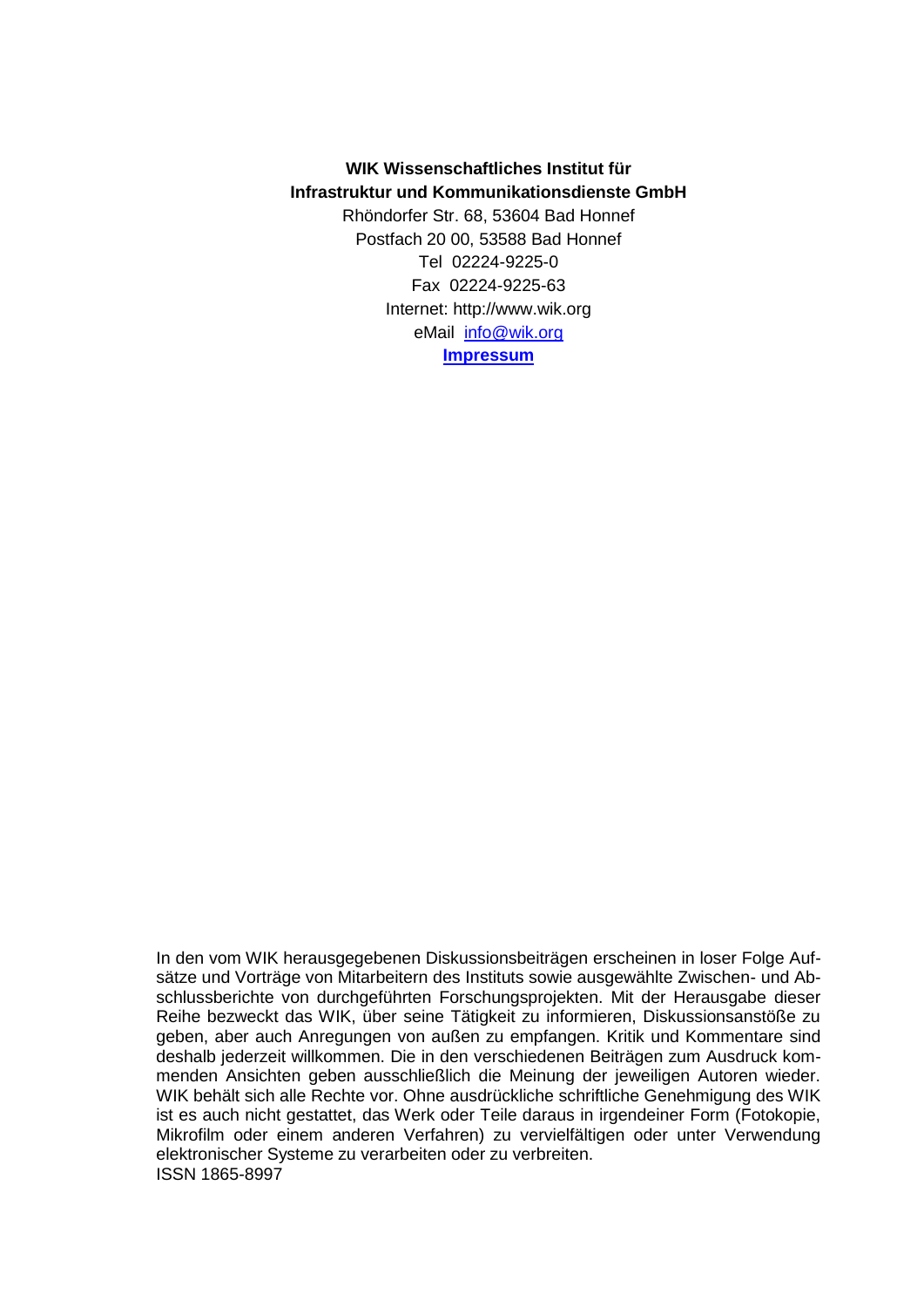**WIK Wissenschaftliches Institut für**
**Infrastruktur und Kommunikationsdienste GmbH**
Rhöndorfer Str. 68, 53604 Bad Honnef
Postfach 20 00, 53588 Bad Honnef
Tel 02224-9225-0
Fax 02224-9225-63
Internet: http://www.wik.org
eMail info@wik.org
**Impressum**

In den vom WIK herausgegebenen Diskussionsbeiträgen erscheinen in loser Folge Aufsätze und Vorträge von Mitarbeitern des Instituts sowie ausgewählte Zwischen- und Abschlussberichte von durchgeführten Forschungsprojekten. Mit der Herausgabe dieser Reihe bezweckt das WIK, über seine Tätigkeit zu informieren, Diskussionsanstöße zu geben, aber auch Anregungen von außen zu empfangen. Kritik und Kommentare sind deshalb jederzeit willkommen. Die in den verschiedenen Beiträgen zum Ausdruck kommenden Ansichten geben ausschließlich die Meinung der jeweiligen Autoren wieder. WIK behält sich alle Rechte vor. Ohne ausdrückliche schriftliche Genehmigung des WIK ist es auch nicht gestattet, das Werk oder Teile daraus in irgendeiner Form (Fotokopie, Mikrofilm oder einem anderen Verfahren) zu vervielfältigen oder unter Verwendung elektronischer Systeme zu verarbeiten oder zu verbreiten.
ISSN 1865-8997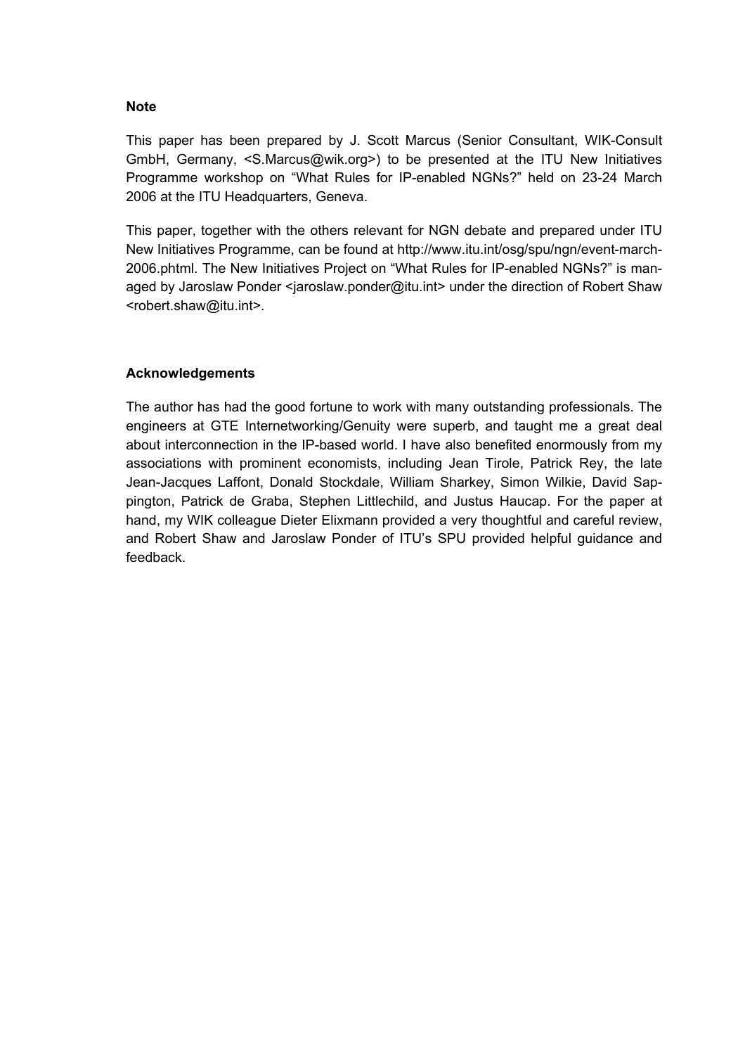**Note**

This paper has been prepared by J. Scott Marcus (Senior Consultant, WIK-Consult GmbH, Germany, <S.Marcus@wik.org>) to be presented at the ITU New Initiatives Programme workshop on "What Rules for IP-enabled NGNs?" held on 23-24 March 2006 at the ITU Headquarters, Geneva.

This paper, together with the others relevant for NGN debate and prepared under ITU New Initiatives Programme, can be found at http://www.itu.int/osg/spu/ngn/event-march-2006.phtml. The New Initiatives Project on "What Rules for IP-enabled NGNs?" is managed by Jaroslaw Ponder <jaroslaw.ponder@itu.int> under the direction of Robert Shaw <robert.shaw@itu.int>.

**Acknowledgements**

The author has had the good fortune to work with many outstanding professionals. The engineers at GTE Internetworking/Genuity were superb, and taught me a great deal about interconnection in the IP-based world. I have also benefited enormously from my associations with prominent economists, including Jean Tirole, Patrick Rey, the late Jean-Jacques Laffont, Donald Stockdale, William Sharkey, Simon Wilkie, David Sappington, Patrick de Graba, Stephen Littlechild, and Justus Haucap. For the paper at hand, my WIK colleague Dieter Elixmann provided a very thoughtful and careful review, and Robert Shaw and Jaroslaw Ponder of ITU's SPU provided helpful guidance and feedback.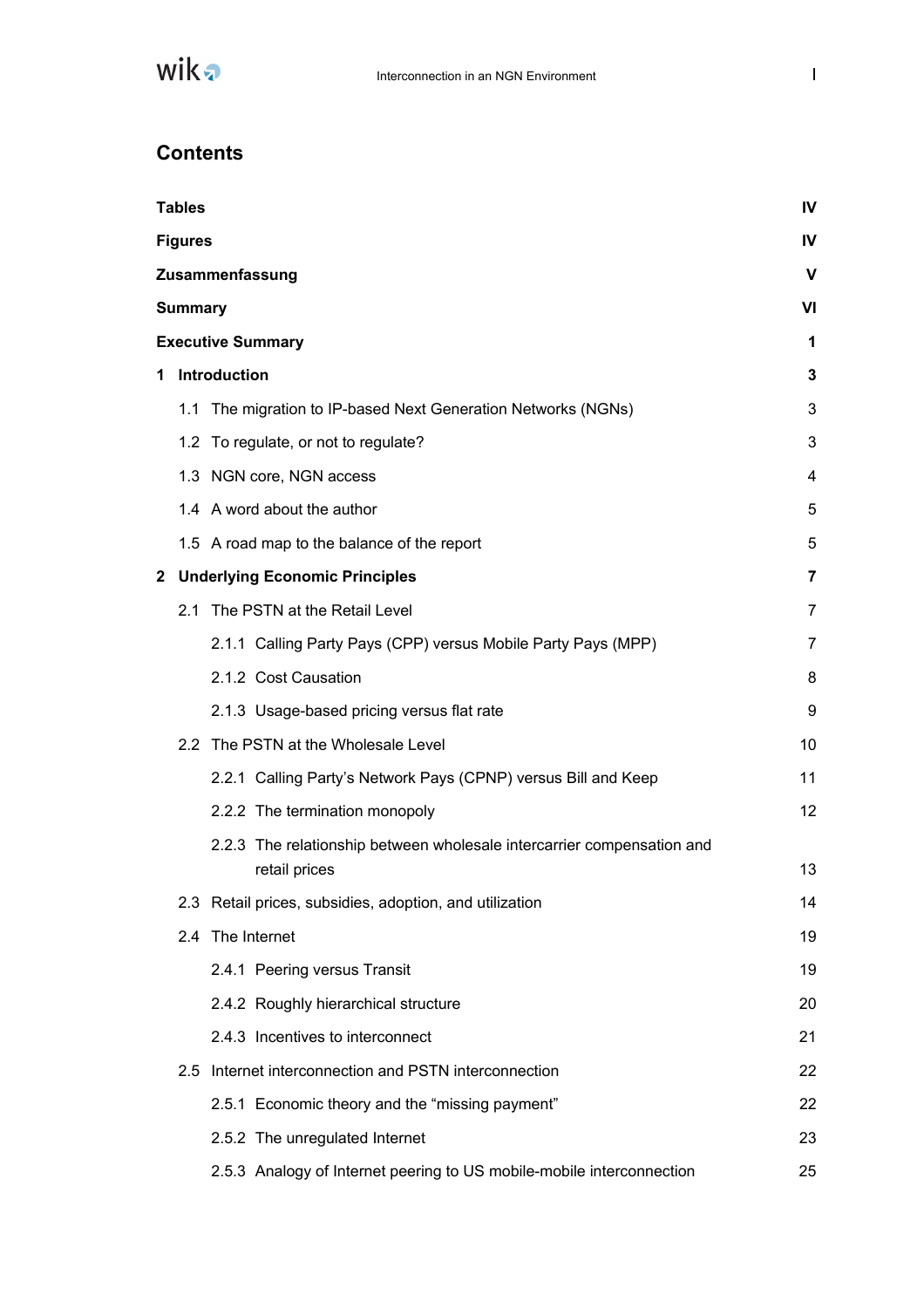# Contents

| | |
|---|---|
| **Tables** | **IV** |
| **Figures** | **IV** |
| **Zusammenfassung** | **V** |
| **Summary** | **VI** |
| **Executive Summary** | **1** |
| **1 Introduction** | **3** |
| 1.1 The migration to IP-based Next Generation Networks (NGNs) | 3 |
| 1.2 To regulate, or not to regulate? | 3 |
| 1.3 NGN core, NGN access | 4 |
| 1.4 A word about the author | 5 |
| 1.5 A road map to the balance of the report | 5 |
| **2 Underlying Economic Principles** | **7** |
| 2.1 The PSTN at the Retail Level | 7 |
| 2.1.1 Calling Party Pays (CPP) versus Mobile Party Pays (MPP) | 7 |
| 2.1.2 Cost Causation | 8 |
| 2.1.3 Usage-based pricing versus flat rate | 9 |
| 2.2 The PSTN at the Wholesale Level | 10 |
| 2.2.1 Calling Party's Network Pays (CPNP) versus Bill and Keep | 11 |
| 2.2.2 The termination monopoly | 12 |
| 2.2.3 The relationship between wholesale intercarrier compensation and retail prices | 13 |
| 2.3 Retail prices, subsidies, adoption, and utilization | 14 |
| 2.4 The Internet | 19 |
| 2.4.1 Peering versus Transit | 19 |
| 2.4.2 Roughly hierarchical structure | 20 |
| 2.4.3 Incentives to interconnect | 21 |
| 2.5 Internet interconnection and PSTN interconnection | 22 |
| 2.5.1 Economic theory and the "missing payment" | 22 |
| 2.5.2 The unregulated Internet | 23 |
| 2.5.3 Analogy of Internet peering to US mobile-mobile interconnection | 25 |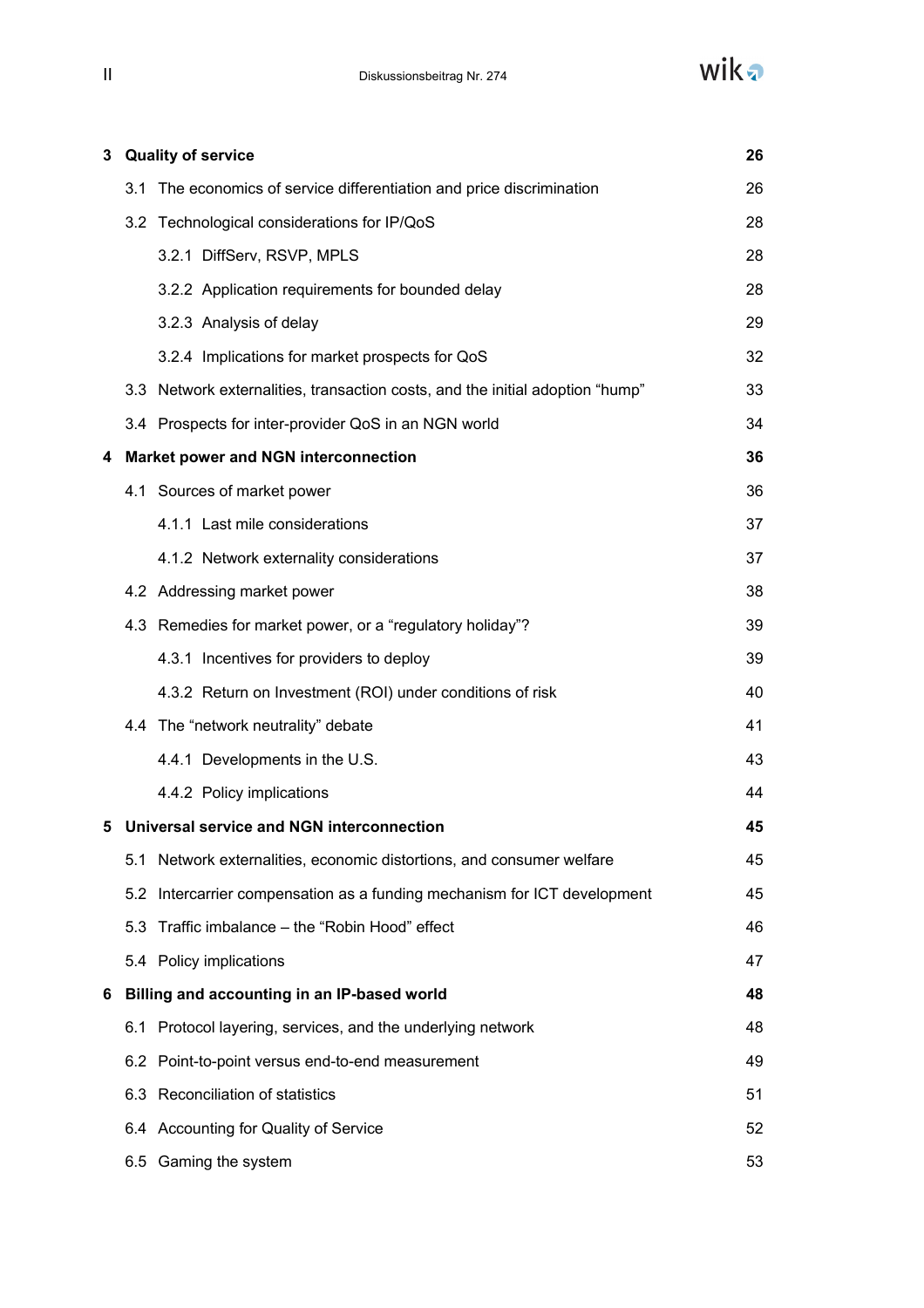| | |
|---|---|
| **3 Quality of service** | **26** |
| 3.1 The economics of service differentiation and price discrimination | 26 |
| 3.2 Technological considerations for IP/QoS | 28 |
| 3.2.1 DiffServ, RSVP, MPLS | 28 |
| 3.2.2 Application requirements for bounded delay | 28 |
| 3.2.3 Analysis of delay | 29 |
| 3.2.4 Implications for market prospects for QoS | 32 |
| 3.3 Network externalities, transaction costs, and the initial adoption “hump” | 33 |
| 3.4 Prospects for inter-provider QoS in an NGN world | 34 |
| **4 Market power and NGN interconnection** | **36** |
| 4.1 Sources of market power | 36 |
| 4.1.1 Last mile considerations | 37 |
| 4.1.2 Network externality considerations | 37 |
| 4.2 Addressing market power | 38 |
| 4.3 Remedies for market power, or a “regulatory holiday”? | 39 |
| 4.3.1 Incentives for providers to deploy | 39 |
| 4.3.2 Return on Investment (ROI) under conditions of risk | 40 |
| 4.4 The “network neutrality” debate | 41 |
| 4.4.1 Developments in the U.S. | 43 |
| 4.4.2 Policy implications | 44 |
| **5 Universal service and NGN interconnection** | **45** |
| 5.1 Network externalities, economic distortions, and consumer welfare | 45 |
| 5.2 Intercarrier compensation as a funding mechanism for ICT development | 45 |
| 5.3 Traffic imbalance – the “Robin Hood” effect | 46 |
| 5.4 Policy implications | 47 |
| **6 Billing and accounting in an IP-based world** | **48** |
| 6.1 Protocol layering, services, and the underlying network | 48 |
| 6.2 Point-to-point versus end-to-end measurement | 49 |
| 6.3 Reconciliation of statistics | 51 |
| 6.4 Accounting for Quality of Service | 52 |
| 6.5 Gaming the system | 53 |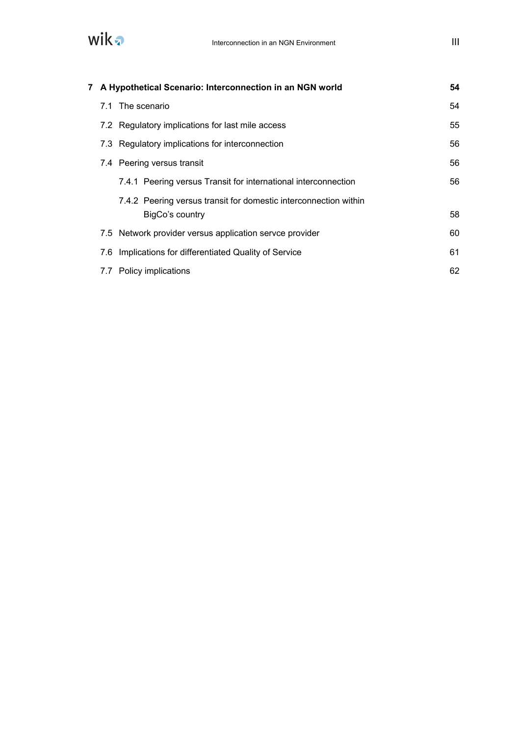**7 A Hypothetical Scenario: Interconnection in an NGN world 54**

7.1 The scenario 54

7.2 Regulatory implications for last mile access 55

7.3 Regulatory implications for interconnection 56

7.4 Peering versus transit 56

7.4.1 Peering versus Transit for international interconnection 56

7.4.2 Peering versus transit for domestic interconnection within BigCo's country 58

7.5 Network provider versus application servce provider 60

7.6 Implications for differentiated Quality of Service 61

7.7 Policy implications 62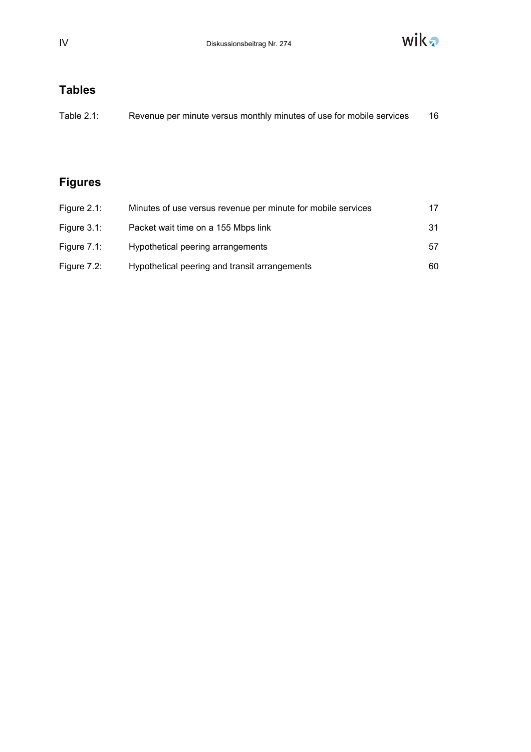## Tables

| | | |
|---|---|---|
| Table 2.1: | Revenue per minute versus monthly minutes of use for mobile services | 16 |

## Figures

| | | |
|---|---|---|
| Figure 2.1: | Minutes of use versus revenue per minute for mobile services | 17 |
| Figure 3.1: | Packet wait time on a 155 Mbps link | 31 |
| Figure 7.1: | Hypothetical peering arrangements | 57 |
| Figure 7.2: | Hypothetical peering and transit arrangements | 60 |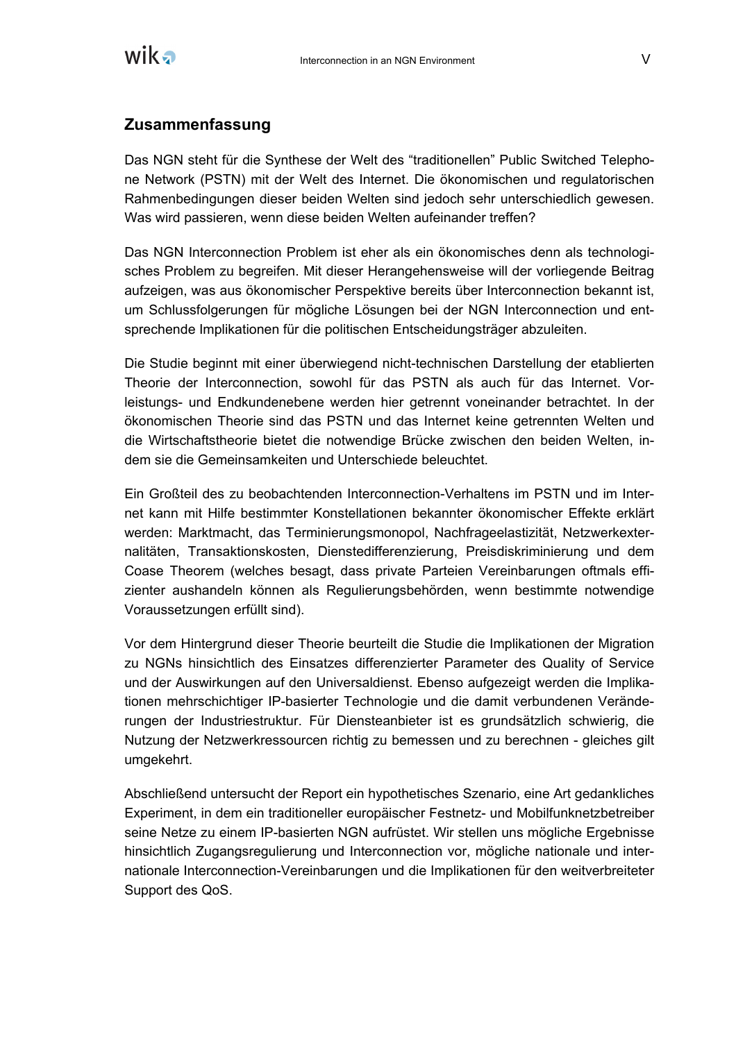## Zusammenfassung

Das NGN steht für die Synthese der Welt des "traditionellen" Public Switched Telephone Network (PSTN) mit der Welt des Internet. Die ökonomischen und regulatorischen Rahmenbedingungen dieser beiden Welten sind jedoch sehr unterschiedlich gewesen. Was wird passieren, wenn diese beiden Welten aufeinander treffen?

Das NGN Interconnection Problem ist eher als ein ökonomisches denn als technologisches Problem zu begreifen. Mit dieser Herangehensweise will der vorliegende Beitrag aufzeigen, was aus ökonomischer Perspektive bereits über Interconnection bekannt ist, um Schlussfolgerungen für mögliche Lösungen bei der NGN Interconnection und entsprechende Implikationen für die politischen Entscheidungsträger abzuleiten.

Die Studie beginnt mit einer überwiegend nicht-technischen Darstellung der etablierten Theorie der Interconnection, sowohl für das PSTN als auch für das Internet. Vorleistungs- und Endkundenebene werden hier getrennt voneinander betrachtet. In der ökonomischen Theorie sind das PSTN und das Internet keine getrennten Welten und die Wirtschaftstheorie bietet die notwendige Brücke zwischen den beiden Welten, indem sie die Gemeinsamkeiten und Unterschiede beleuchtet.

Ein Großteil des zu beobachtenden Interconnection-Verhaltens im PSTN und im Internet kann mit Hilfe bestimmter Konstellationen bekannter ökonomischer Effekte erklärt werden: Marktmacht, das Terminierungsmonopol, Nachfrageelastizität, Netzwerkexternalitäten, Transaktionskosten, Dienstedifferenzierung, Preisdiskriminierung und dem Coase Theorem (welches besagt, dass private Parteien Vereinbarungen oftmals effizienter aushandeln können als Regulierungsbehörden, wenn bestimmte notwendige Voraussetzungen erfüllt sind).

Vor dem Hintergrund dieser Theorie beurteilt die Studie die Implikationen der Migration zu NGNs hinsichtlich des Einsatzes differenzierter Parameter des Quality of Service und der Auswirkungen auf den Universaldienst. Ebenso aufgezeigt werden die Implikationen mehrschichtiger IP-basierter Technologie und die damit verbundenen Veränderungen der Industriestruktur. Für Diensteanbieter ist es grundsätzlich schwierig, die Nutzung der Netzwerkressourcen richtig zu bemessen und zu berechnen - gleiches gilt umgekehrt.

Abschließend untersucht der Report ein hypothetisches Szenario, eine Art gedankliches Experiment, in dem ein traditioneller europäischer Festnetz- und Mobilfunknetzbetreiber seine Netze zu einem IP-basierten NGN aufrüstet. Wir stellen uns mögliche Ergebnisse hinsichtlich Zugangsregulierung und Interconnection vor, mögliche nationale und internationale Interconnection-Vereinbarungen und die Implikationen für den weitverbreiteter Support des QoS.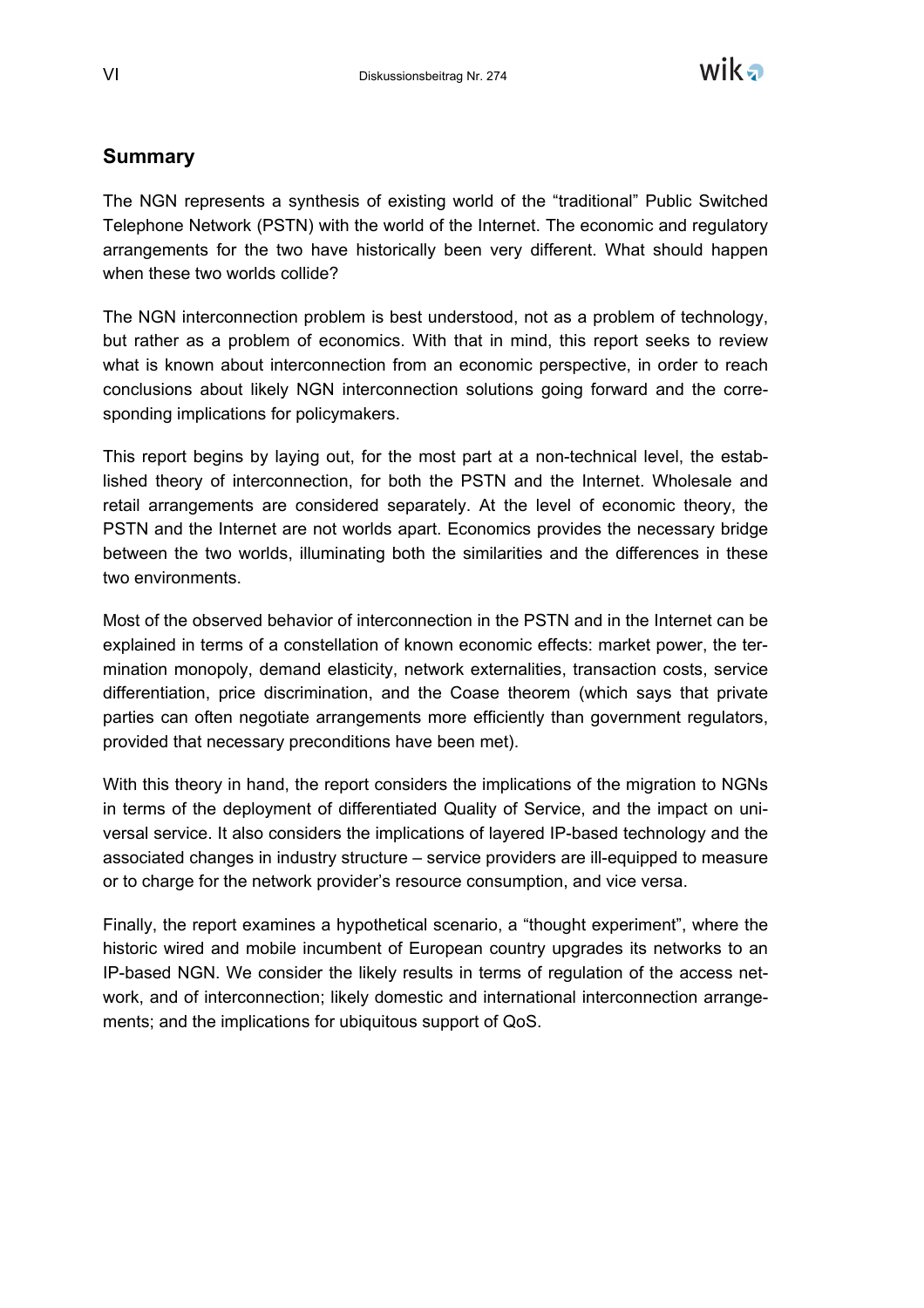## Summary

The NGN represents a synthesis of existing world of the "traditional" Public Switched Telephone Network (PSTN) with the world of the Internet. The economic and regulatory arrangements for the two have historically been very different. What should happen when these two worlds collide?

The NGN interconnection problem is best understood, not as a problem of technology, but rather as a problem of economics. With that in mind, this report seeks to review what is known about interconnection from an economic perspective, in order to reach conclusions about likely NGN interconnection solutions going forward and the corresponding implications for policymakers.

This report begins by laying out, for the most part at a non-technical level, the established theory of interconnection, for both the PSTN and the Internet. Wholesale and retail arrangements are considered separately. At the level of economic theory, the PSTN and the Internet are not worlds apart. Economics provides the necessary bridge between the two worlds, illuminating both the similarities and the differences in these two environments.

Most of the observed behavior of interconnection in the PSTN and in the Internet can be explained in terms of a constellation of known economic effects: market power, the termination monopoly, demand elasticity, network externalities, transaction costs, service differentiation, price discrimination, and the Coase theorem (which says that private parties can often negotiate arrangements more efficiently than government regulators, provided that necessary preconditions have been met).

With this theory in hand, the report considers the implications of the migration to NGNs in terms of the deployment of differentiated Quality of Service, and the impact on universal service. It also considers the implications of layered IP-based technology and the associated changes in industry structure – service providers are ill-equipped to measure or to charge for the network provider's resource consumption, and vice versa.

Finally, the report examines a hypothetical scenario, a "thought experiment", where the historic wired and mobile incumbent of European country upgrades its networks to an IP-based NGN. We consider the likely results in terms of regulation of the access network, and of interconnection; likely domestic and international interconnection arrangements; and the implications for ubiquitous support of QoS.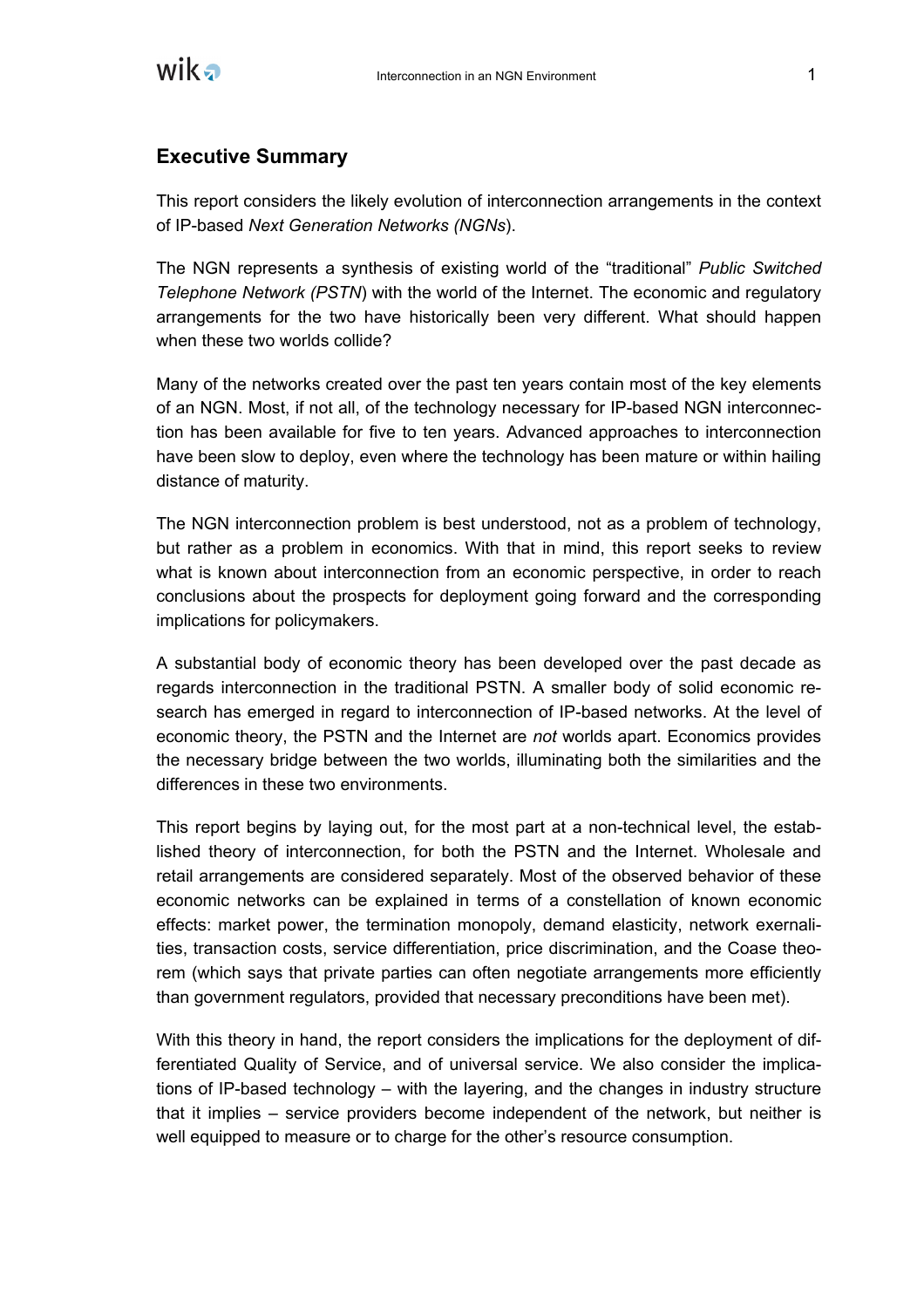## Executive Summary

This report considers the likely evolution of interconnection arrangements in the context of IP-based *Next Generation Networks (NGNs*).

The NGN represents a synthesis of existing world of the "traditional" *Public Switched Telephone Network (PSTN*) with the world of the Internet. The economic and regulatory arrangements for the two have historically been very different. What should happen when these two worlds collide?

Many of the networks created over the past ten years contain most of the key elements of an NGN. Most, if not all, of the technology necessary for IP-based NGN interconnection has been available for five to ten years. Advanced approaches to interconnection have been slow to deploy, even where the technology has been mature or within hailing distance of maturity.

The NGN interconnection problem is best understood, not as a problem of technology, but rather as a problem in economics. With that in mind, this report seeks to review what is known about interconnection from an economic perspective, in order to reach conclusions about the prospects for deployment going forward and the corresponding implications for policymakers.

A substantial body of economic theory has been developed over the past decade as regards interconnection in the traditional PSTN. A smaller body of solid economic research has emerged in regard to interconnection of IP-based networks. At the level of economic theory, the PSTN and the Internet are *not* worlds apart. Economics provides the necessary bridge between the two worlds, illuminating both the similarities and the differences in these two environments.

This report begins by laying out, for the most part at a non-technical level, the established theory of interconnection, for both the PSTN and the Internet. Wholesale and retail arrangements are considered separately. Most of the observed behavior of these economic networks can be explained in terms of a constellation of known economic effects: market power, the termination monopoly, demand elasticity, network externalities, transaction costs, service differentiation, price discrimination, and the Coase theorem (which says that private parties can often negotiate arrangements more efficiently than government regulators, provided that necessary preconditions have been met).

With this theory in hand, the report considers the implications for the deployment of differentiated Quality of Service, and of universal service. We also consider the implications of IP-based technology – with the layering, and the changes in industry structure that it implies – service providers become independent of the network, but neither is well equipped to measure or to charge for the other's resource consumption.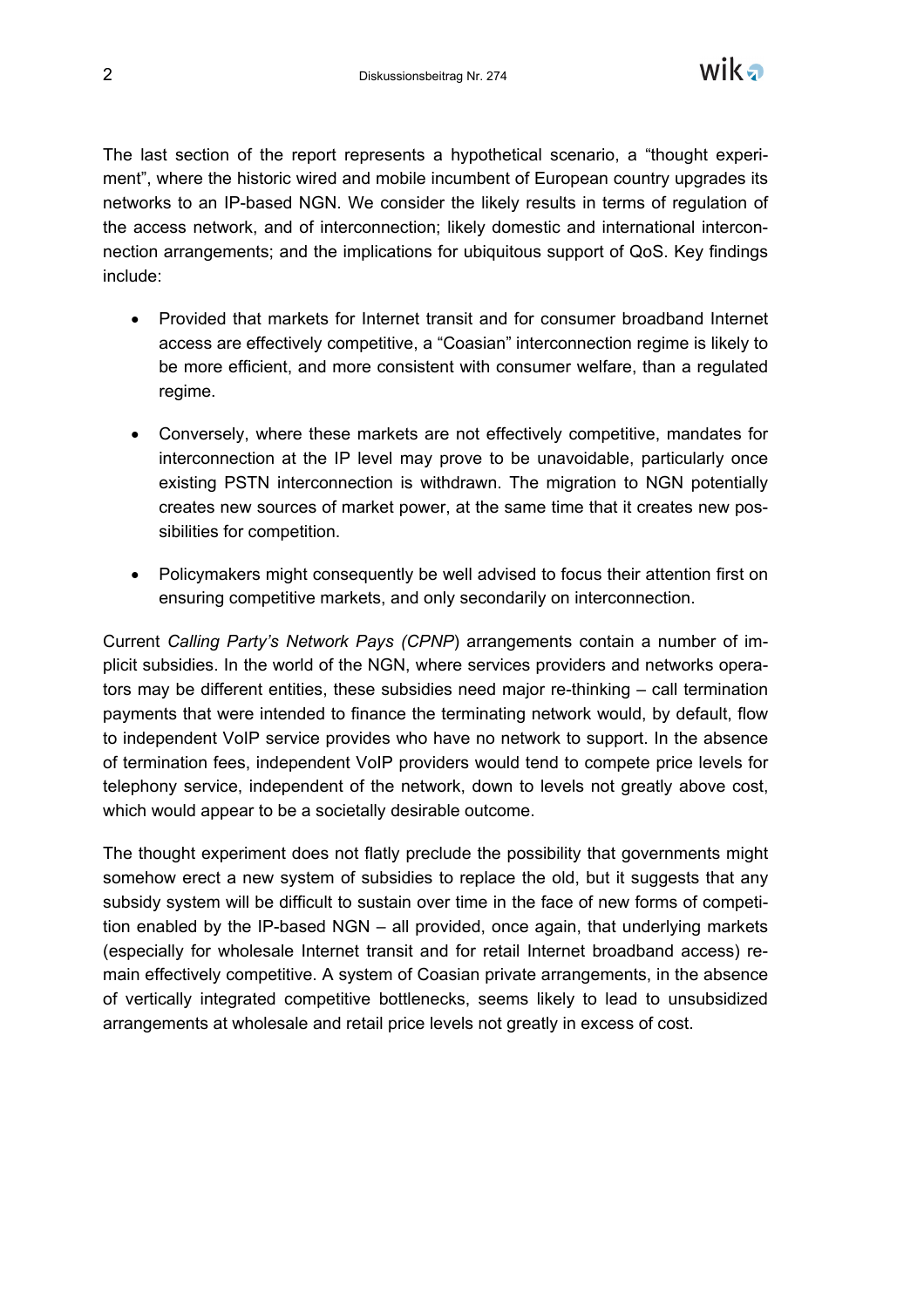The last section of the report represents a hypothetical scenario, a "thought experiment", where the historic wired and mobile incumbent of European country upgrades its networks to an IP-based NGN. We consider the likely results in terms of regulation of the access network, and of interconnection; likely domestic and international interconnection arrangements; and the implications for ubiquitous support of QoS. Key findings include:

- Provided that markets for Internet transit and for consumer broadband Internet access are effectively competitive, a "Coasian" interconnection regime is likely to be more efficient, and more consistent with consumer welfare, than a regulated regime.
- Conversely, where these markets are not effectively competitive, mandates for interconnection at the IP level may prove to be unavoidable, particularly once existing PSTN interconnection is withdrawn. The migration to NGN potentially creates new sources of market power, at the same time that it creates new possibilities for competition.
- Policymakers might consequently be well advised to focus their attention first on ensuring competitive markets, and only secondarily on interconnection.

Current *Calling Party's Network Pays (CPNP*) arrangements contain a number of implicit subsidies. In the world of the NGN, where services providers and networks operators may be different entities, these subsidies need major re-thinking – call termination payments that were intended to finance the terminating network would, by default, flow to independent VoIP service provides who have no network to support. In the absence of termination fees, independent VoIP providers would tend to compete price levels for telephony service, independent of the network, down to levels not greatly above cost, which would appear to be a societally desirable outcome.

The thought experiment does not flatly preclude the possibility that governments might somehow erect a new system of subsidies to replace the old, but it suggests that any subsidy system will be difficult to sustain over time in the face of new forms of competition enabled by the IP-based NGN – all provided, once again, that underlying markets (especially for wholesale Internet transit and for retail Internet broadband access) remain effectively competitive. A system of Coasian private arrangements, in the absence of vertically integrated competitive bottlenecks, seems likely to lead to unsubsidized arrangements at wholesale and retail price levels not greatly in excess of cost.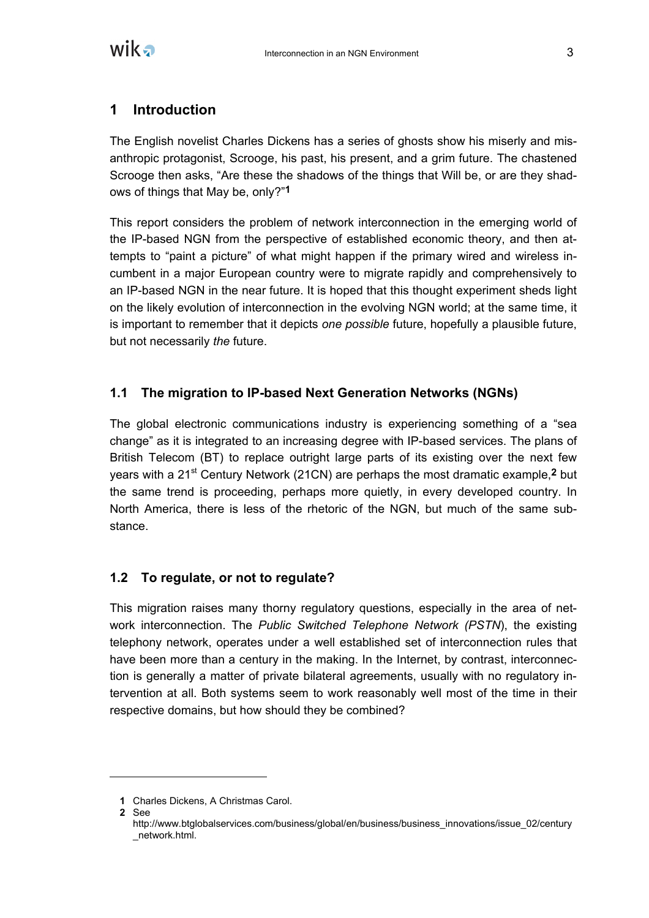# 1 Introduction

The English novelist Charles Dickens has a series of ghosts show his miserly and misanthropic protagonist, Scrooge, his past, his present, and a grim future. The chastened Scrooge then asks, “Are these the shadows of the things that Will be, or are they shadows of things that May be, only?”[1]

This report considers the problem of network interconnection in the emerging world of the IP-based NGN from the perspective of established economic theory, and then attempts to “paint a picture” of what might happen if the primary wired and wireless incumbent in a major European country were to migrate rapidly and comprehensively to an IP-based NGN in the near future. It is hoped that this thought experiment sheds light on the likely evolution of interconnection in the evolving NGN world; at the same time, it is important to remember that it depicts *one possible* future, hopefully a plausible future, but not necessarily *the* future.

## 1.1 The migration to IP-based Next Generation Networks (NGNs)

The global electronic communications industry is experiencing something of a “sea change” as it is integrated to an increasing degree with IP-based services. The plans of British Telecom (BT) to replace outright large parts of its existing over the next few years with a 21st Century Network (21CN) are perhaps the most dramatic example,[2] but the same trend is proceeding, perhaps more quietly, in every developed country. In North America, there is less of the rhetoric of the NGN, but much of the same substance.

## 1.2 To regulate, or not to regulate?

This migration raises many thorny regulatory questions, especially in the area of network interconnection. The *Public Switched Telephone Network (PSTN)*, the existing telephony network, operates under a well established set of interconnection rules that have been more than a century in the making. In the Internet, by contrast, interconnection is generally a matter of private bilateral agreements, usually with no regulatory intervention at all. Both systems seem to work reasonably well most of the time in their respective domains, but how should they be combined?

---

**1** Charles Dickens, A Christmas Carol.

**2** See http://www.btglobalservices.com/business/global/en/business/business_innovations/issue_02/century_network.html.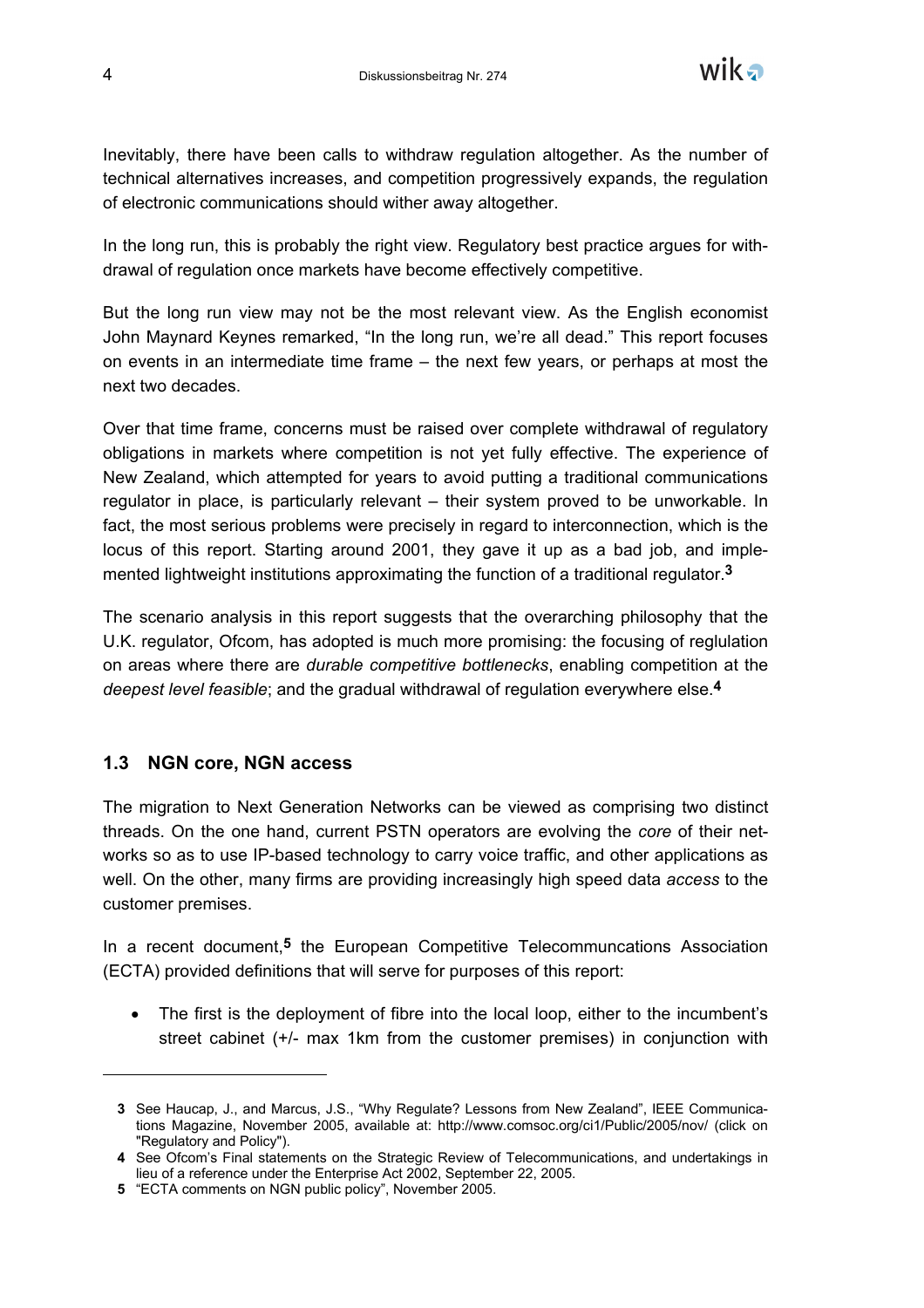Inevitably, there have been calls to withdraw regulation altogether. As the number of technical alternatives increases, and competition progressively expands, the regulation of electronic communications should wither away altogether.

In the long run, this is probably the right view. Regulatory best practice argues for withdrawal of regulation once markets have become effectively competitive.

But the long run view may not be the most relevant view. As the English economist John Maynard Keynes remarked, "In the long run, we're all dead." This report focuses on events in an intermediate time frame – the next few years, or perhaps at most the next two decades.

Over that time frame, concerns must be raised over complete withdrawal of regulatory obligations in markets where competition is not yet fully effective. The experience of New Zealand, which attempted for years to avoid putting a traditional communications regulator in place, is particularly relevant – their system proved to be unworkable. In fact, the most serious problems were precisely in regard to interconnection, which is the locus of this report. Starting around 2001, they gave it up as a bad job, and implemented lightweight institutions approximating the function of a traditional regulator.[3]

The scenario analysis in this report suggests that the overarching philosophy that the U.K. regulator, Ofcom, has adopted is much more promising: the focusing of reglulation on areas where there are *durable competitive bottlenecks*, enabling competition at the *deepest level feasible*; and the gradual withdrawal of regulation everywhere else.[4]

### 1.3 NGN core, NGN access

The migration to Next Generation Networks can be viewed as comprising two distinct threads. On the one hand, current PSTN operators are evolving the *core* of their networks so as to use IP-based technology to carry voice traffic, and other applications as well. On the other, many firms are providing increasingly high speed data *access* to the customer premises.

In a recent document,[5] the European Competitive Telecommuncations Association (ECTA) provided definitions that will serve for purposes of this report:

- The first is the deployment of fibre into the local loop, either to the incumbent's street cabinet (+/- max 1km from the customer premises) in conjunction with

---

[3] See Haucap, J., and Marcus, J.S., "Why Regulate? Lessons from New Zealand", IEEE Communications Magazine, November 2005, available at: http://www.comsoc.org/ci1/Public/2005/nov/ (click on "Regulatory and Policy").

[4] See Ofcom's Final statements on the Strategic Review of Telecommunications, and undertakings in lieu of a reference under the Enterprise Act 2002, September 22, 2005.

[5] "ECTA comments on NGN public policy", November 2005.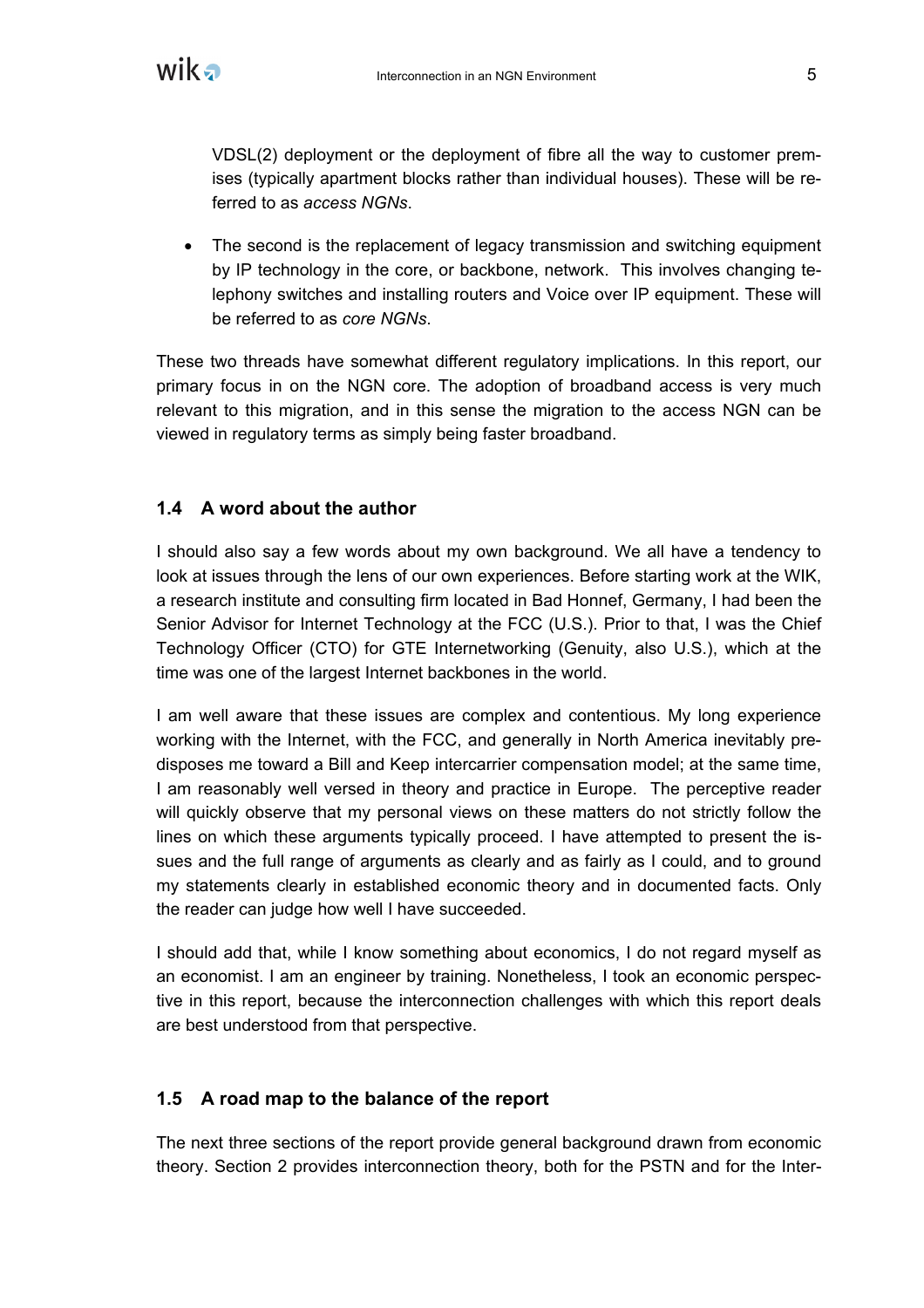VDSL(2) deployment or the deployment of fibre all the way to customer premises (typically apartment blocks rather than individual houses). These will be referred to as *access NGNs*.

- The second is the replacement of legacy transmission and switching equipment by IP technology in the core, or backbone, network. This involves changing telephony switches and installing routers and Voice over IP equipment. These will be referred to as *core NGNs*.

These two threads have somewhat different regulatory implications. In this report, our primary focus in on the NGN core. The adoption of broadband access is very much relevant to this migration, and in this sense the migration to the access NGN can be viewed in regulatory terms as simply being faster broadband.

### 1.4 A word about the author

I should also say a few words about my own background. We all have a tendency to look at issues through the lens of our own experiences. Before starting work at the WIK, a research institute and consulting firm located in Bad Honnef, Germany, I had been the Senior Advisor for Internet Technology at the FCC (U.S.). Prior to that, I was the Chief Technology Officer (CTO) for GTE Internetworking (Genuity, also U.S.), which at the time was one of the largest Internet backbones in the world.

I am well aware that these issues are complex and contentious. My long experience working with the Internet, with the FCC, and generally in North America inevitably predisposes me toward a Bill and Keep intercarrier compensation model; at the same time, I am reasonably well versed in theory and practice in Europe. The perceptive reader will quickly observe that my personal views on these matters do not strictly follow the lines on which these arguments typically proceed. I have attempted to present the issues and the full range of arguments as clearly and as fairly as I could, and to ground my statements clearly in established economic theory and in documented facts. Only the reader can judge how well I have succeeded.

I should add that, while I know something about economics, I do not regard myself as an economist. I am an engineer by training. Nonetheless, I took an economic perspective in this report, because the interconnection challenges with which this report deals are best understood from that perspective.

### 1.5 A road map to the balance of the report

The next three sections of the report provide general background drawn from economic theory. Section 2 provides interconnection theory, both for the PSTN and for the Inter-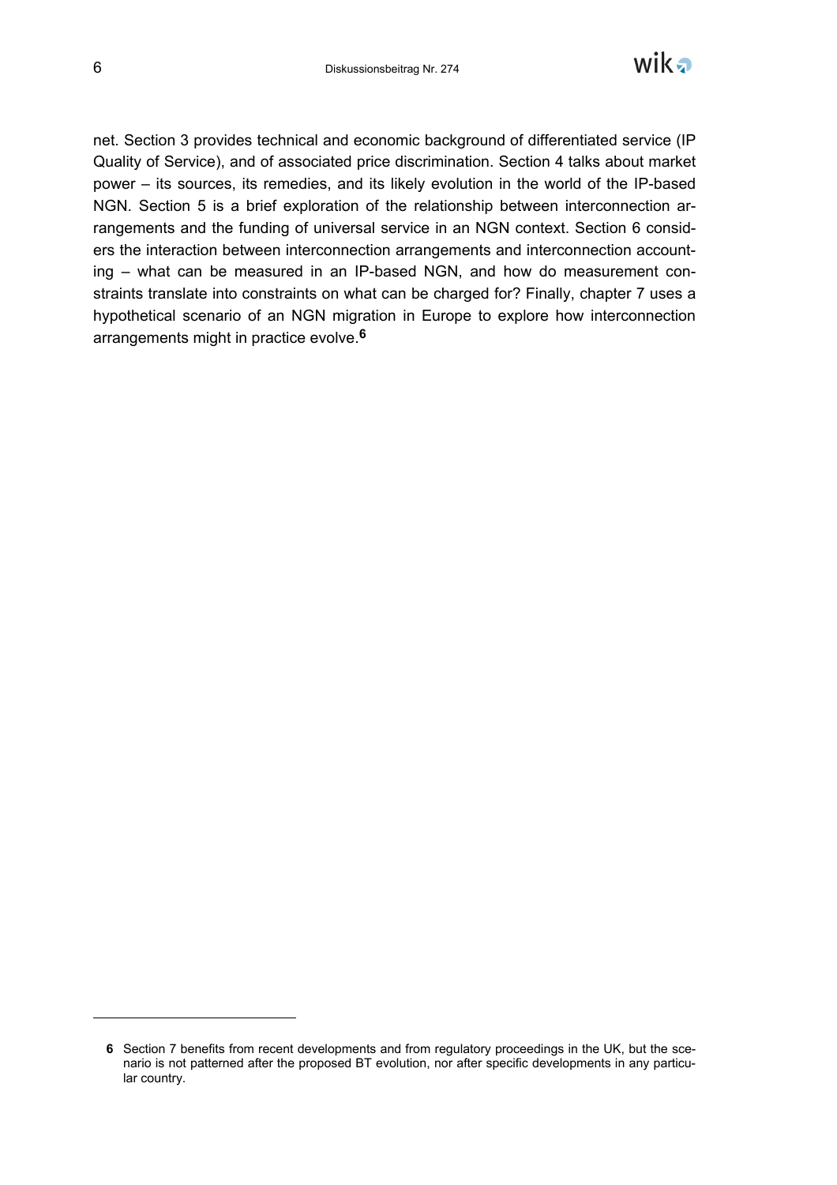net. Section 3 provides technical and economic background of differentiated service (IP Quality of Service), and of associated price discrimination. Section 4 talks about market power – its sources, its remedies, and its likely evolution in the world of the IP-based NGN. Section 5 is a brief exploration of the relationship between interconnection arrangements and the funding of universal service in an NGN context. Section 6 considers the interaction between interconnection arrangements and interconnection accounting – what can be measured in an IP-based NGN, and how do measurement constraints translate into constraints on what can be charged for? Finally, chapter 7 uses a hypothetical scenario of an NGN migration in Europe to explore how interconnection arrangements might in practice evolve.[6]

---

**6** Section 7 benefits from recent developments and from regulatory proceedings in the UK, but the scenario is not patterned after the proposed BT evolution, nor after specific developments in any particular country.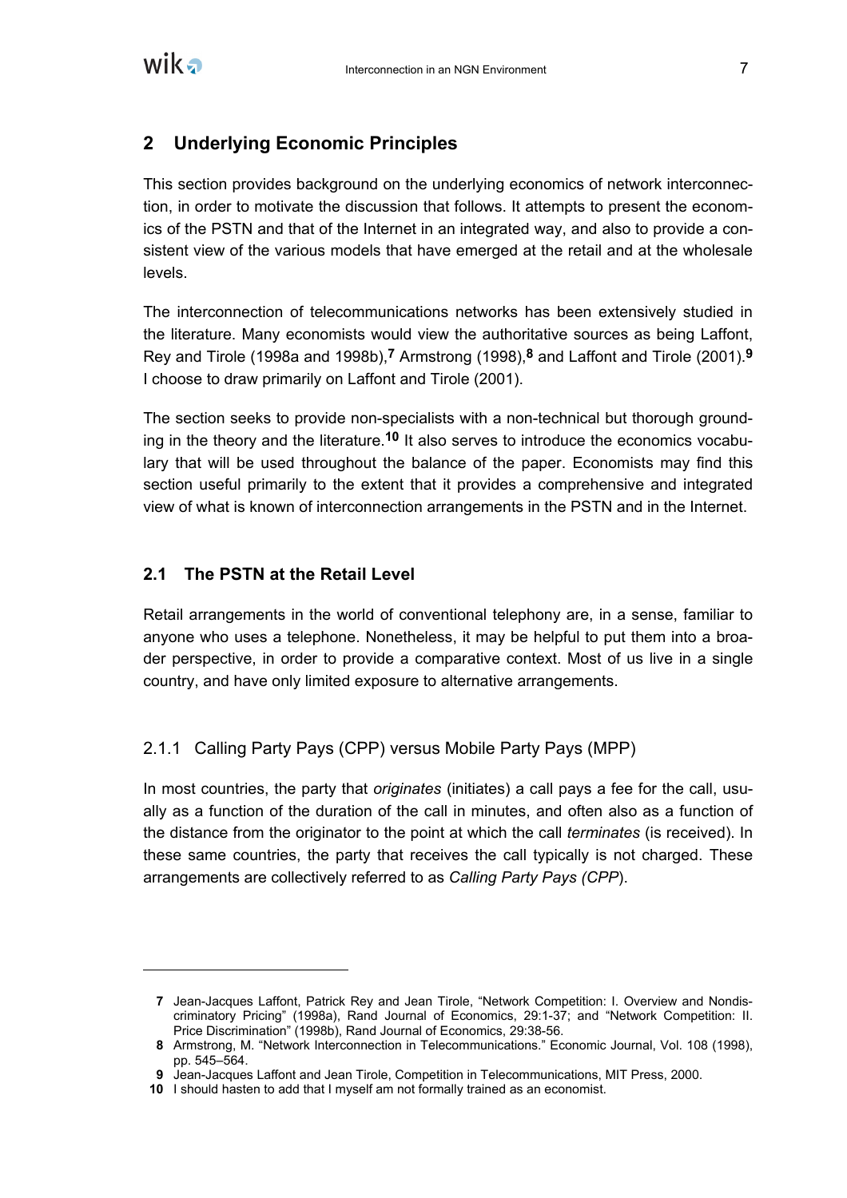## 2 Underlying Economic Principles

This section provides background on the underlying economics of network interconnection, in order to motivate the discussion that follows. It attempts to present the economics of the PSTN and that of the Internet in an integrated way, and also to provide a consistent view of the various models that have emerged at the retail and at the wholesale levels.

The interconnection of telecommunications networks has been extensively studied in the literature. Many economists would view the authoritative sources as being Laffont, Rey and Tirole (1998a and 1998b),[7] Armstrong (1998),[8] and Laffont and Tirole (2001).[9] I choose to draw primarily on Laffont and Tirole (2001).

The section seeks to provide non-specialists with a non-technical but thorough grounding in the theory and the literature.[10] It also serves to introduce the economics vocabulary that will be used throughout the balance of the paper. Economists may find this section useful primarily to the extent that it provides a comprehensive and integrated view of what is known of interconnection arrangements in the PSTN and in the Internet.

### 2.1 The PSTN at the Retail Level

Retail arrangements in the world of conventional telephony are, in a sense, familiar to anyone who uses a telephone. Nonetheless, it may be helpful to put them into a broader perspective, in order to provide a comparative context. Most of us live in a single country, and have only limited exposure to alternative arrangements.

#### 2.1.1 Calling Party Pays (CPP) versus Mobile Party Pays (MPP)

In most countries, the party that *originates* (initiates) a call pays a fee for the call, usually as a function of the duration of the call in minutes, and often also as a function of the distance from the originator to the point at which the call *terminates* (is received). In these same countries, the party that receives the call typically is not charged. These arrangements are collectively referred to as *Calling Party Pays (CPP*).

---

[7] Jean-Jacques Laffont, Patrick Rey and Jean Tirole, "Network Competition: I. Overview and Nondiscriminatory Pricing" (1998a), Rand Journal of Economics, 29:1-37; and "Network Competition: II. Price Discrimination" (1998b), Rand Journal of Economics, 29:38-56.

[8] Armstrong, M. "Network Interconnection in Telecommunications." Economic Journal, Vol. 108 (1998), pp. 545–564.

[9] Jean-Jacques Laffont and Jean Tirole, Competition in Telecommunications, MIT Press, 2000.

[10] I should hasten to add that I myself am not formally trained as an economist.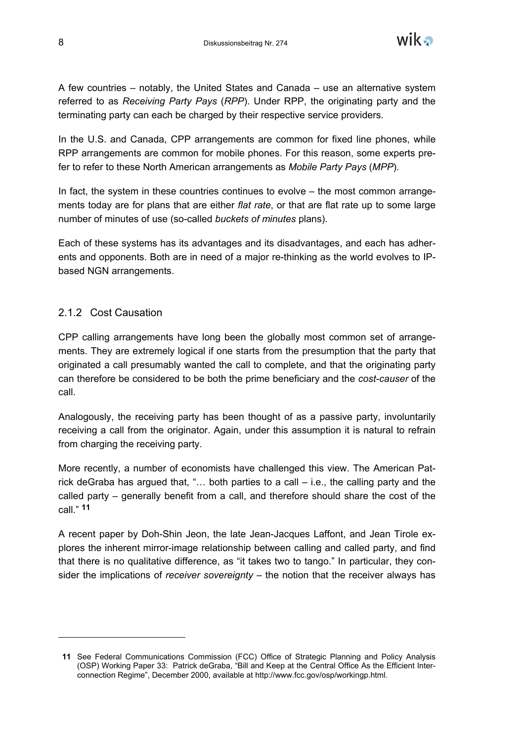A few countries – notably, the United States and Canada – use an alternative system referred to as *Receiving Party Pays* (*RPP*). Under RPP, the originating party and the terminating party can each be charged by their respective service providers.

In the U.S. and Canada, CPP arrangements are common for fixed line phones, while RPP arrangements are common for mobile phones. For this reason, some experts prefer to refer to these North American arrangements as *Mobile Party Pays* (*MPP*).

In fact, the system in these countries continues to evolve – the most common arrangements today are for plans that are either *flat rate*, or that are flat rate up to some large number of minutes of use (so-called *buckets of minutes* plans).

Each of these systems has its advantages and its disadvantages, and each has adherents and opponents. Both are in need of a major re-thinking as the world evolves to IP-based NGN arrangements.

### 2.1.2 Cost Causation

CPP calling arrangements have long been the globally most common set of arrangements. They are extremely logical if one starts from the presumption that the party that originated a call presumably wanted the call to complete, and that the originating party can therefore be considered to be both the prime beneficiary and the *cost-causer* of the call.

Analogously, the receiving party has been thought of as a passive party, involuntarily receiving a call from the originator. Again, under this assumption it is natural to refrain from charging the receiving party.

More recently, a number of economists have challenged this view. The American Patrick deGraba has argued that, "… both parties to a call – i.e., the calling party and the called party – generally benefit from a call, and therefore should share the cost of the call." [11]

A recent paper by Doh-Shin Jeon, the late Jean-Jacques Laffont, and Jean Tirole explores the inherent mirror-image relationship between calling and called party, and find that there is no qualitative difference, as "it takes two to tango." In particular, they consider the implications of *receiver sovereignty* – the notion that the receiver always has

---

[11] See Federal Communications Commission (FCC) Office of Strategic Planning and Policy Analysis (OSP) Working Paper 33: Patrick deGraba, "Bill and Keep at the Central Office As the Efficient Interconnection Regime", December 2000, available at http://www.fcc.gov/osp/workingp.html.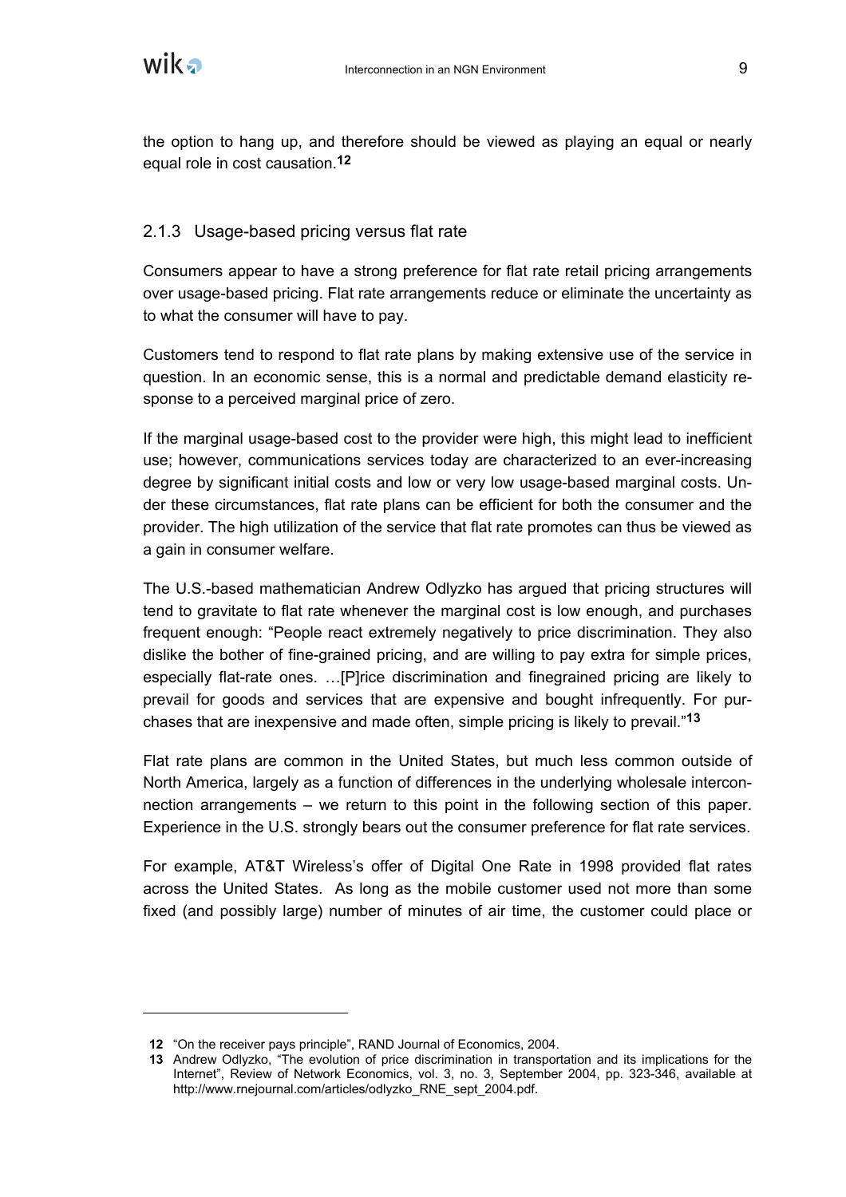the option to hang up, and therefore should be viewed as playing an equal or nearly equal role in cost causation.[12]

### 2.1.3 Usage-based pricing versus flat rate

Consumers appear to have a strong preference for flat rate retail pricing arrangements over usage-based pricing. Flat rate arrangements reduce or eliminate the uncertainty as to what the consumer will have to pay.

Customers tend to respond to flat rate plans by making extensive use of the service in question. In an economic sense, this is a normal and predictable demand elasticity response to a perceived marginal price of zero.

If the marginal usage-based cost to the provider were high, this might lead to inefficient use; however, communications services today are characterized to an ever-increasing degree by significant initial costs and low or very low usage-based marginal costs. Under these circumstances, flat rate plans can be efficient for both the consumer and the provider. The high utilization of the service that flat rate promotes can thus be viewed as a gain in consumer welfare.

The U.S.-based mathematician Andrew Odlyzko has argued that pricing structures will tend to gravitate to flat rate whenever the marginal cost is low enough, and purchases frequent enough: "People react extremely negatively to price discrimination. They also dislike the bother of fine-grained pricing, and are willing to pay extra for simple prices, especially flat-rate ones. …[P]rice discrimination and finegrained pricing are likely to prevail for goods and services that are expensive and bought infrequently. For purchases that are inexpensive and made often, simple pricing is likely to prevail."[13]

Flat rate plans are common in the United States, but much less common outside of North America, largely as a function of differences in the underlying wholesale interconnection arrangements – we return to this point in the following section of this paper. Experience in the U.S. strongly bears out the consumer preference for flat rate services.

For example, AT&T Wireless's offer of Digital One Rate in 1998 provided flat rates across the United States. As long as the mobile customer used not more than some fixed (and possibly large) number of minutes of air time, the customer could place or

---

[12] "On the receiver pays principle", RAND Journal of Economics, 2004.

[13] Andrew Odlyzko, "The evolution of price discrimination in transportation and its implications for the Internet", Review of Network Economics, vol. 3, no. 3, September 2004, pp. 323-346, available at http://www.rnejournal.com/articles/odlyzko_RNE_sept_2004.pdf.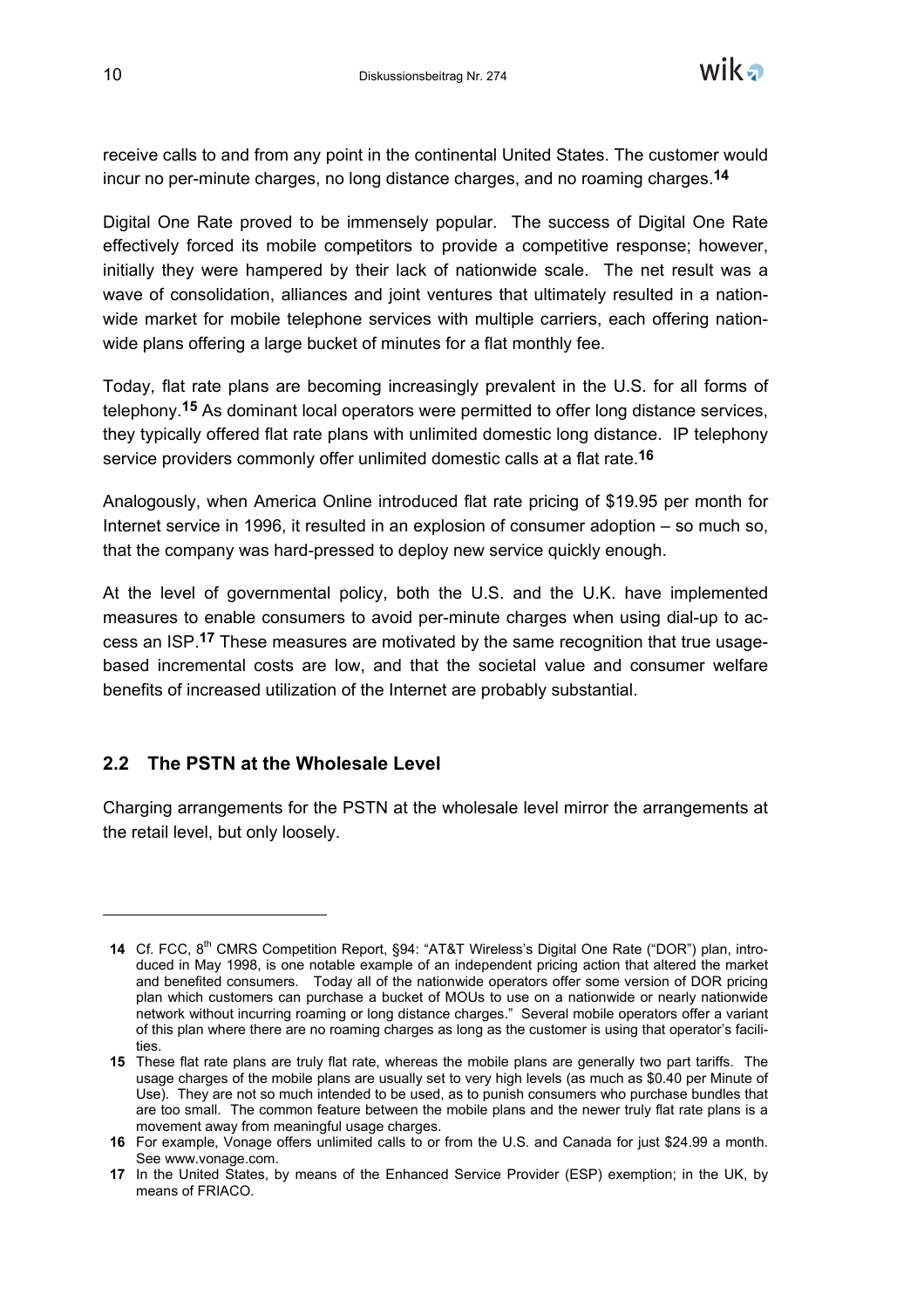receive calls to and from any point in the continental United States. The customer would incur no per-minute charges, no long distance charges, and no roaming charges.[14]

Digital One Rate proved to be immensely popular. The success of Digital One Rate effectively forced its mobile competitors to provide a competitive response; however, initially they were hampered by their lack of nationwide scale. The net result was a wave of consolidation, alliances and joint ventures that ultimately resulted in a nationwide market for mobile telephone services with multiple carriers, each offering nationwide plans offering a large bucket of minutes for a flat monthly fee.

Today, flat rate plans are becoming increasingly prevalent in the U.S. for all forms of telephony.[15] As dominant local operators were permitted to offer long distance services, they typically offered flat rate plans with unlimited domestic long distance. IP telephony service providers commonly offer unlimited domestic calls at a flat rate.[16]

Analogously, when America Online introduced flat rate pricing of $19.95 per month for Internet service in 1996, it resulted in an explosion of consumer adoption – so much so, that the company was hard-pressed to deploy new service quickly enough.

At the level of governmental policy, both the U.S. and the U.K. have implemented measures to enable consumers to avoid per-minute charges when using dial-up to access an ISP.[17] These measures are motivated by the same recognition that true usage-based incremental costs are low, and that the societal value and consumer welfare benefits of increased utilization of the Internet are probably substantial.

## 2.2 The PSTN at the Wholesale Level

Charging arrangements for the PSTN at the wholesale level mirror the arrangements at the retail level, but only loosely.

---

[14] Cf. FCC, 8th CMRS Competition Report, §94: "AT&T Wireless's Digital One Rate ("DOR") plan, introduced in May 1998, is one notable example of an independent pricing action that altered the market and benefited consumers. Today all of the nationwide operators offer some version of DOR pricing plan which customers can purchase a bucket of MOUs to use on a nationwide or nearly nationwide network without incurring roaming or long distance charges." Several mobile operators offer a variant of this plan where there are no roaming charges as long as the customer is using that operator's facilities.

[15] These flat rate plans are truly flat rate, whereas the mobile plans are generally two part tariffs. The usage charges of the mobile plans are usually set to very high levels (as much as $0.40 per Minute of Use). They are not so much intended to be used, as to punish consumers who purchase bundles that are too small. The common feature between the mobile plans and the newer truly flat rate plans is a movement away from meaningful usage charges.

[16] For example, Vonage offers unlimited calls to or from the U.S. and Canada for just $24.99 a month. See www.vonage.com.

[17] In the United States, by means of the Enhanced Service Provider (ESP) exemption; in the UK, by means of FRIACO.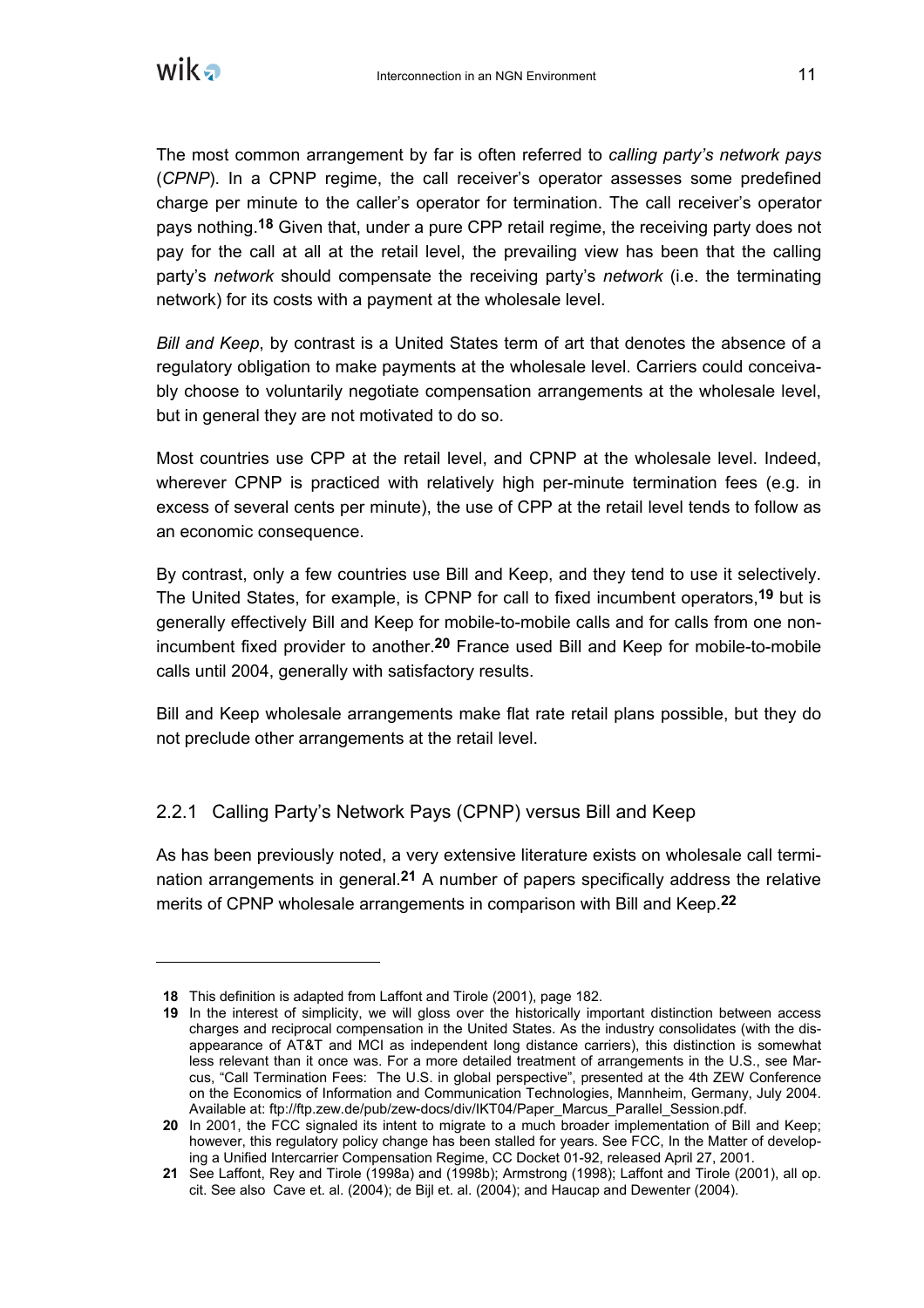The most common arrangement by far is often referred to *calling party's network pays* (*CPNP*). In a CPNP regime, the call receiver's operator assesses some predefined charge per minute to the caller's operator for termination. The call receiver's operator pays nothing.[18] Given that, under a pure CPP retail regime, the receiving party does not pay for the call at all at the retail level, the prevailing view has been that the calling party's *network* should compensate the receiving party's *network* (i.e. the terminating network) for its costs with a payment at the wholesale level.

*Bill and Keep*, by contrast is a United States term of art that denotes the absence of a regulatory obligation to make payments at the wholesale level. Carriers could conceivably choose to voluntarily negotiate compensation arrangements at the wholesale level, but in general they are not motivated to do so.

Most countries use CPP at the retail level, and CPNP at the wholesale level. Indeed, wherever CPNP is practiced with relatively high per-minute termination fees (e.g. in excess of several cents per minute), the use of CPP at the retail level tends to follow as an economic consequence.

By contrast, only a few countries use Bill and Keep, and they tend to use it selectively. The United States, for example, is CPNP for call to fixed incumbent operators,[19] but is generally effectively Bill and Keep for mobile-to-mobile calls and for calls from one non-incumbent fixed provider to another.[20] France used Bill and Keep for mobile-to-mobile calls until 2004, generally with satisfactory results.

Bill and Keep wholesale arrangements make flat rate retail plans possible, but they do not preclude other arrangements at the retail level.

### 2.2.1 Calling Party's Network Pays (CPNP) versus Bill and Keep

As has been previously noted, a very extensive literature exists on wholesale call termination arrangements in general.[21] A number of papers specifically address the relative merits of CPNP wholesale arrangements in comparison with Bill and Keep.[22]

---

[18] This definition is adapted from Laffont and Tirole (2001), page 182.

[19] In the interest of simplicity, we will gloss over the historically important distinction between access charges and reciprocal compensation in the United States. As the industry consolidates (with the disappearance of AT&T and MCI as independent long distance carriers), this distinction is somewhat less relevant than it once was. For a more detailed treatment of arrangements in the U.S., see Marcus, "Call Termination Fees: The U.S. in global perspective", presented at the 4th ZEW Conference on the Economics of Information and Communication Technologies, Mannheim, Germany, July 2004. Available at: ftp://ftp.zew.de/pub/zew-docs/div/IKT04/Paper_Marcus_Parallel_Session.pdf.

[20] In 2001, the FCC signaled its intent to migrate to a much broader implementation of Bill and Keep; however, this regulatory policy change has been stalled for years. See FCC, In the Matter of developing a Unified Intercarrier Compensation Regime, CC Docket 01-92, released April 27, 2001.

[21] See Laffont, Rey and Tirole (1998a) and (1998b); Armstrong (1998); Laffont and Tirole (2001), all op. cit. See also Cave et. al. (2004); de Bijl et. al. (2004); and Haucap and Dewenter (2004).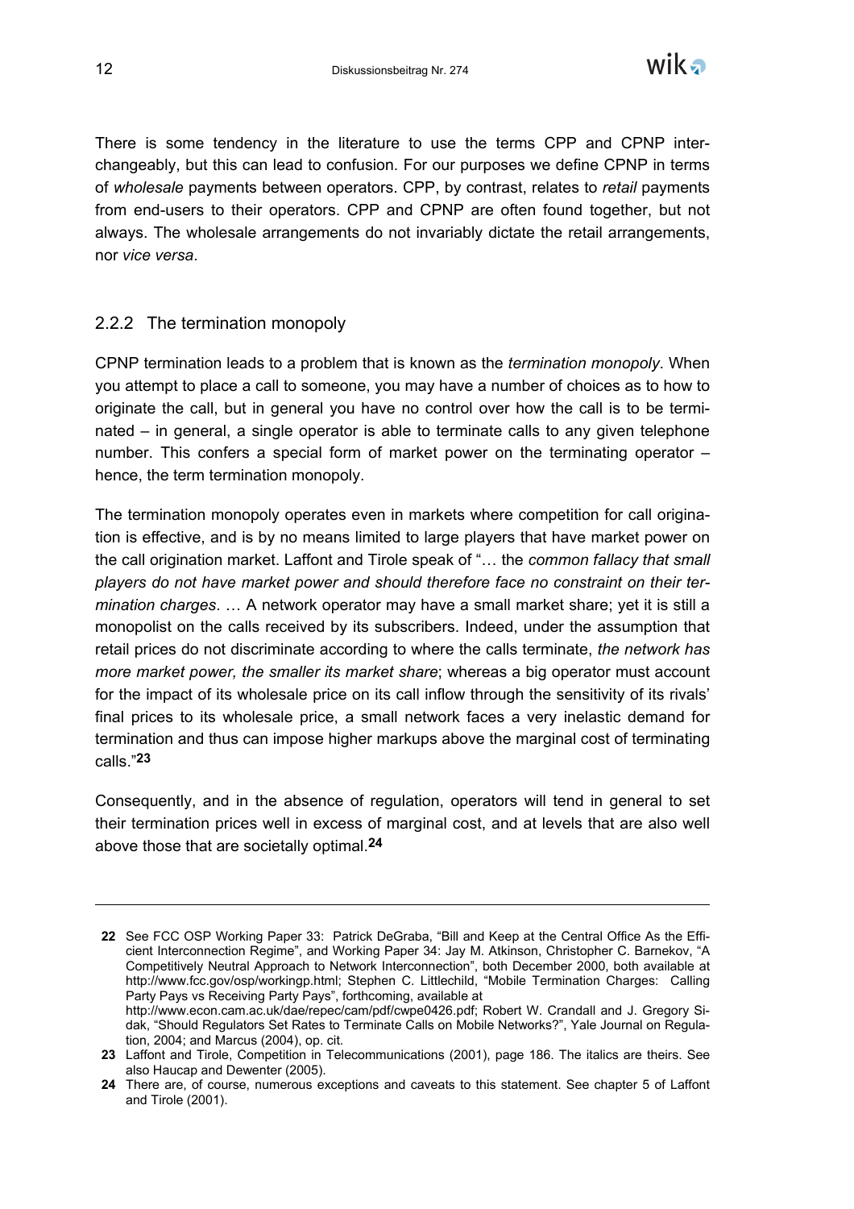There is some tendency in the literature to use the terms CPP and CPNP interchangeably, but this can lead to confusion. For our purposes we define CPNP in terms of *wholesale* payments between operators. CPP, by contrast, relates to *retail* payments from end-users to their operators. CPP and CPNP are often found together, but not always. The wholesale arrangements do not invariably dictate the retail arrangements, nor *vice versa*.

### 2.2.2 The termination monopoly

CPNP termination leads to a problem that is known as the *termination monopoly*. When you attempt to place a call to someone, you may have a number of choices as to how to originate the call, but in general you have no control over how the call is to be terminated – in general, a single operator is able to terminate calls to any given telephone number. This confers a special form of market power on the terminating operator – hence, the term termination monopoly.

The termination monopoly operates even in markets where competition for call origination is effective, and is by no means limited to large players that have market power on the call origination market. Laffont and Tirole speak of "… the *common fallacy that small players do not have market power and should therefore face no constraint on their termination charges*. … A network operator may have a small market share; yet it is still a monopolist on the calls received by its subscribers. Indeed, under the assumption that retail prices do not discriminate according to where the calls terminate, *the network has more market power, the smaller its market share*; whereas a big operator must account for the impact of its wholesale price on its call inflow through the sensitivity of its rivals' final prices to its wholesale price, a small network faces a very inelastic demand for termination and thus can impose higher markups above the marginal cost of terminating calls."[23]

Consequently, and in the absence of regulation, operators will tend in general to set their termination prices well in excess of marginal cost, and at levels that are also well above those that are societally optimal.[24]

---

22 See FCC OSP Working Paper 33: Patrick DeGraba, "Bill and Keep at the Central Office As the Efficient Interconnection Regime", and Working Paper 34: Jay M. Atkinson, Christopher C. Barnekov, "A Competitively Neutral Approach to Network Interconnection", both December 2000, both available at http://www.fcc.gov/osp/workingp.html; Stephen C. Littlechild, "Mobile Termination Charges: Calling Party Pays vs Receiving Party Pays", forthcoming, available at http://www.econ.cam.ac.uk/dae/repec/cam/pdf/cwpe0426.pdf; Robert W. Crandall and J. Gregory Sidak, "Should Regulators Set Rates to Terminate Calls on Mobile Networks?", Yale Journal on Regulation, 2004; and Marcus (2004), op. cit.

23 Laffont and Tirole, Competition in Telecommunications (2001), page 186. The italics are theirs. See also Haucap and Dewenter (2005).

24 There are, of course, numerous exceptions and caveats to this statement. See chapter 5 of Laffont and Tirole (2001).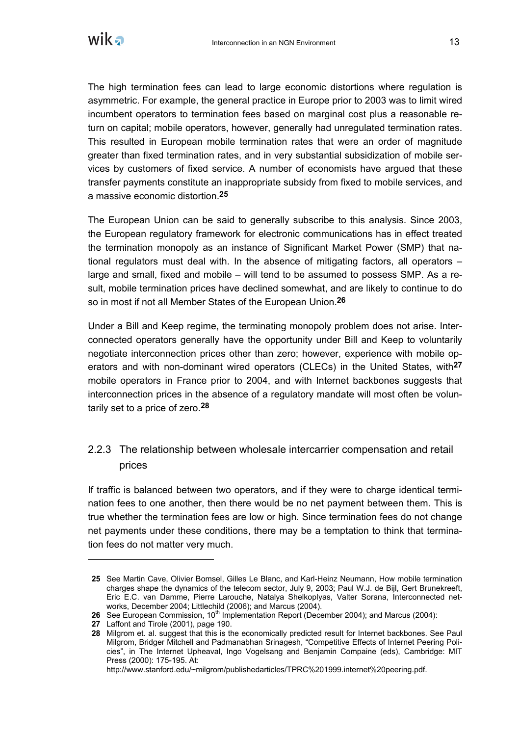The high termination fees can lead to large economic distortions where regulation is asymmetric. For example, the general practice in Europe prior to 2003 was to limit wired incumbent operators to termination fees based on marginal cost plus a reasonable return on capital; mobile operators, however, generally had unregulated termination rates. This resulted in European mobile termination rates that were an order of magnitude greater than fixed termination rates, and in very substantial subsidization of mobile services by customers of fixed service. A number of economists have argued that these transfer payments constitute an inappropriate subsidy from fixed to mobile services, and a massive economic distortion.[25]

The European Union can be said to generally subscribe to this analysis. Since 2003, the European regulatory framework for electronic communications has in effect treated the termination monopoly as an instance of Significant Market Power (SMP) that national regulators must deal with. In the absence of mitigating factors, all operators – large and small, fixed and mobile – will tend to be assumed to possess SMP. As a result, mobile termination prices have declined somewhat, and are likely to continue to do so in most if not all Member States of the European Union.[26]

Under a Bill and Keep regime, the terminating monopoly problem does not arise. Interconnected operators generally have the opportunity under Bill and Keep to voluntarily negotiate interconnection prices other than zero; however, experience with mobile operators and with non-dominant wired operators (CLECs) in the United States, with[27] mobile operators in France prior to 2004, and with Internet backbones suggests that interconnection prices in the absence of a regulatory mandate will most often be voluntarily set to a price of zero.[28]

### 2.2.3 The relationship between wholesale intercarrier compensation and retail prices

If traffic is balanced between two operators, and if they were to charge identical termination fees to one another, then there would be no net payment between them. This is true whether the termination fees are low or high. Since termination fees do not change net payments under these conditions, there may be a temptation to think that termination fees do not matter very much.

---

**25** See Martin Cave, Olivier Bomsel, Gilles Le Blanc, and Karl-Heinz Neumann, How mobile termination charges shape the dynamics of the telecom sector, July 9, 2003; Paul W.J. de Bijl, Gert Brunekreeft, Eric E.C. van Damme, Pierre Larouche, Natalya Shelkoplyas, Valter Sorana, Interconnected networks, December 2004; Littlechild (2006); and Marcus (2004).

**26** See European Commission, 10th Implementation Report (December 2004); and Marcus (2004):

**27** Laffont and Tirole (2001), page 190.

**28** Milgrom et. al. suggest that this is the economically predicted result for Internet backbones. See Paul Milgrom, Bridger Mitchell and Padmanabhan Srinagesh, "Competitive Effects of Internet Peering Policies", in The Internet Upheaval, Ingo Vogelsang and Benjamin Compaine (eds), Cambridge: MIT Press (2000): 175-195. At: http://www.stanford.edu/~milgrom/publishedarticles/TPRC%201999.internet%20peering.pdf.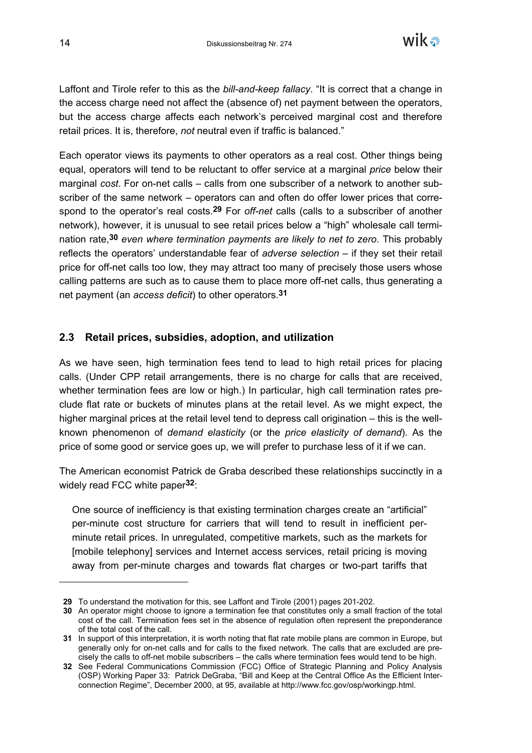Laffont and Tirole refer to this as the *bill-and-keep fallacy*. "It is correct that a change in the access charge need not affect the (absence of) net payment between the operators, but the access charge affects each network's perceived marginal cost and therefore retail prices. It is, therefore, *not* neutral even if traffic is balanced."

Each operator views its payments to other operators as a real cost. Other things being equal, operators will tend to be reluctant to offer service at a marginal *price* below their marginal *cost*. For on-net calls – calls from one subscriber of a network to another subscriber of the same network – operators can and often do offer lower prices that correspond to the operator's real costs.[29] For *off-net* calls (calls to a subscriber of another network), however, it is unusual to see retail prices below a "high" wholesale call termination rate,[30] *even where termination payments are likely to net to zero*. This probably reflects the operators' understandable fear of *adverse selection* – if they set their retail price for off-net calls too low, they may attract too many of precisely those users whose calling patterns are such as to cause them to place more off-net calls, thus generating a net payment (an *access deficit*) to other operators.[31]

## 2.3 Retail prices, subsidies, adoption, and utilization

As we have seen, high termination fees tend to lead to high retail prices for placing calls. (Under CPP retail arrangements, there is no charge for calls that are received, whether termination fees are low or high.) In particular, high call termination rates preclude flat rate or buckets of minutes plans at the retail level. As we might expect, the higher marginal prices at the retail level tend to depress call origination – this is the well-known phenomenon of *demand elasticity* (or the *price elasticity of demand*). As the price of some good or service goes up, we will prefer to purchase less of it if we can.

The American economist Patrick de Graba described these relationships succinctly in a widely read FCC white paper[32]:

> One source of inefficiency is that existing termination charges create an "artificial" per-minute cost structure for carriers that will tend to result in inefficient per-minute retail prices. In unregulated, competitive markets, such as the markets for [mobile telephony] services and Internet access services, retail pricing is moving away from per-minute charges and towards flat charges or two-part tariffs that

---

**29** To understand the motivation for this, see Laffont and Tirole (2001) pages 201-202.

**30** An operator might choose to ignore a termination fee that constitutes only a small fraction of the total cost of the call. Termination fees set in the absence of regulation often represent the preponderance of the total cost of the call.

**31** In support of this interpretation, it is worth noting that flat rate mobile plans are common in Europe, but generally only for on-net calls and for calls to the fixed network. The calls that are excluded are precisely the calls to off-net mobile subscribers – the calls where termination fees would tend to be high.

**32** See Federal Communications Commission (FCC) Office of Strategic Planning and Policy Analysis (OSP) Working Paper 33: Patrick DeGraba, "Bill and Keep at the Central Office As the Efficient Interconnection Regime", December 2000, at 95, available at http://www.fcc.gov/osp/workingp.html.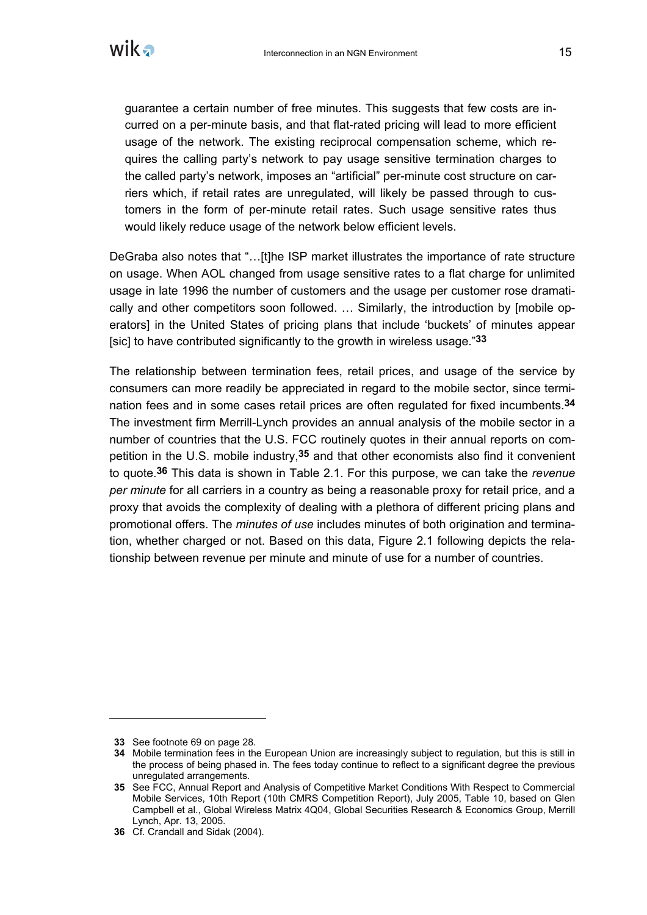guarantee a certain number of free minutes. This suggests that few costs are incurred on a per-minute basis, and that flat-rated pricing will lead to more efficient usage of the network. The existing reciprocal compensation scheme, which requires the calling party's network to pay usage sensitive termination charges to the called party's network, imposes an "artificial" per-minute cost structure on carriers which, if retail rates are unregulated, will likely be passed through to customers in the form of per-minute retail rates. Such usage sensitive rates thus would likely reduce usage of the network below efficient levels.

DeGraba also notes that "…[t]he ISP market illustrates the importance of rate structure on usage. When AOL changed from usage sensitive rates to a flat charge for unlimited usage in late 1996 the number of customers and the usage per customer rose dramatically and other competitors soon followed. … Similarly, the introduction by [mobile operators] in the United States of pricing plans that include 'buckets' of minutes appear [sic] to have contributed significantly to the growth in wireless usage."[33]

The relationship between termination fees, retail prices, and usage of the service by consumers can more readily be appreciated in regard to the mobile sector, since termination fees and in some cases retail prices are often regulated for fixed incumbents.[34] The investment firm Merrill-Lynch provides an annual analysis of the mobile sector in a number of countries that the U.S. FCC routinely quotes in their annual reports on competition in the U.S. mobile industry,[35] and that other economists also find it convenient to quote.[36] This data is shown in Table 2.1. For this purpose, we can take the *revenue per minute* for all carriers in a country as being a reasonable proxy for retail price, and a proxy that avoids the complexity of dealing with a plethora of different pricing plans and promotional offers. The *minutes of use* includes minutes of both origination and termination, whether charged or not. Based on this data, Figure 2.1 following depicts the relationship between revenue per minute and minute of use for a number of countries.

---

**33** See footnote 69 on page 28.

**34** Mobile termination fees in the European Union are increasingly subject to regulation, but this is still in the process of being phased in. The fees today continue to reflect to a significant degree the previous unregulated arrangements.

**35** See FCC, Annual Report and Analysis of Competitive Market Conditions With Respect to Commercial Mobile Services, 10th Report (10th CMRS Competition Report), July 2005, Table 10, based on Glen Campbell et al., Global Wireless Matrix 4Q04, Global Securities Research & Economics Group, Merrill Lynch, Apr. 13, 2005.

**36** Cf. Crandall and Sidak (2004).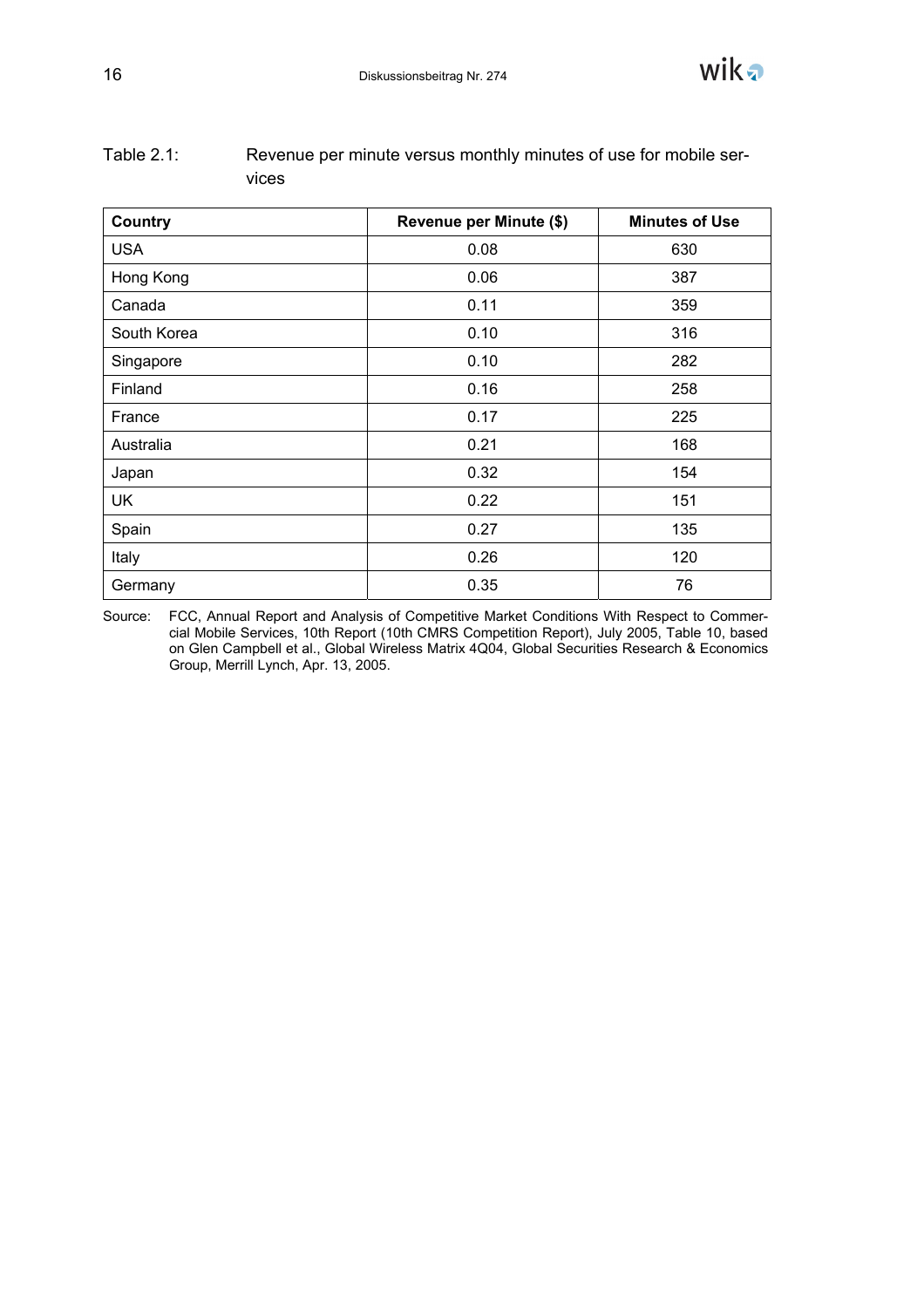Table 2.1: Revenue per minute versus monthly minutes of use for mobile services

| Country | Revenue per Minute ($) | Minutes of Use |
|---|---|---|
| USA | 0.08 | 630 |
| Hong Kong | 0.06 | 387 |
| Canada | 0.11 | 359 |
| South Korea | 0.10 | 316 |
| Singapore | 0.10 | 282 |
| Finland | 0.16 | 258 |
| France | 0.17 | 225 |
| Australia | 0.21 | 168 |
| Japan | 0.32 | 154 |
| UK | 0.22 | 151 |
| Spain | 0.27 | 135 |
| Italy | 0.26 | 120 |
| Germany | 0.35 | 76 |

Source: FCC, Annual Report and Analysis of Competitive Market Conditions With Respect to Commercial Mobile Services, 10th Report (10th CMRS Competition Report), July 2005, Table 10, based on Glen Campbell et al., Global Wireless Matrix 4Q04, Global Securities Research & Economics Group, Merrill Lynch, Apr. 13, 2005.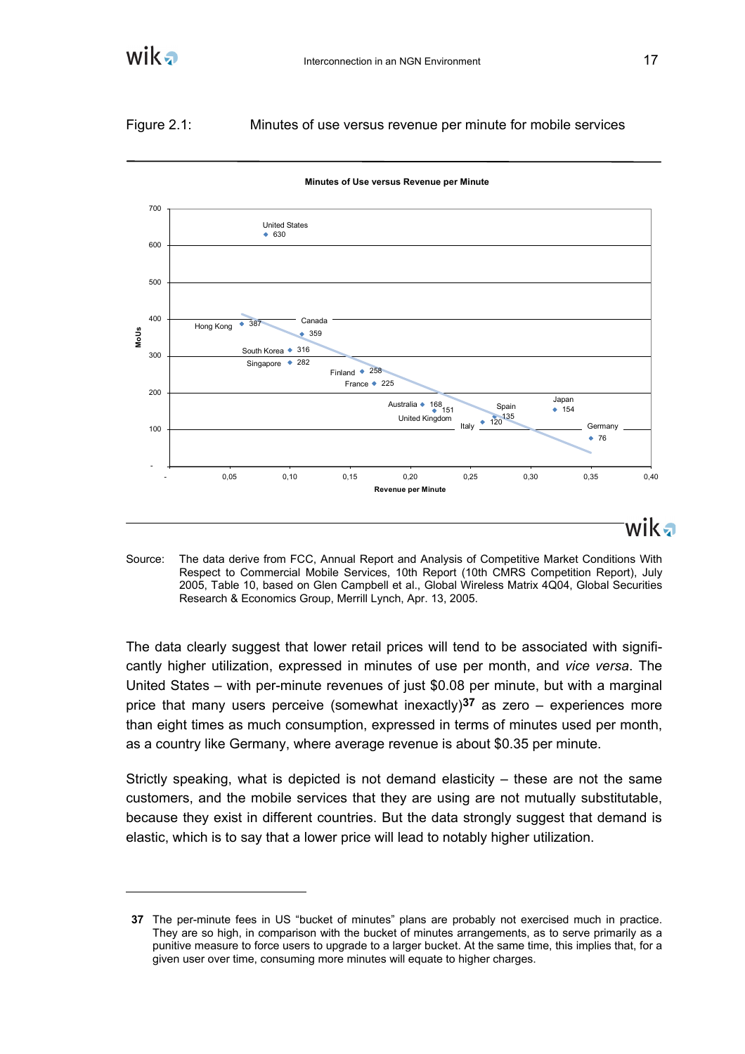Figure 2.1: Minutes of use versus revenue per minute for mobile services

**Minutes of Use versus Revenue per Minute**

| Country | Revenue per Minute | MoUs |
|---|---|---|
| United States | 0,08 | 630 |
| Hong Kong | 0,06 | 387 |
| Canada | 0,11 | 359 |
| South Korea | 0,10 | 316 |
| Singapore | 0,10 | 282 |
| Finland | 0,16 | 258 |
| France | 0,17 | 225 |
| Australia | 0,21 | 168 |
| United Kingdom | 0,22 | 151 |
| Spain | 0,27 | 135 |
| Italy | 0,26 | 120 |
| Japan | 0,32 | 154 |
| Germany | 0,35 | 76 |

Source: The data derive from FCC, Annual Report and Analysis of Competitive Market Conditions With Respect to Commercial Mobile Services, 10th Report (10th CMRS Competition Report), July 2005, Table 10, based on Glen Campbell et al., Global Wireless Matrix 4Q04, Global Securities Research & Economics Group, Merrill Lynch, Apr. 13, 2005.

The data clearly suggest that lower retail prices will tend to be associated with significantly higher utilization, expressed in minutes of use per month, and *vice versa*. The United States – with per-minute revenues of just \$0.08 per minute, but with a marginal price that many users perceive (somewhat inexactly)[37] as zero – experiences more than eight times as much consumption, expressed in terms of minutes used per month, as a country like Germany, where average revenue is about \$0.35 per minute.

Strictly speaking, what is depicted is not demand elasticity – these are not the same customers, and the mobile services that they are using are not mutually substitutable, because they exist in different countries. But the data strongly suggest that demand is elastic, which is to say that a lower price will lead to notably higher utilization.

---

**37** The per-minute fees in US "bucket of minutes" plans are probably not exercised much in practice. They are so high, in comparison with the bucket of minutes arrangements, as to serve primarily as a punitive measure to force users to upgrade to a larger bucket. At the same time, this implies that, for a given user over time, consuming more minutes will equate to higher charges.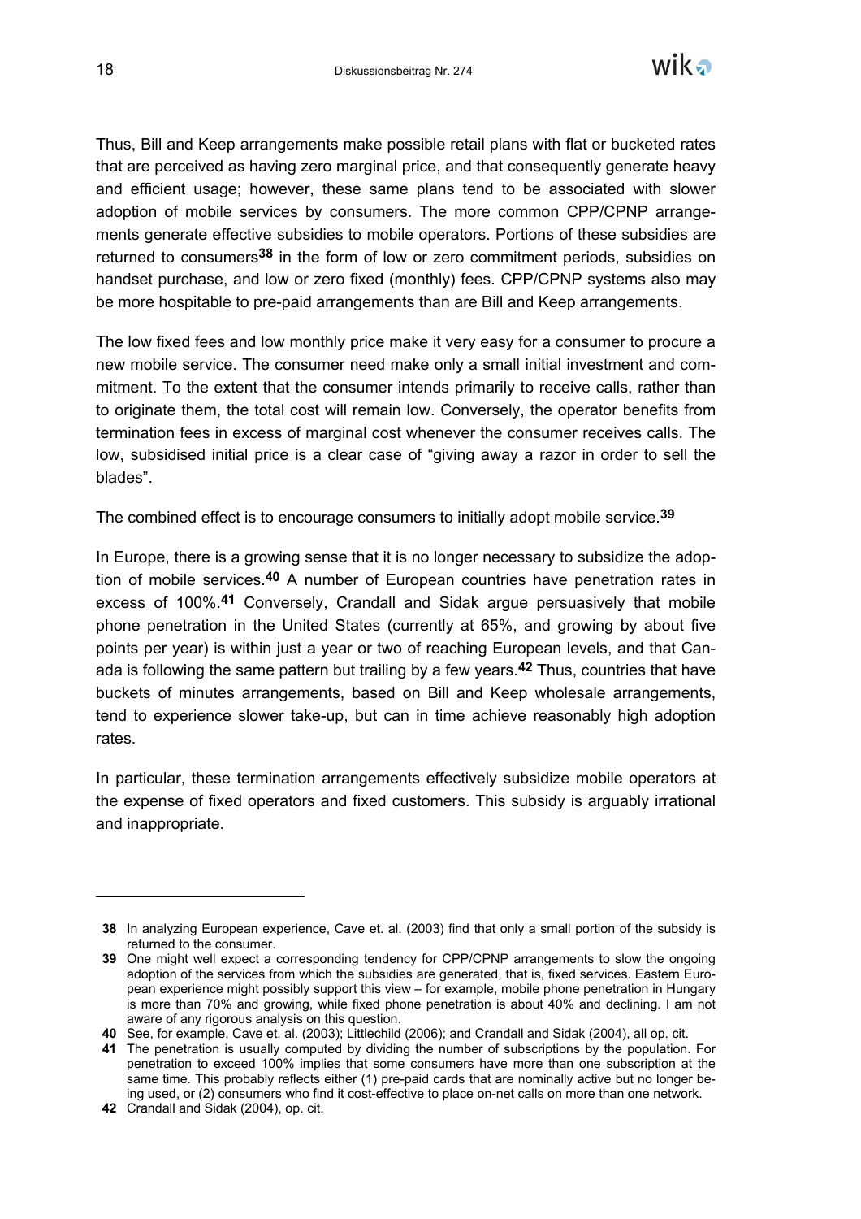Thus, Bill and Keep arrangements make possible retail plans with flat or bucketed rates that are perceived as having zero marginal price, and that consequently generate heavy and efficient usage; however, these same plans tend to be associated with slower adoption of mobile services by consumers. The more common CPP/CPNP arrangements generate effective subsidies to mobile operators. Portions of these subsidies are returned to consumers[38] in the form of low or zero commitment periods, subsidies on handset purchase, and low or zero fixed (monthly) fees. CPP/CPNP systems also may be more hospitable to pre-paid arrangements than are Bill and Keep arrangements.

The low fixed fees and low monthly price make it very easy for a consumer to procure a new mobile service. The consumer need make only a small initial investment and commitment. To the extent that the consumer intends primarily to receive calls, rather than to originate them, the total cost will remain low. Conversely, the operator benefits from termination fees in excess of marginal cost whenever the consumer receives calls. The low, subsidised initial price is a clear case of "giving away a razor in order to sell the blades".

The combined effect is to encourage consumers to initially adopt mobile service.[39]

In Europe, there is a growing sense that it is no longer necessary to subsidize the adoption of mobile services.[40] A number of European countries have penetration rates in excess of 100%.[41] Conversely, Crandall and Sidak argue persuasively that mobile phone penetration in the United States (currently at 65%, and growing by about five points per year) is within just a year or two of reaching European levels, and that Canada is following the same pattern but trailing by a few years.[42] Thus, countries that have buckets of minutes arrangements, based on Bill and Keep wholesale arrangements, tend to experience slower take-up, but can in time achieve reasonably high adoption rates.

In particular, these termination arrangements effectively subsidize mobile operators at the expense of fixed operators and fixed customers. This subsidy is arguably irrational and inappropriate.

---

**38** In analyzing European experience, Cave et. al. (2003) find that only a small portion of the subsidy is returned to the consumer.

**39** One might well expect a corresponding tendency for CPP/CPNP arrangements to slow the ongoing adoption of the services from which the subsidies are generated, that is, fixed services. Eastern European experience might possibly support this view – for example, mobile phone penetration in Hungary is more than 70% and growing, while fixed phone penetration is about 40% and declining. I am not aware of any rigorous analysis on this question.

**40** See, for example, Cave et. al. (2003); Littlechild (2006); and Crandall and Sidak (2004), all op. cit.

**41** The penetration is usually computed by dividing the number of subscriptions by the population. For penetration to exceed 100% implies that some consumers have more than one subscription at the same time. This probably reflects either (1) pre-paid cards that are nominally active but no longer being used, or (2) consumers who find it cost-effective to place on-net calls on more than one network.

**42** Crandall and Sidak (2004), op. cit.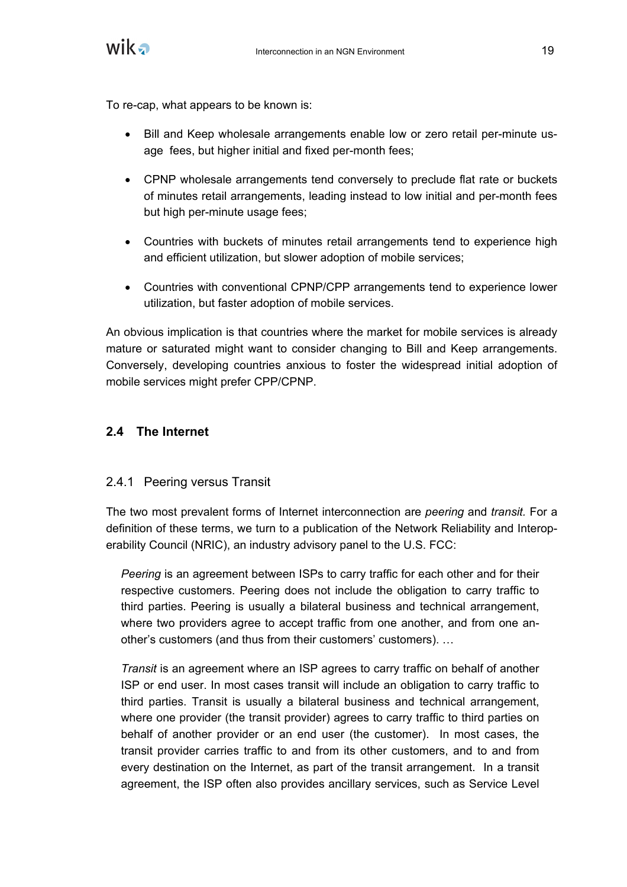To re-cap, what appears to be known is:

- Bill and Keep wholesale arrangements enable low or zero retail per-minute usage fees, but higher initial and fixed per-month fees;
- CPNP wholesale arrangements tend conversely to preclude flat rate or buckets of minutes retail arrangements, leading instead to low initial and per-month fees but high per-minute usage fees;
- Countries with buckets of minutes retail arrangements tend to experience high and efficient utilization, but slower adoption of mobile services;
- Countries with conventional CPNP/CPP arrangements tend to experience lower utilization, but faster adoption of mobile services.

An obvious implication is that countries where the market for mobile services is already mature or saturated might want to consider changing to Bill and Keep arrangements. Conversely, developing countries anxious to foster the widespread initial adoption of mobile services might prefer CPP/CPNP.

## 2.4 The Internet

### 2.4.1 Peering versus Transit

The two most prevalent forms of Internet interconnection are *peering* and *transit.* For a definition of these terms, we turn to a publication of the Network Reliability and Interoperability Council (NRIC), an industry advisory panel to the U.S. FCC:

> *Peering* is an agreement between ISPs to carry traffic for each other and for their respective customers. Peering does not include the obligation to carry traffic to third parties. Peering is usually a bilateral business and technical arrangement, where two providers agree to accept traffic from one another, and from one another's customers (and thus from their customers' customers). …
>
> *Transit* is an agreement where an ISP agrees to carry traffic on behalf of another ISP or end user. In most cases transit will include an obligation to carry traffic to third parties. Transit is usually a bilateral business and technical arrangement, where one provider (the transit provider) agrees to carry traffic to third parties on behalf of another provider or an end user (the customer). In most cases, the transit provider carries traffic to and from its other customers, and to and from every destination on the Internet, as part of the transit arrangement. In a transit agreement, the ISP often also provides ancillary services, such as Service Level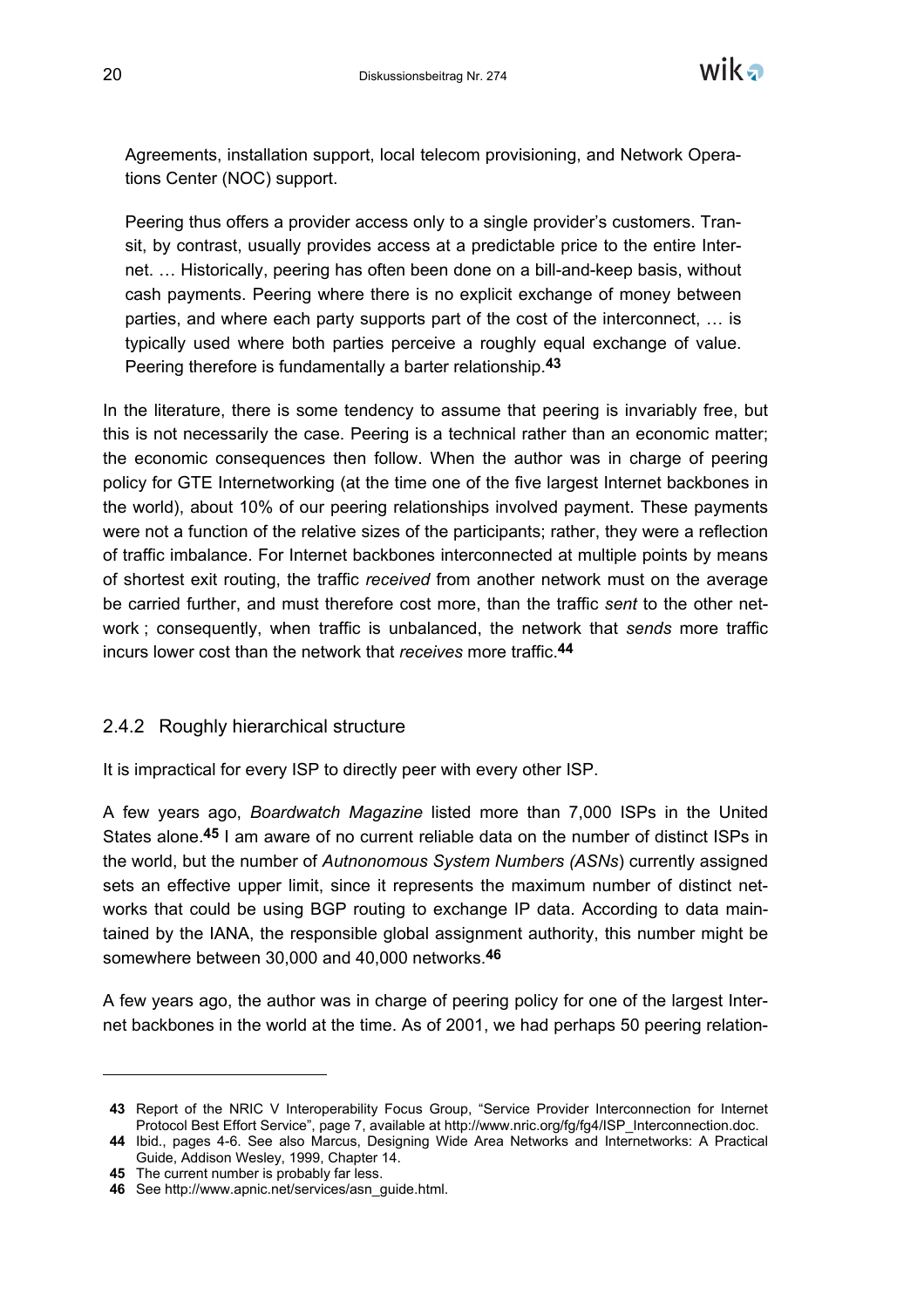Agreements, installation support, local telecom provisioning, and Network Operations Center (NOC) support.

Peering thus offers a provider access only to a single provider's customers. Transit, by contrast, usually provides access at a predictable price to the entire Internet. … Historically, peering has often been done on a bill-and-keep basis, without cash payments. Peering where there is no explicit exchange of money between parties, and where each party supports part of the cost of the interconnect, … is typically used where both parties perceive a roughly equal exchange of value. Peering therefore is fundamentally a barter relationship.[43]

In the literature, there is some tendency to assume that peering is invariably free, but this is not necessarily the case. Peering is a technical rather than an economic matter; the economic consequences then follow. When the author was in charge of peering policy for GTE Internetworking (at the time one of the five largest Internet backbones in the world), about 10% of our peering relationships involved payment. These payments were not a function of the relative sizes of the participants; rather, they were a reflection of traffic imbalance. For Internet backbones interconnected at multiple points by means of shortest exit routing, the traffic *received* from another network must on the average be carried further, and must therefore cost more, than the traffic *sent* to the other network ; consequently, when traffic is unbalanced, the network that *sends* more traffic incurs lower cost than the network that *receives* more traffic.[44]

### 2.4.2 Roughly hierarchical structure

It is impractical for every ISP to directly peer with every other ISP.

A few years ago, *Boardwatch Magazine* listed more than 7,000 ISPs in the United States alone.[45] I am aware of no current reliable data on the number of distinct ISPs in the world, but the number of *Autnonomous System Numbers (ASNs*) currently assigned sets an effective upper limit, since it represents the maximum number of distinct networks that could be using BGP routing to exchange IP data. According to data maintained by the IANA, the responsible global assignment authority, this number might be somewhere between 30,000 and 40,000 networks.[46]

A few years ago, the author was in charge of peering policy for one of the largest Internet backbones in the world at the time. As of 2001, we had perhaps 50 peering relation-

---

43 Report of the NRIC V Interoperability Focus Group, "Service Provider Interconnection for Internet Protocol Best Effort Service", page 7, available at http://www.nric.org/fg/fg4/ISP_Interconnection.doc.

44 Ibid., pages 4-6. See also Marcus, Designing Wide Area Networks and Internetworks: A Practical Guide, Addison Wesley, 1999, Chapter 14.

45 The current number is probably far less.

46 See http://www.apnic.net/services/asn_guide.html.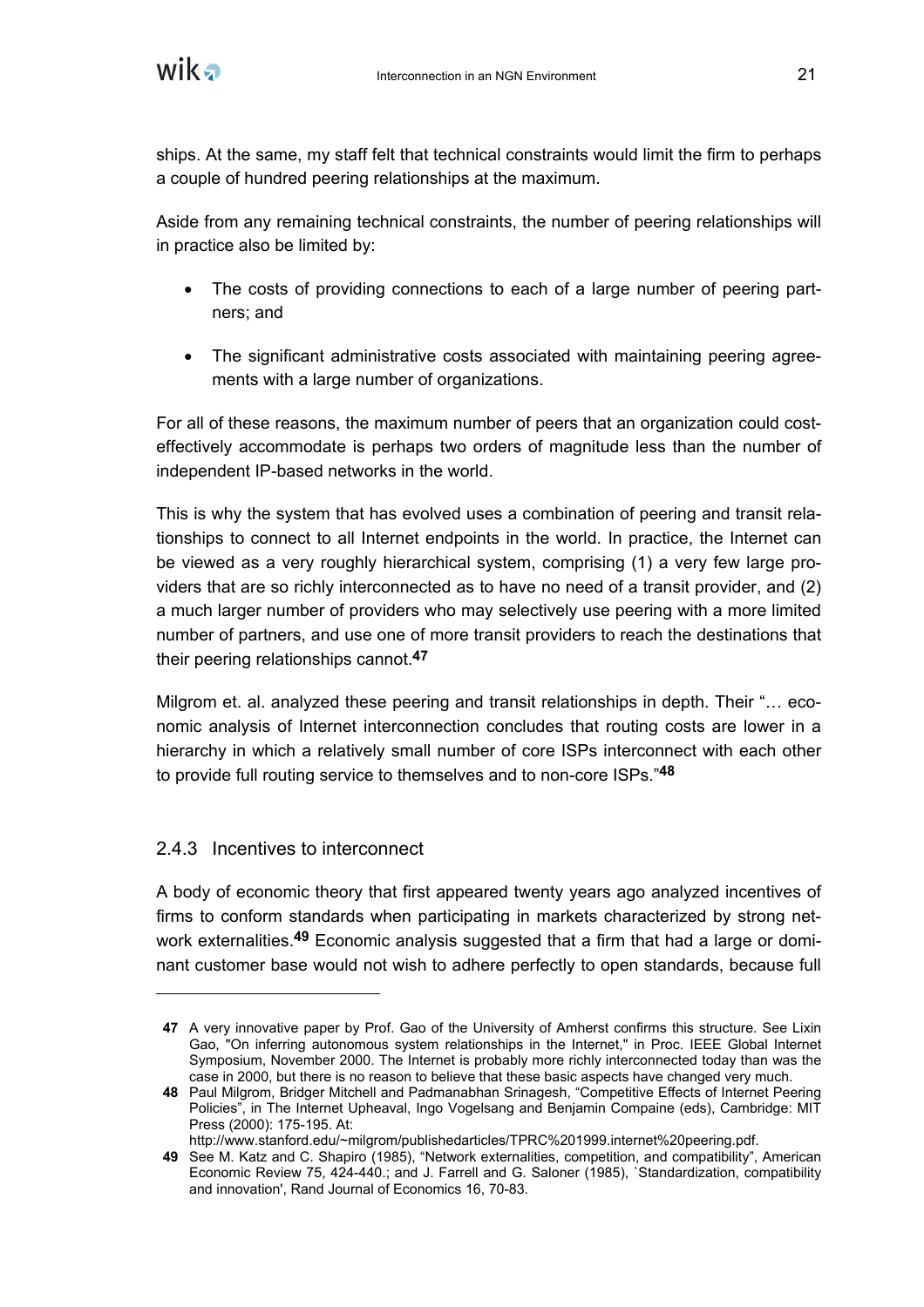ships. At the same, my staff felt that technical constraints would limit the firm to perhaps a couple of hundred peering relationships at the maximum.

Aside from any remaining technical constraints, the number of peering relationships will in practice also be limited by:

- The costs of providing connections to each of a large number of peering partners; and
- The significant administrative costs associated with maintaining peering agreements with a large number of organizations.

For all of these reasons, the maximum number of peers that an organization could cost-effectively accommodate is perhaps two orders of magnitude less than the number of independent IP-based networks in the world.

This is why the system that has evolved uses a combination of peering and transit relationships to connect to all Internet endpoints in the world. In practice, the Internet can be viewed as a very roughly hierarchical system, comprising (1) a very few large providers that are so richly interconnected as to have no need of a transit provider, and (2) a much larger number of providers who may selectively use peering with a more limited number of partners, and use one of more transit providers to reach the destinations that their peering relationships cannot.[47]

Milgrom et. al. analyzed these peering and transit relationships in depth. Their "… economic analysis of Internet interconnection concludes that routing costs are lower in a hierarchy in which a relatively small number of core ISPs interconnect with each other to provide full routing service to themselves and to non-core ISPs."[48]

### 2.4.3 Incentives to interconnect

A body of economic theory that first appeared twenty years ago analyzed incentives of firms to conform standards when participating in markets characterized by strong network externalities.[49] Economic analysis suggested that a firm that had a large or dominant customer base would not wish to adhere perfectly to open standards, because full

---

**47** A very innovative paper by Prof. Gao of the University of Amherst confirms this structure. See Lixin Gao, "On inferring autonomous system relationships in the Internet," in Proc. IEEE Global Internet Symposium, November 2000. The Internet is probably more richly interconnected today than was the case in 2000, but there is no reason to believe that these basic aspects have changed very much.

**48** Paul Milgrom, Bridger Mitchell and Padmanabhan Srinagesh, "Competitive Effects of Internet Peering Policies", in The Internet Upheaval, Ingo Vogelsang and Benjamin Compaine (eds), Cambridge: MIT Press (2000): 175-195. At: http://www.stanford.edu/~milgrom/publishedarticles/TPRC%201999.internet%20peering.pdf.

**49** See M. Katz and C. Shapiro (1985), "Network externalities, competition, and compatibility", American Economic Review 75, 424-440.; and J. Farrell and G. Saloner (1985), `Standardization, compatibility and innovation', Rand Journal of Economics 16, 70-83.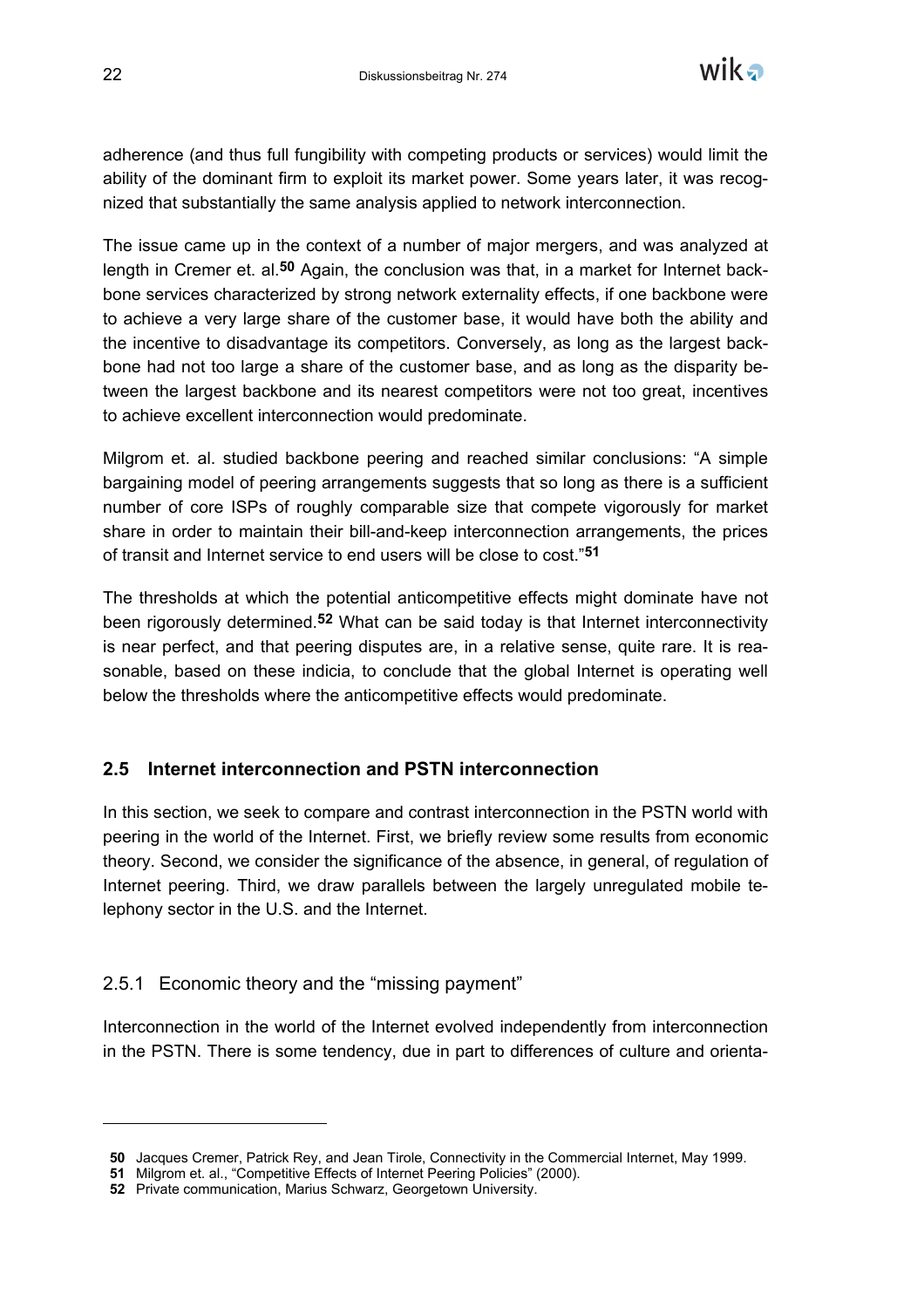adherence (and thus full fungibility with competing products or services) would limit the ability of the dominant firm to exploit its market power. Some years later, it was recognized that substantially the same analysis applied to network interconnection.

The issue came up in the context of a number of major mergers, and was analyzed at length in Cremer et. al.[50] Again, the conclusion was that, in a market for Internet backbone services characterized by strong network externality effects, if one backbone were to achieve a very large share of the customer base, it would have both the ability and the incentive to disadvantage its competitors. Conversely, as long as the largest backbone had not too large a share of the customer base, and as long as the disparity between the largest backbone and its nearest competitors were not too great, incentives to achieve excellent interconnection would predominate.

Milgrom et. al. studied backbone peering and reached similar conclusions: "A simple bargaining model of peering arrangements suggests that so long as there is a sufficient number of core ISPs of roughly comparable size that compete vigorously for market share in order to maintain their bill-and-keep interconnection arrangements, the prices of transit and Internet service to end users will be close to cost."[51]

The thresholds at which the potential anticompetitive effects might dominate have not been rigorously determined.[52] What can be said today is that Internet interconnectivity is near perfect, and that peering disputes are, in a relative sense, quite rare. It is reasonable, based on these indicia, to conclude that the global Internet is operating well below the thresholds where the anticompetitive effects would predominate.

## 2.5 Internet interconnection and PSTN interconnection

In this section, we seek to compare and contrast interconnection in the PSTN world with peering in the world of the Internet. First, we briefly review some results from economic theory. Second, we consider the significance of the absence, in general, of regulation of Internet peering. Third, we draw parallels between the largely unregulated mobile telephony sector in the U.S. and the Internet.

### 2.5.1 Economic theory and the "missing payment"

Interconnection in the world of the Internet evolved independently from interconnection in the PSTN. There is some tendency, due in part to differences of culture and orienta-

---

**50** Jacques Cremer, Patrick Rey, and Jean Tirole, Connectivity in the Commercial Internet, May 1999.

**51** Milgrom et. al., "Competitive Effects of Internet Peering Policies" (2000).

**52** Private communication, Marius Schwarz, Georgetown University.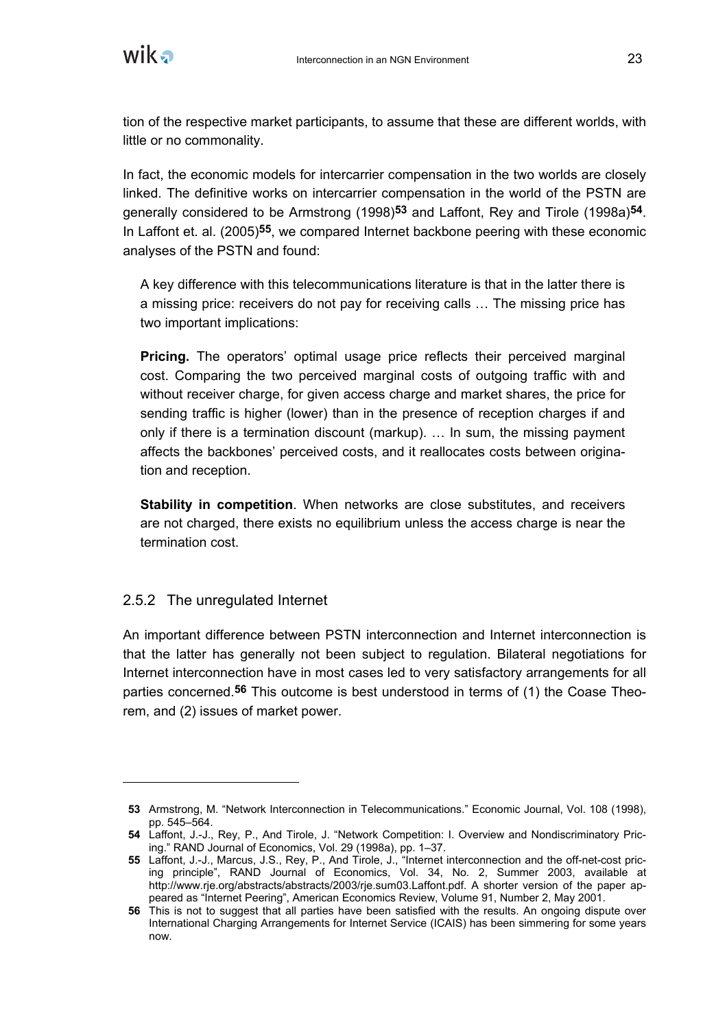tion of the respective market participants, to assume that these are different worlds, with little or no commonality.

In fact, the economic models for intercarrier compensation in the two worlds are closely linked. The definitive works on intercarrier compensation in the world of the PSTN are generally considered to be Armstrong (1998)[53] and Laffont, Rey and Tirole (1998a)[54]. In Laffont et. al. (2005)[55], we compared Internet backbone peering with these economic analyses of the PSTN and found:

> A key difference with this telecommunications literature is that in the latter there is a missing price: receivers do not pay for receiving calls … The missing price has two important implications:
>
> **Pricing.** The operators' optimal usage price reflects their perceived marginal cost. Comparing the two perceived marginal costs of outgoing traffic with and without receiver charge, for given access charge and market shares, the price for sending traffic is higher (lower) than in the presence of reception charges if and only if there is a termination discount (markup). … In sum, the missing payment affects the backbones' perceived costs, and it reallocates costs between origination and reception.
>
> **Stability in competition**. When networks are close substitutes, and receivers are not charged, there exists no equilibrium unless the access charge is near the termination cost.

### 2.5.2 The unregulated Internet

An important difference between PSTN interconnection and Internet interconnection is that the latter has generally not been subject to regulation. Bilateral negotiations for Internet interconnection have in most cases led to very satisfactory arrangements for all parties concerned.[56] This outcome is best understood in terms of (1) the Coase Theorem, and (2) issues of market power.

---

[53] Armstrong, M. "Network Interconnection in Telecommunications." Economic Journal, Vol. 108 (1998), pp. 545–564.

[54] Laffont, J.-J., Rey, P., And Tirole, J. "Network Competition: I. Overview and Nondiscriminatory Pricing." RAND Journal of Economics, Vol. 29 (1998a), pp. 1–37.

[55] Laffont, J.-J., Marcus, J.S., Rey, P., And Tirole, J., "Internet interconnection and the off-net-cost pricing principle", RAND Journal of Economics, Vol. 34, No. 2, Summer 2003, available at http://www.rje.org/abstracts/abstracts/2003/rje.sum03.Laffont.pdf. A shorter version of the paper appeared as "Internet Peering", American Economics Review, Volume 91, Number 2, May 2001.

[56] This is not to suggest that all parties have been satisfied with the results. An ongoing dispute over International Charging Arrangements for Internet Service (ICAIS) has been simmering for some years now.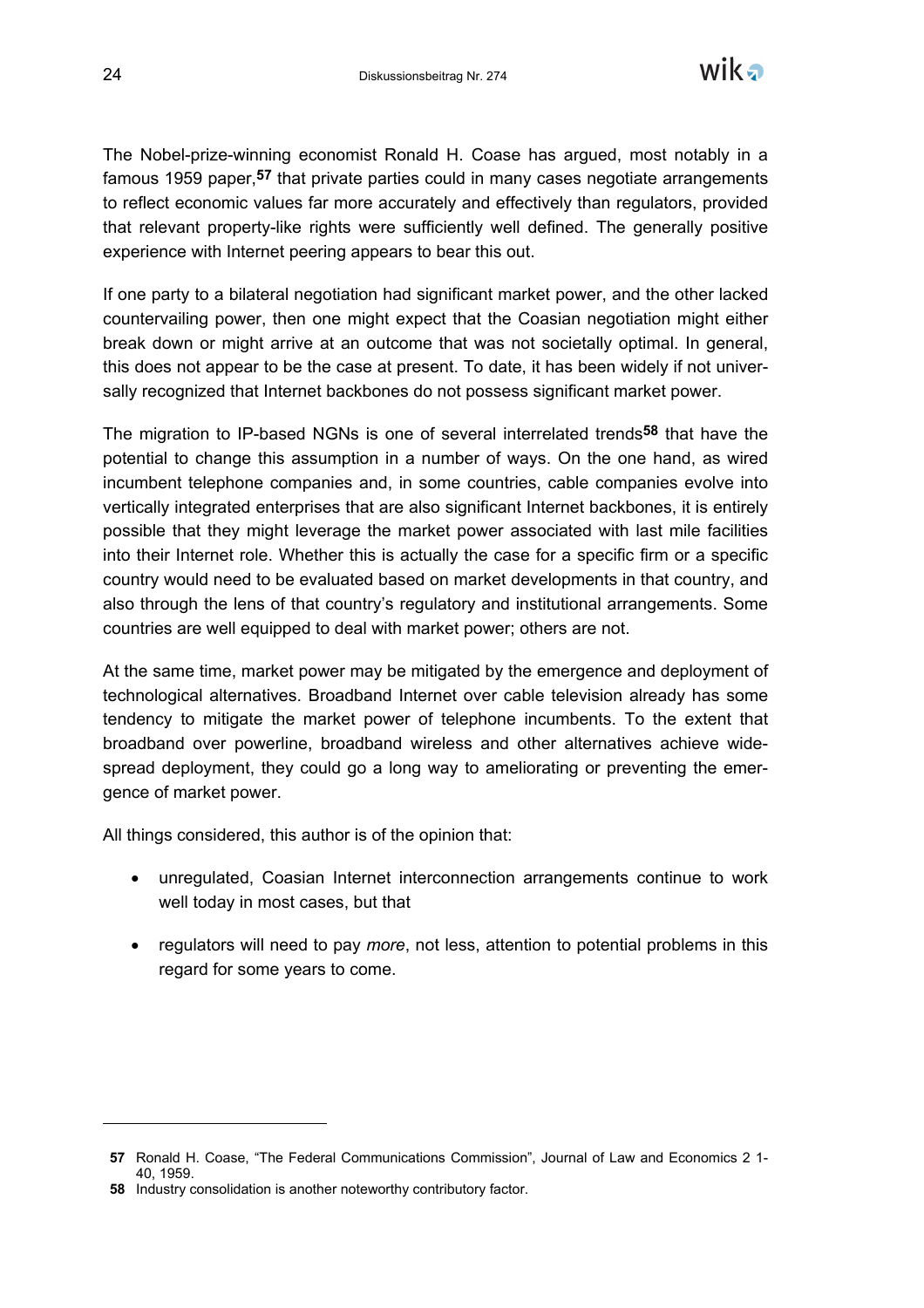The Nobel-prize-winning economist Ronald H. Coase has argued, most notably in a famous 1959 paper,[57] that private parties could in many cases negotiate arrangements to reflect economic values far more accurately and effectively than regulators, provided that relevant property-like rights were sufficiently well defined. The generally positive experience with Internet peering appears to bear this out.

If one party to a bilateral negotiation had significant market power, and the other lacked countervailing power, then one might expect that the Coasian negotiation might either break down or might arrive at an outcome that was not societally optimal. In general, this does not appear to be the case at present. To date, it has been widely if not universally recognized that Internet backbones do not possess significant market power.

The migration to IP-based NGNs is one of several interrelated trends[58] that have the potential to change this assumption in a number of ways. On the one hand, as wired incumbent telephone companies and, in some countries, cable companies evolve into vertically integrated enterprises that are also significant Internet backbones, it is entirely possible that they might leverage the market power associated with last mile facilities into their Internet role. Whether this is actually the case for a specific firm or a specific country would need to be evaluated based on market developments in that country, and also through the lens of that country's regulatory and institutional arrangements. Some countries are well equipped to deal with market power; others are not.

At the same time, market power may be mitigated by the emergence and deployment of technological alternatives. Broadband Internet over cable television already has some tendency to mitigate the market power of telephone incumbents. To the extent that broadband over powerline, broadband wireless and other alternatives achieve widespread deployment, they could go a long way to ameliorating or preventing the emergence of market power.

All things considered, this author is of the opinion that:

- unregulated, Coasian Internet interconnection arrangements continue to work well today in most cases, but that
- regulators will need to pay *more*, not less, attention to potential problems in this regard for some years to come.

---

[57] Ronald H. Coase, "The Federal Communications Commission", Journal of Law and Economics 2 1-40, 1959.

[58] Industry consolidation is another noteworthy contributory factor.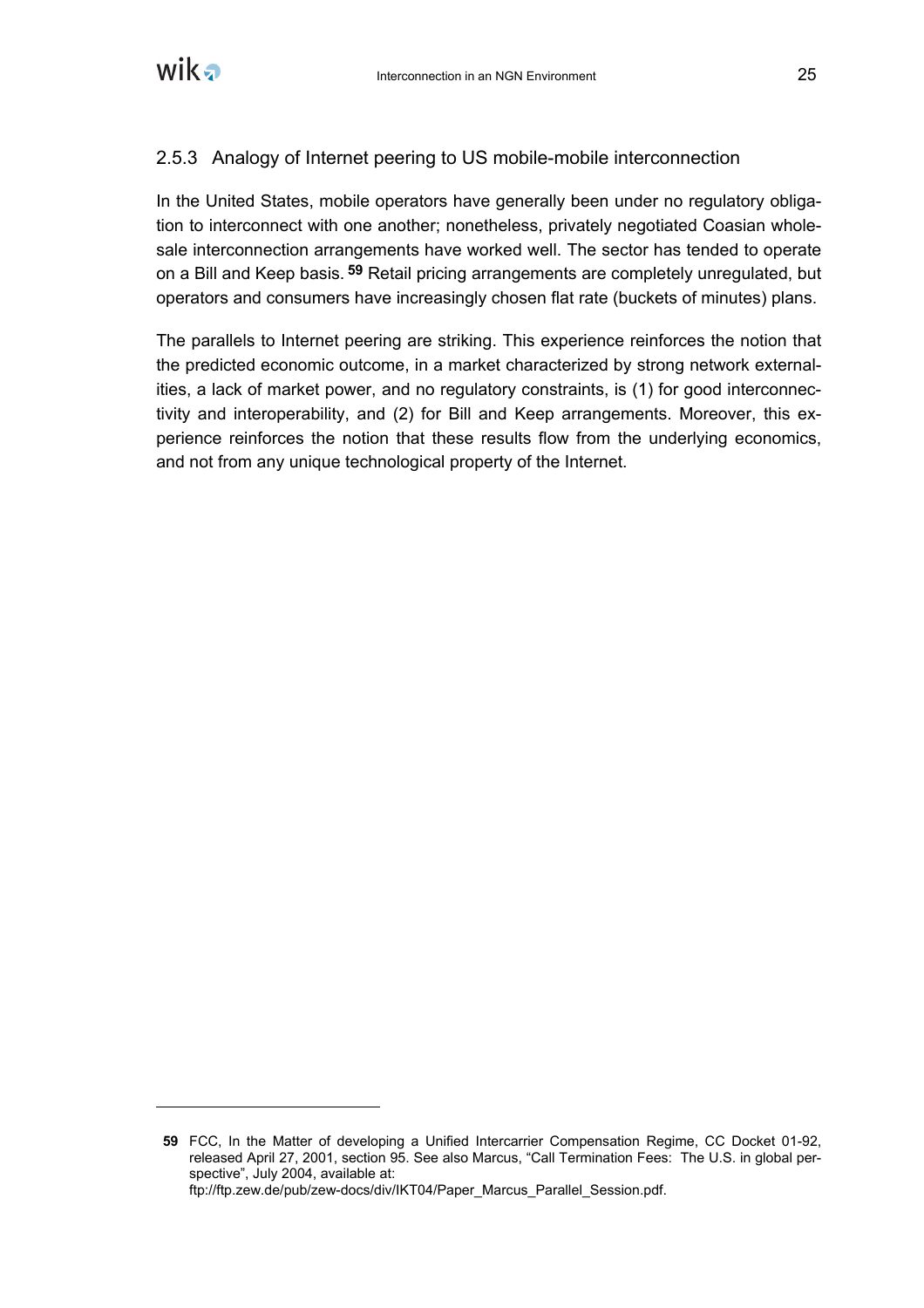### 2.5.3 Analogy of Internet peering to US mobile-mobile interconnection

In the United States, mobile operators have generally been under no regulatory obligation to interconnect with one another; nonetheless, privately negotiated Coasian wholesale interconnection arrangements have worked well. The sector has tended to operate on a Bill and Keep basis.[59] Retail pricing arrangements are completely unregulated, but operators and consumers have increasingly chosen flat rate (buckets of minutes) plans.

The parallels to Internet peering are striking. This experience reinforces the notion that the predicted economic outcome, in a market characterized by strong network externalities, a lack of market power, and no regulatory constraints, is (1) for good interconnectivity and interoperability, and (2) for Bill and Keep arrangements. Moreover, this experience reinforces the notion that these results flow from the underlying economics, and not from any unique technological property of the Internet.

---

**59** FCC, In the Matter of developing a Unified Intercarrier Compensation Regime, CC Docket 01-92, released April 27, 2001, section 95. See also Marcus, "Call Termination Fees: The U.S. in global perspective", July 2004, available at: ftp://ftp.zew.de/pub/zew-docs/div/IKT04/Paper_Marcus_Parallel_Session.pdf.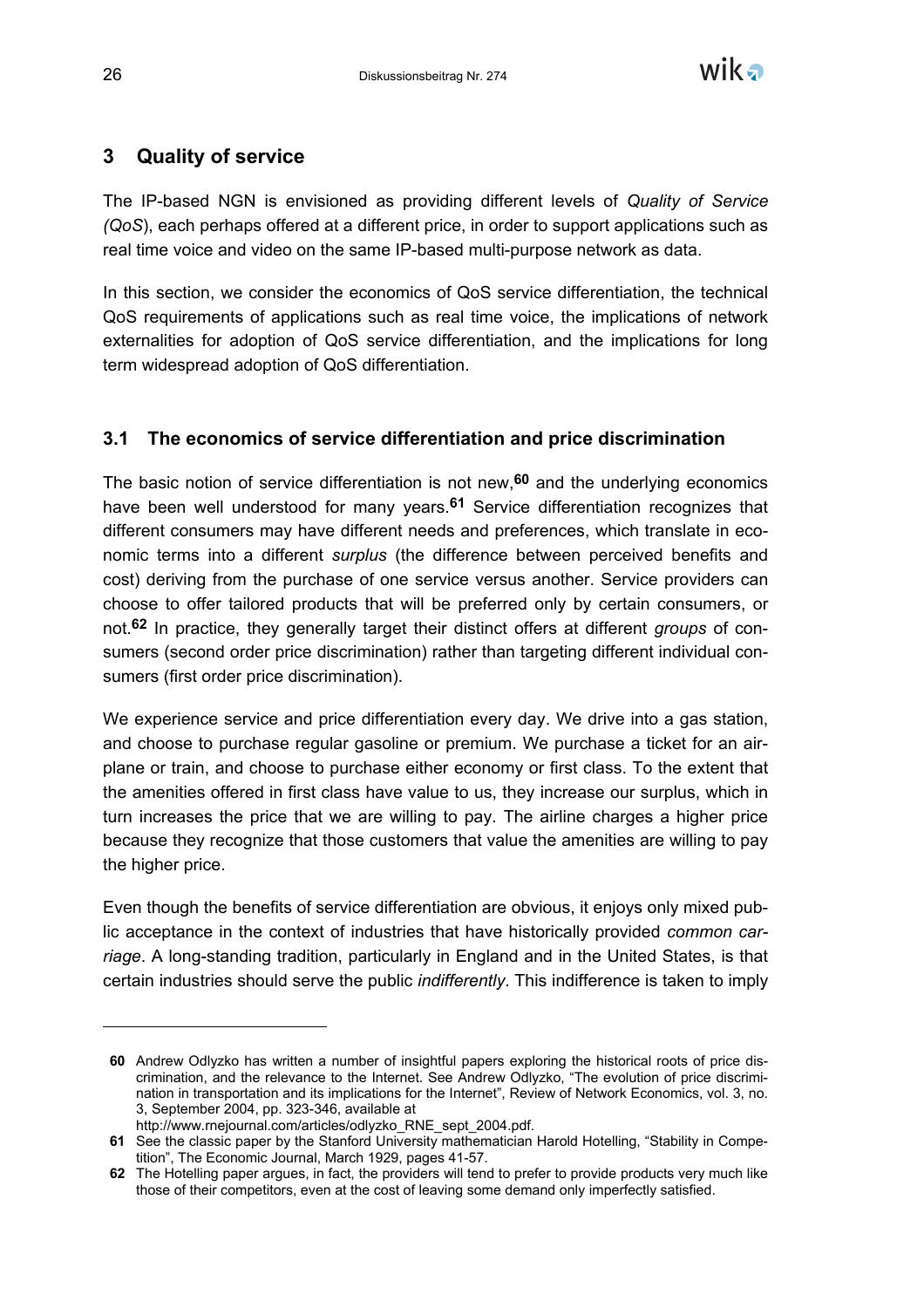# 3 Quality of service

The IP-based NGN is envisioned as providing different levels of *Quality of Service (QoS*), each perhaps offered at a different price, in order to support applications such as real time voice and video on the same IP-based multi-purpose network as data.

In this section, we consider the economics of QoS service differentiation, the technical QoS requirements of applications such as real time voice, the implications of network externalities for adoption of QoS service differentiation, and the implications for long term widespread adoption of QoS differentiation.

## 3.1 The economics of service differentiation and price discrimination

The basic notion of service differentiation is not new,[60] and the underlying economics have been well understood for many years.[61] Service differentiation recognizes that different consumers may have different needs and preferences, which translate in economic terms into a different *surplus* (the difference between perceived benefits and cost) deriving from the purchase of one service versus another. Service providers can choose to offer tailored products that will be preferred only by certain consumers, or not.[62] In practice, they generally target their distinct offers at different *groups* of consumers (second order price discrimination) rather than targeting different individual consumers (first order price discrimination).

We experience service and price differentiation every day. We drive into a gas station, and choose to purchase regular gasoline or premium. We purchase a ticket for an airplane or train, and choose to purchase either economy or first class. To the extent that the amenities offered in first class have value to us, they increase our surplus, which in turn increases the price that we are willing to pay. The airline charges a higher price because they recognize that those customers that value the amenities are willing to pay the higher price.

Even though the benefits of service differentiation are obvious, it enjoys only mixed public acceptance in the context of industries that have historically provided *common carriage*. A long-standing tradition, particularly in England and in the United States, is that certain industries should serve the public *indifferently*. This indifference is taken to imply

---

60 Andrew Odlyzko has written a number of insightful papers exploring the historical roots of price discrimination, and the relevance to the Internet. See Andrew Odlyzko, "The evolution of price discrimination in transportation and its implications for the Internet", Review of Network Economics, vol. 3, no. 3, September 2004, pp. 323-346, available at http://www.rnejournal.com/articles/odlyzko_RNE_sept_2004.pdf.

61 See the classic paper by the Stanford University mathematician Harold Hotelling, "Stability in Competition", The Economic Journal, March 1929, pages 41-57.

62 The Hotelling paper argues, in fact, the providers will tend to prefer to provide products very much like those of their competitors, even at the cost of leaving some demand only imperfectly satisfied.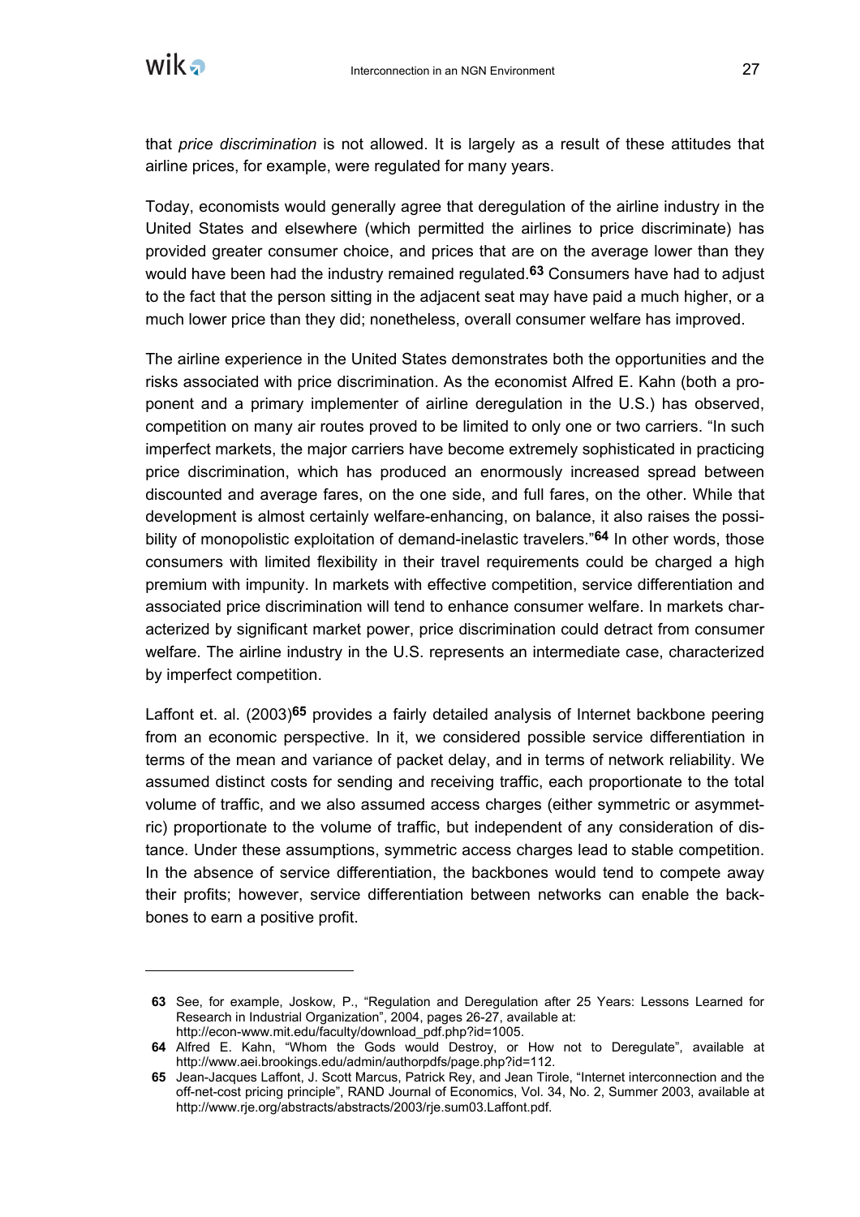that *price discrimination* is not allowed. It is largely as a result of these attitudes that airline prices, for example, were regulated for many years.

Today, economists would generally agree that deregulation of the airline industry in the United States and elsewhere (which permitted the airlines to price discriminate) has provided greater consumer choice, and prices that are on the average lower than they would have been had the industry remained regulated.[63] Consumers have had to adjust to the fact that the person sitting in the adjacent seat may have paid a much higher, or a much lower price than they did; nonetheless, overall consumer welfare has improved.

The airline experience in the United States demonstrates both the opportunities and the risks associated with price discrimination. As the economist Alfred E. Kahn (both a proponent and a primary implementer of airline deregulation in the U.S.) has observed, competition on many air routes proved to be limited to only one or two carriers. "In such imperfect markets, the major carriers have become extremely sophisticated in practicing price discrimination, which has produced an enormously increased spread between discounted and average fares, on the one side, and full fares, on the other. While that development is almost certainly welfare-enhancing, on balance, it also raises the possibility of monopolistic exploitation of demand-inelastic travelers."[64] In other words, those consumers with limited flexibility in their travel requirements could be charged a high premium with impunity. In markets with effective competition, service differentiation and associated price discrimination will tend to enhance consumer welfare. In markets characterized by significant market power, price discrimination could detract from consumer welfare. The airline industry in the U.S. represents an intermediate case, characterized by imperfect competition.

Laffont et. al. (2003)[65] provides a fairly detailed analysis of Internet backbone peering from an economic perspective. In it, we considered possible service differentiation in terms of the mean and variance of packet delay, and in terms of network reliability. We assumed distinct costs for sending and receiving traffic, each proportionate to the total volume of traffic, and we also assumed access charges (either symmetric or asymmetric) proportionate to the volume of traffic, but independent of any consideration of distance. Under these assumptions, symmetric access charges lead to stable competition. In the absence of service differentiation, the backbones would tend to compete away their profits; however, service differentiation between networks can enable the backbones to earn a positive profit.

---

**63** See, for example, Joskow, P., "Regulation and Deregulation after 25 Years: Lessons Learned for Research in Industrial Organization", 2004, pages 26-27, available at: http://econ-www.mit.edu/faculty/download_pdf.php?id=1005.

**64** Alfred E. Kahn, "Whom the Gods would Destroy, or How not to Deregulate", available at http://www.aei.brookings.edu/admin/authorpdfs/page.php?id=112.

**65** Jean-Jacques Laffont, J. Scott Marcus, Patrick Rey, and Jean Tirole, "Internet interconnection and the off-net-cost pricing principle", RAND Journal of Economics, Vol. 34, No. 2, Summer 2003, available at http://www.rje.org/abstracts/abstracts/2003/rje.sum03.Laffont.pdf.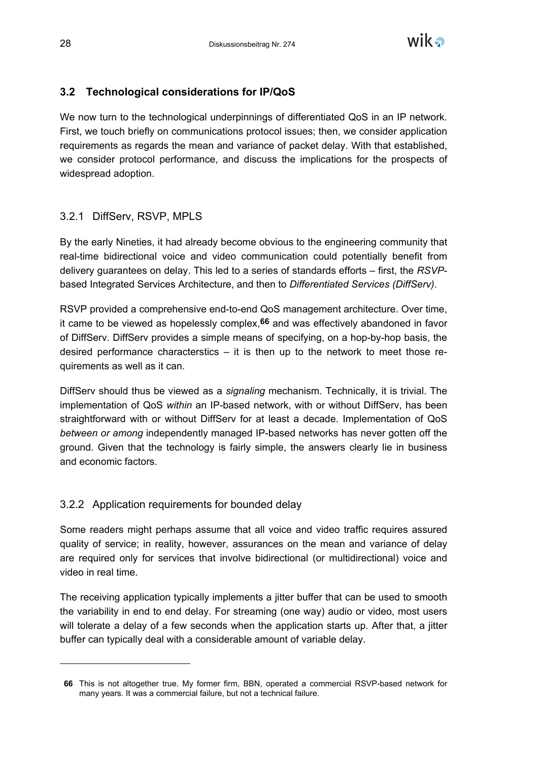## 3.2 Technological considerations for IP/QoS

We now turn to the technological underpinnings of differentiated QoS in an IP network. First, we touch briefly on communications protocol issues; then, we consider application requirements as regards the mean and variance of packet delay. With that established, we consider protocol performance, and discuss the implications for the prospects of widespread adoption.

### 3.2.1 DiffServ, RSVP, MPLS

By the early Nineties, it had already become obvious to the engineering community that real-time bidirectional voice and video communication could potentially benefit from delivery guarantees on delay. This led to a series of standards efforts – first, the *RSVP*-based Integrated Services Architecture, and then to *Differentiated Services (DiffServ)*.

RSVP provided a comprehensive end-to-end QoS management architecture. Over time, it came to be viewed as hopelessly complex,[66] and was effectively abandoned in favor of DiffServ. DiffServ provides a simple means of specifying, on a hop-by-hop basis, the desired performance characterstics – it is then up to the network to meet those requirements as well as it can.

DiffServ should thus be viewed as a *signaling* mechanism. Technically, it is trivial. The implementation of QoS *within* an IP-based network, with or without DiffServ, has been straightforward with or without DiffServ for at least a decade. Implementation of QoS *between or among* independently managed IP-based networks has never gotten off the ground. Given that the technology is fairly simple, the answers clearly lie in business and economic factors.

### 3.2.2 Application requirements for bounded delay

Some readers might perhaps assume that all voice and video traffic requires assured quality of service; in reality, however, assurances on the mean and variance of delay are required only for services that involve bidirectional (or multidirectional) voice and video in real time.

The receiving application typically implements a jitter buffer that can be used to smooth the variability in end to end delay. For streaming (one way) audio or video, most users will tolerate a delay of a few seconds when the application starts up. After that, a jitter buffer can typicaly deal with a considerable amount of variable delay.

---

**66** This is not altogether true. My former firm, BBN, operated a commercial RSVP-based network for many years. It was a commercial failure, but not a technical failure.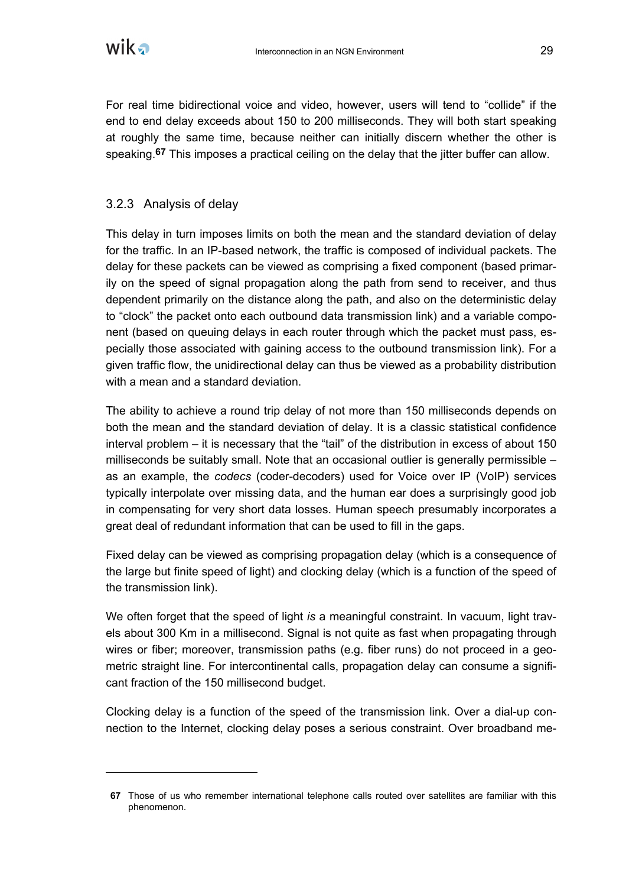For real time bidirectional voice and video, however, users will tend to "collide" if the end to end delay exceeds about 150 to 200 milliseconds. They will both start speaking at roughly the same time, because neither can initially discern whether the other is speaking.[67] This imposes a practical ceiling on the delay that the jitter buffer can allow.

### 3.2.3 Analysis of delay

This delay in turn imposes limits on both the mean and the standard deviation of delay for the traffic. In an IP-based network, the traffic is composed of individual packets. The delay for these packets can be viewed as comprising a fixed component (based primarily on the speed of signal propagation along the path from send to receiver, and thus dependent primarily on the distance along the path, and also on the deterministic delay to "clock" the packet onto each outbound data transmission link) and a variable component (based on queuing delays in each router through which the packet must pass, especially those associated with gaining access to the outbound transmission link). For a given traffic flow, the unidirectional delay can thus be viewed as a probability distribution with a mean and a standard deviation.

The ability to achieve a round trip delay of not more than 150 milliseconds depends on both the mean and the standard deviation of delay. It is a classic statistical confidence interval problem – it is necessary that the "tail" of the distribution in excess of about 150 milliseconds be suitably small. Note that an occasional outlier is generally permissible – as an example, the *codecs* (coder-decoders) used for Voice over IP (VoIP) services typically interpolate over missing data, and the human ear does a surprisingly good job in compensating for very short data losses. Human speech presumably incorporates a great deal of redundant information that can be used to fill in the gaps.

Fixed delay can be viewed as comprising propagation delay (which is a consequence of the large but finite speed of light) and clocking delay (which is a function of the speed of the transmission link).

We often forget that the speed of light *is* a meaningful constraint. In vacuum, light travels about 300 Km in a millisecond. Signal is not quite as fast when propagating through wires or fiber; moreover, transmission paths (e.g. fiber runs) do not proceed in a geometric straight line. For intercontinental calls, propagation delay can consume a significant fraction of the 150 millisecond budget.

Clocking delay is a function of the speed of the transmission link. Over a dial-up connection to the Internet, clocking delay poses a serious constraint. Over broadband me-

---

[67] Those of us who remember international telephone calls routed over satellites are familiar with this phenomenon.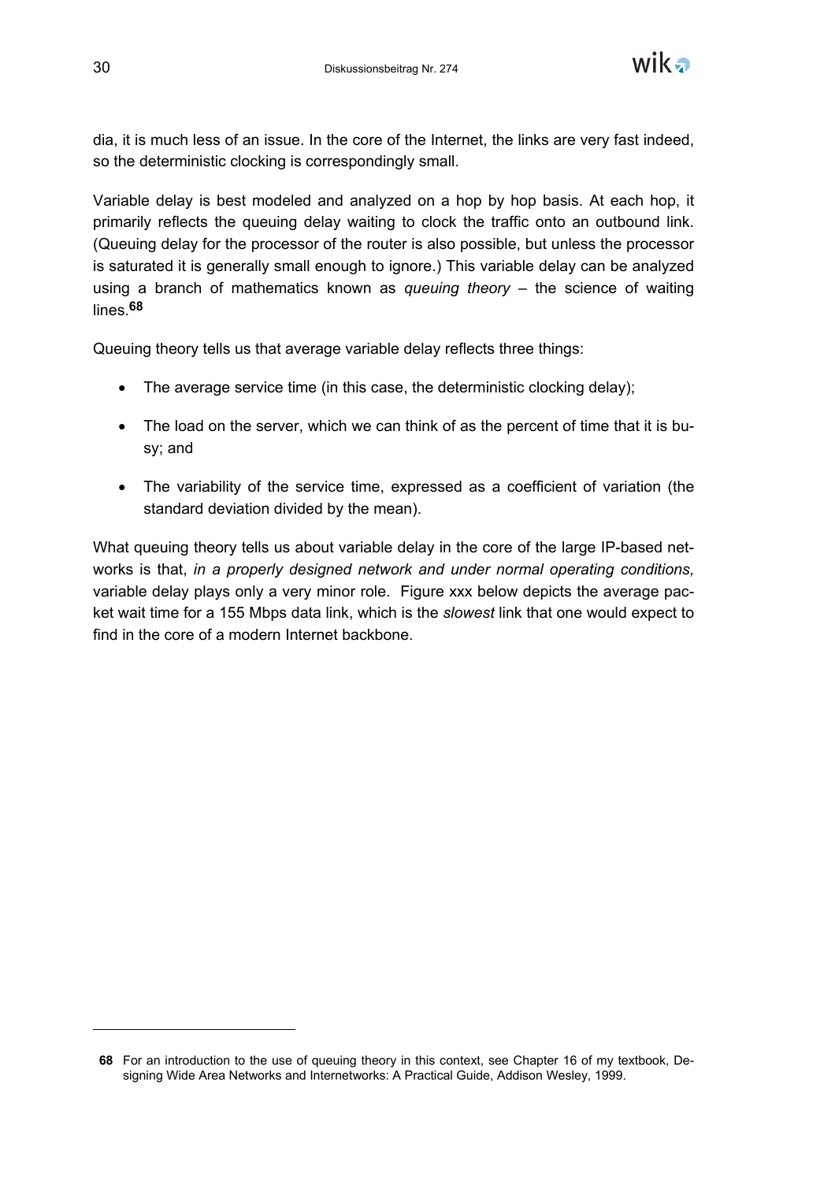dia, it is much less of an issue. In the core of the Internet, the links are very fast indeed, so the deterministic clocking is correspondingly small.

Variable delay is best modeled and analyzed on a hop by hop basis. At each hop, it primarily reflects the queuing delay waiting to clock the traffic onto an outbound link. (Queuing delay for the processor of the router is also possible, but unless the processor is saturated it is generally small enough to ignore.) This variable delay can be analyzed using a branch of mathematics known as *queuing theory* – the science of waiting lines.[68]

Queuing theory tells us that average variable delay reflects three things:

- The average service time (in this case, the deterministic clocking delay);
- The load on the server, which we can think of as the percent of time that it is busy; and
- The variability of the service time, expressed as a coefficient of variation (the standard deviation divided by the mean).

What queuing theory tells us about variable delay in the core of the large IP-based networks is that, *in a properly designed network and under normal operating conditions,* variable delay plays only a very minor role. Figure xxx below depicts the average packet wait time for a 155 Mbps data link, which is the *slowest* link that one would expect to find in the core of a modern Internet backbone.

---

**68** For an introduction to the use of queuing theory in this context, see Chapter 16 of my textbook, Designing Wide Area Networks and Internetworks: A Practical Guide, Addison Wesley, 1999.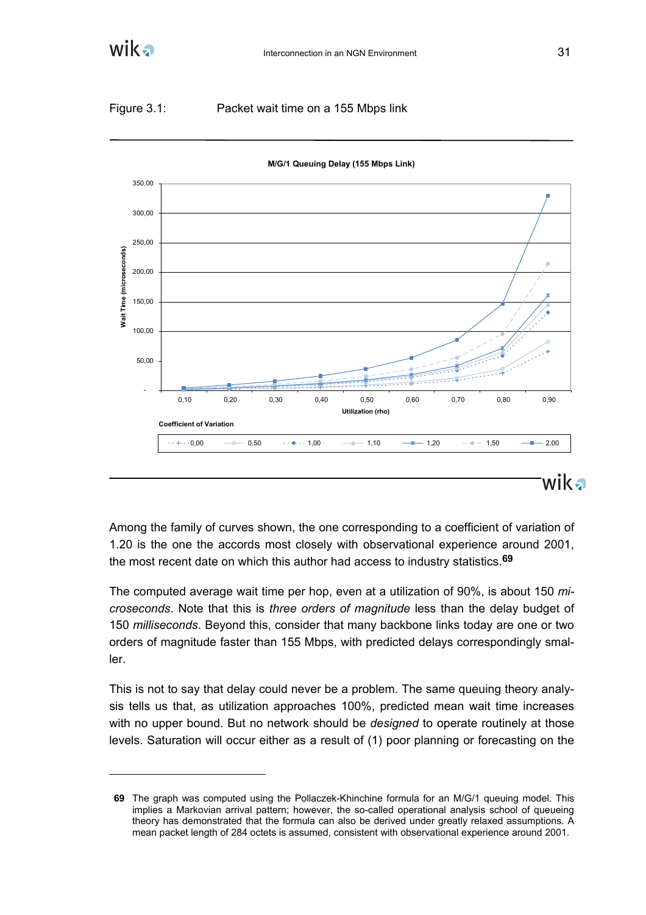Figure 3.1: Packet wait time on a 155 Mbps link

Among the family of curves shown, the one corresponding to a coefficient of variation of 1.20 is the one the accords most closely with observational experience around 2001, the most recent date on which this author had access to industry statistics.[69]

The computed average wait time per hop, even at a utilization of 90%, is about 150 *microseconds*. Note that this is *three orders of magnitude* less than the delay budget of 150 *milliseconds*. Beyond this, consider that many backbone links today are one or two orders of magnitude faster than 155 Mbps, with predicted delays correspondingly smaller.

This is not to say that delay could never be a problem. The same queuing theory analysis tells us that, as utilization approaches 100%, predicted mean wait time increases with no upper bound. But no network should be *designed* to operate routinely at those levels. Saturation will occur either as a result of (1) poor planning or forecasting on the

---

**69** The graph was computed using the Pollaczek-Khinchine formula for an M/G/1 queuing model. This implies a Markovian arrival pattern; however, the so-called operational analysis school of queueing theory has demonstrated that the formula can also be derived under greatly relaxed assumptions. A mean packet length of 284 octets is assumed, consistent with observational experience around 2001.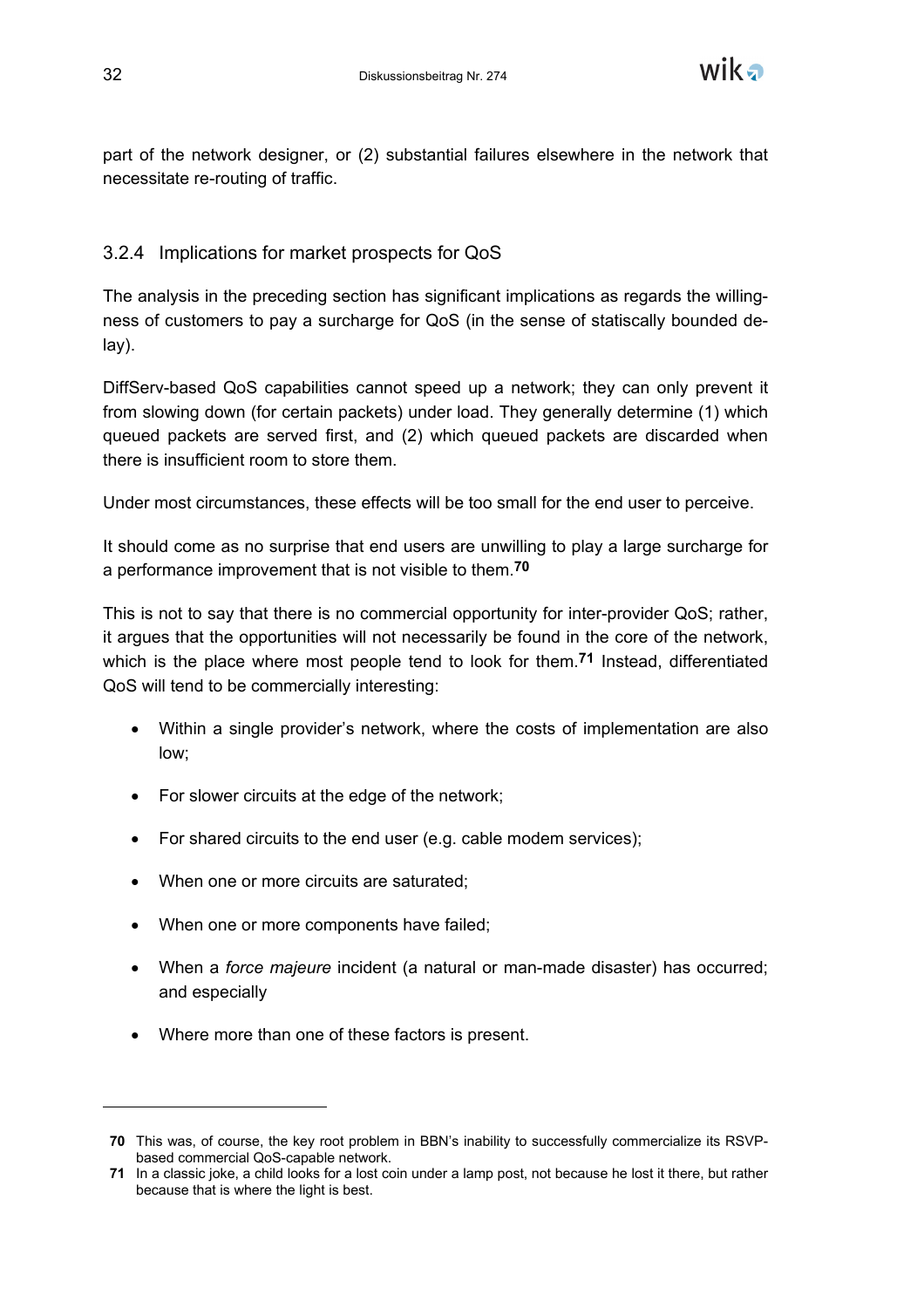part of the network designer, or (2) substantial failures elsewhere in the network that necessitate re-routing of traffic.

### 3.2.4 Implications for market prospects for QoS

The analysis in the preceding section has significant implications as regards the willingness of customers to pay a surcharge for QoS (in the sense of statiscally bounded delay).

DiffServ-based QoS capabilities cannot speed up a network; they can only prevent it from slowing down (for certain packets) under load. They generally determine (1) which queued packets are served first, and (2) which queued packets are discarded when there is insufficient room to store them.

Under most circumstances, these effects will be too small for the end user to perceive.

It should come as no surprise that end users are unwilling to play a large surcharge for a performance improvement that is not visible to them.[70]

This is not to say that there is no commercial opportunity for inter-provider QoS; rather, it argues that the opportunities will not necessarily be found in the core of the network, which is the place where most people tend to look for them.[71] Instead, differentiated QoS will tend to be commercially interesting:

- Within a single provider's network, where the costs of implementation are also low;
- For slower circuits at the edge of the network;
- For shared circuits to the end user (e.g. cable modem services);
- When one or more circuits are saturated;
- When one or more components have failed;
- When a *force majeure* incident (a natural or man-made disaster) has occurred; and especially
- Where more than one of these factors is present.

---

**70** This was, of course, the key root problem in BBN's inability to successfully commercialize its RSVP-based commercial QoS-capable network.

**71** In a classic joke, a child looks for a lost coin under a lamp post, not because he lost it there, but rather because that is where the light is best.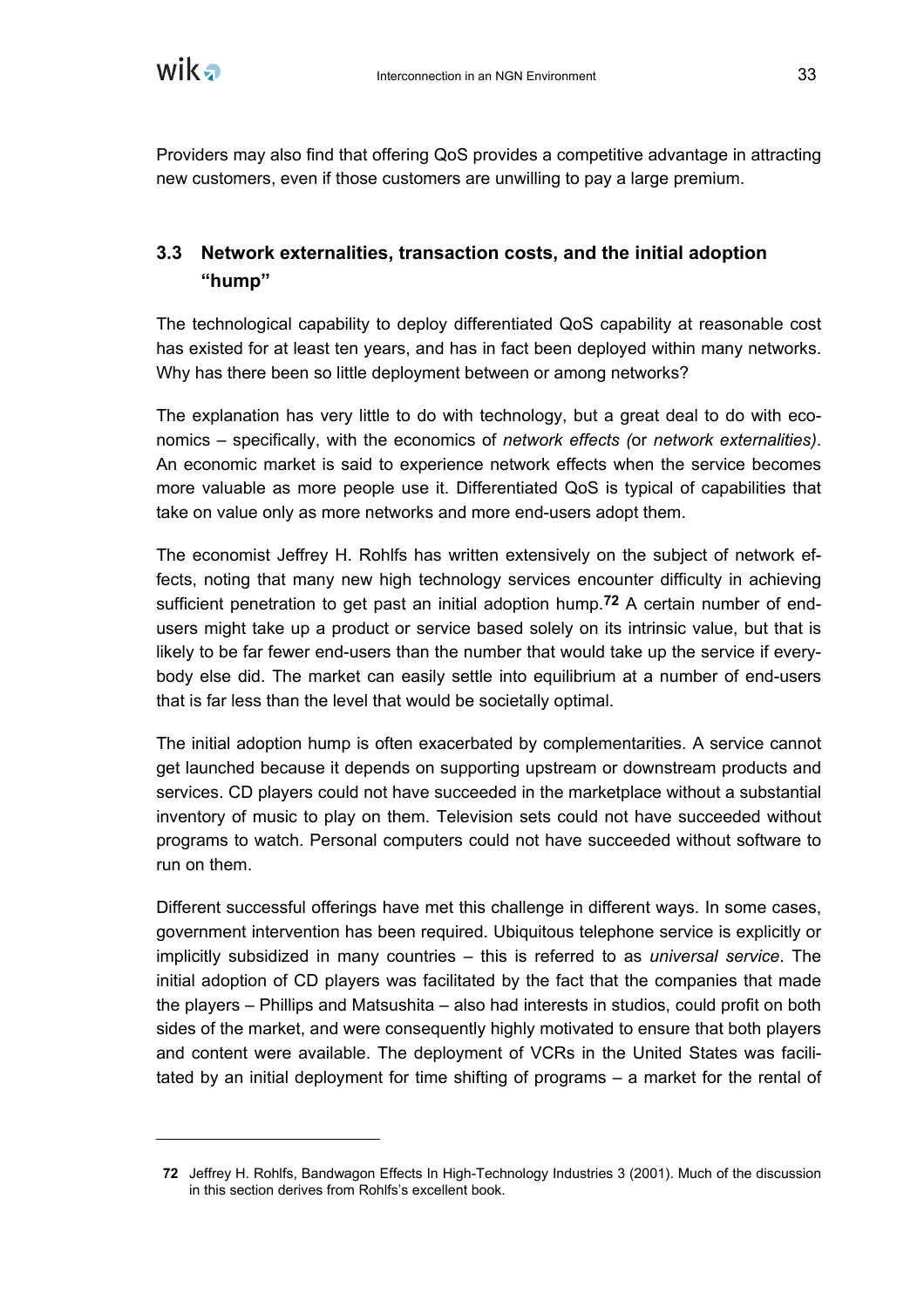Providers may also find that offering QoS provides a competitive advantage in attracting new customers, even if those customers are unwilling to pay a large premium.

## 3.3 Network externalities, transaction costs, and the initial adoption "hump"

The technological capability to deploy differentiated QoS capability at reasonable cost has existed for at least ten years, and has in fact been deployed within many networks. Why has there been so little deployment between or among networks?

The explanation has very little to do with technology, but a great deal to do with economics – specifically, with the economics of *network effects (*or *network externalities)*. An economic market is said to experience network effects when the service becomes more valuable as more people use it. Differentiated QoS is typical of capabilities that take on value only as more networks and more end-users adopt them.

The economist Jeffrey H. Rohlfs has written extensively on the subject of network effects, noting that many new high technology services encounter difficulty in achieving sufficient penetration to get past an initial adoption hump.[72] A certain number of end-users might take up a product or service based solely on its intrinsic value, but that is likely to be far fewer end-users than the number that would take up the service if everybody else did. The market can easily settle into equilibrium at a number of end-users that is far less than the level that would be societally optimal.

The initial adoption hump is often exacerbated by complementarities. A service cannot get launched because it depends on supporting upstream or downstream products and services. CD players could not have succeeded in the marketplace without a substantial inventory of music to play on them. Television sets could not have succeeded without programs to watch. Personal computers could not have succeeded without software to run on them.

Different successful offerings have met this challenge in different ways. In some cases, government intervention has been required. Ubiquitous telephone service is explicitly or implicitly subsidized in many countries – this is referred to as *universal service*. The initial adoption of CD players was facilitated by the fact that the companies that made the players – Phillips and Matsushita – also had interests in studios, could profit on both sides of the market, and were consequently highly motivated to ensure that both players and content were available. The deployment of VCRs in the United States was facilitated by an initial deployment for time shifting of programs – a market for the rental of

---

[72] Jeffrey H. Rohlfs, Bandwagon Effects In High-Technology Industries 3 (2001). Much of the discussion in this section derives from Rohlfs's excellent book.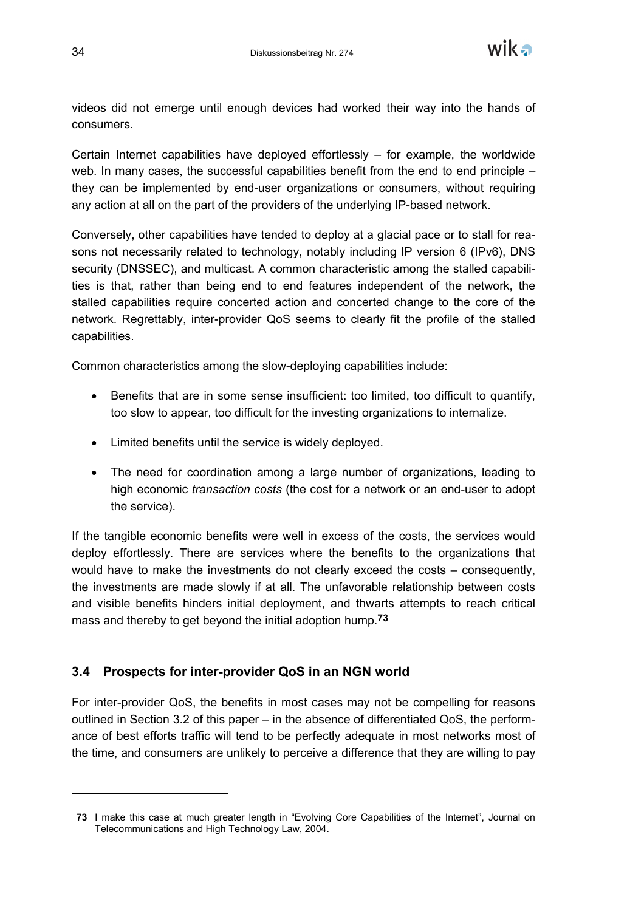videos did not emerge until enough devices had worked their way into the hands of consumers.

Certain Internet capabilities have deployed effortlessly – for example, the worldwide web. In many cases, the successful capabilities benefit from the end to end principle – they can be implemented by end-user organizations or consumers, without requiring any action at all on the part of the providers of the underlying IP-based network.

Conversely, other capabilities have tended to deploy at a glacial pace or to stall for reasons not necessarily related to technology, notably including IP version 6 (IPv6), DNS security (DNSSEC), and multicast. A common characteristic among the stalled capabilities is that, rather than being end to end features independent of the network, the stalled capabilities require concerted action and concerted change to the core of the network. Regrettably, inter-provider QoS seems to clearly fit the profile of the stalled capabilities.

Common characteristics among the slow-deploying capabilities include:

- Benefits that are in some sense insufficient: too limited, too difficult to quantify, too slow to appear, too difficult for the investing organizations to internalize.
- Limited benefits until the service is widely deployed.
- The need for coordination among a large number of organizations, leading to high economic *transaction costs* (the cost for a network or an end-user to adopt the service).

If the tangible economic benefits were well in excess of the costs, the services would deploy effortlessly. There are services where the benefits to the organizations that would have to make the investments do not clearly exceed the costs – consequently, the investments are made slowly if at all. The unfavorable relationship between costs and visible benefits hinders initial deployment, and thwarts attempts to reach critical mass and thereby to get beyond the initial adoption hump.[73]

## 3.4 Prospects for inter-provider QoS in an NGN world

For inter-provider QoS, the benefits in most cases may not be compelling for reasons outlined in Section 3.2 of this paper – in the absence of differentiated QoS, the performance of best efforts traffic will tend to be perfectly adequate in most networks most of the time, and consumers are unlikely to perceive a difference that they are willing to pay

---

[73] I make this case at much greater length in "Evolving Core Capabilities of the Internet", Journal on Telecommunications and High Technology Law, 2004.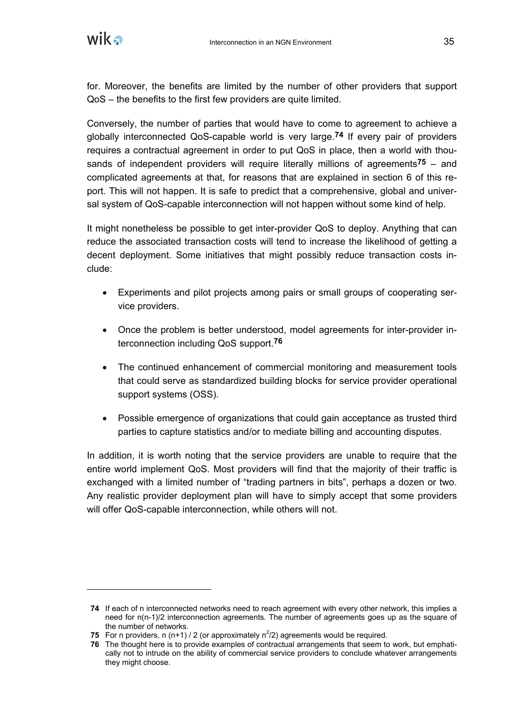for. Moreover, the benefits are limited by the number of other providers that support QoS – the benefits to the first few providers are quite limited.

Conversely, the number of parties that would have to come to agreement to achieve a globally interconnected QoS-capable world is very large.[74] If every pair of providers requires a contractual agreement in order to put QoS in place, then a world with thousands of independent providers will require literally millions of agreements[75] – and complicated agreements at that, for reasons that are explained in section 6 of this report. This will not happen. It is safe to predict that a comprehensive, global and universal system of QoS-capable interconnection will not happen without some kind of help.

It might nonetheless be possible to get inter-provider QoS to deploy. Anything that can reduce the associated transaction costs will tend to increase the likelihood of getting a decent deployment. Some initiatives that might possibly reduce transaction costs include:

- Experiments and pilot projects among pairs or small groups of cooperating service providers.
- Once the problem is better understood, model agreements for inter-provider interconnection including QoS support.[76]
- The continued enhancement of commercial monitoring and measurement tools that could serve as standardized building blocks for service provider operational support systems (OSS).
- Possible emergence of organizations that could gain acceptance as trusted third parties to capture statistics and/or to mediate billing and accounting disputes.

In addition, it is worth noting that the service providers are unable to require that the entire world implement QoS. Most providers will find that the majority of their traffic is exchanged with a limited number of "trading partners in bits", perhaps a dozen or two. Any realistic provider deployment plan will have to simply accept that some providers will offer QoS-capable interconnection, while others will not.

---

**74** If each of n interconnected networks need to reach agreement with every other network, this implies a need for $n(n-1)/2$ interconnection agreements. The number of agreements goes up as the square of the number of networks.

**75** For n providers, $n(n+1)/2$ (or approximately $n^2/2$) agreements would be required.

**76** The thought here is to provide examples of contractual arrangements that seem to work, but emphatically not to intrude on the ability of commercial service providers to conclude whatever arrangements they might choose.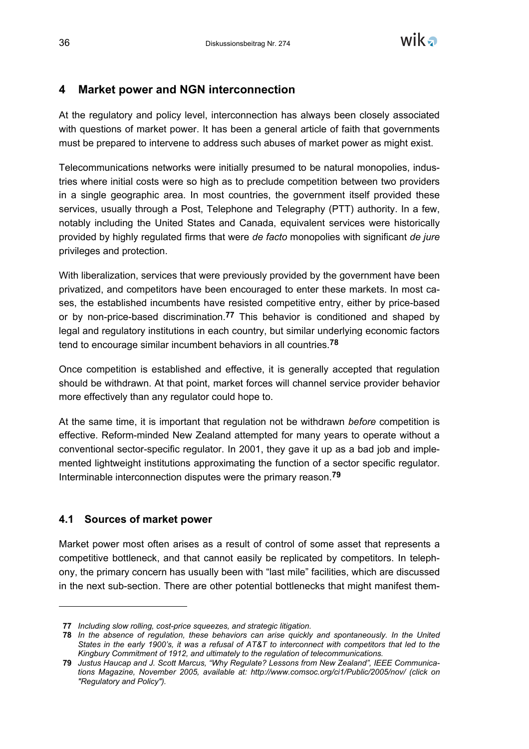## 4 Market power and NGN interconnection

At the regulatory and policy level, interconnection has always been closely associated with questions of market power. It has been a general article of faith that governments must be prepared to intervene to address such abuses of market power as might exist.

Telecommunications networks were initially presumed to be natural monopolies, industries where initial costs were so high as to preclude competition between two providers in a single geographic area. In most countries, the government itself provided these services, usually through a Post, Telephone and Telegraphy (PTT) authority. In a few, notably including the United States and Canada, equivalent services were historically provided by highly regulated firms that were *de facto* monopolies with significant *de jure* privileges and protection.

With liberalization, services that were previously provided by the government have been privatized, and competitors have been encouraged to enter these markets. In most cases, the established incumbents have resisted competitive entry, either by price-based or by non-price-based discrimination.[77] This behavior is conditioned and shaped by legal and regulatory institutions in each country, but similar underlying economic factors tend to encourage similar incumbent behaviors in all countries.[78]

Once competition is established and effective, it is generally accepted that regulation should be withdrawn. At that point, market forces will channel service provider behavior more effectively than any regulator could hope to.

At the same time, it is important that regulation not be withdrawn *before* competition is effective. Reform-minded New Zealand attempted for many years to operate without a conventional sector-specific regulator. In 2001, they gave it up as a bad job and implemented lightweight institutions approximating the function of a sector specific regulator. Interminable interconnection disputes were the primary reason.[79]

### 4.1 Sources of market power

Market power most often arises as a result of control of some asset that represents a competitive bottleneck, and that cannot easily be replicated by competitors. In telephony, the primary concern has usually been with "last mile" facilities, which are discussed in the next sub-section. There are other potential bottlenecks that might manifest them-

---

**77** *Including slow rolling, cost-price squeezes, and strategic litigation.*

**78** *In the absence of regulation, these behaviors can arise quickly and spontaneously. In the United States in the early 1900's, it was a refusal of AT&T to interconnect with competitors that led to the Kingbury Commitment of 1912, and ultimately to the regulation of telecommunications.*

**79** *Justus Haucap and J. Scott Marcus, "Why Regulate? Lessons from New Zealand", IEEE Communications Magazine, November 2005, available at: http://www.comsoc.org/ci1/Public/2005/nov/ (click on "Regulatory and Policy").*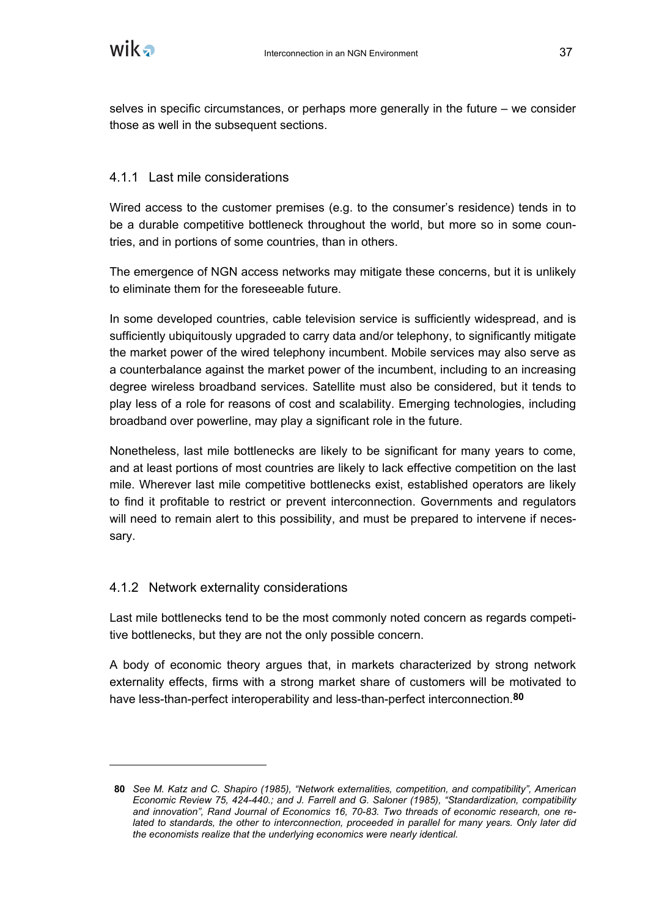selves in specific circumstances, or perhaps more generally in the future – we consider those as well in the subsequent sections.

### 4.1.1 Last mile considerations

Wired access to the customer premises (e.g. to the consumer's residence) tends in to be a durable competitive bottleneck throughout the world, but more so in some countries, and in portions of some countries, than in others.

The emergence of NGN access networks may mitigate these concerns, but it is unlikely to eliminate them for the foreseeable future.

In some developed countries, cable television service is sufficiently widespread, and is sufficiently ubiquitously upgraded to carry data and/or telephony, to significantly mitigate the market power of the wired telephony incumbent. Mobile services may also serve as a counterbalance against the market power of the incumbent, including to an increasing degree wireless broadband services. Satellite must also be considered, but it tends to play less of a role for reasons of cost and scalability. Emerging technologies, including broadband over powerline, may play a significant role in the future.

Nonetheless, last mile bottlenecks are likely to be significant for many years to come, and at least portions of most countries are likely to lack effective competition on the last mile. Wherever last mile competitive bottlenecks exist, established operators are likely to find it profitable to restrict or prevent interconnection. Governments and regulators will need to remain alert to this possibility, and must be prepared to intervene if necessary.

### 4.1.2 Network externality considerations

Last mile bottlenecks tend to be the most commonly noted concern as regards competitive bottlenecks, but they are not the only possible concern.

A body of economic theory argues that, in markets characterized by strong network externality effects, firms with a strong market share of customers will be motivated to have less-than-perfect interoperability and less-than-perfect interconnection.[80]

---

**80** *See M. Katz and C. Shapiro (1985), "Network externalities, competition, and compatibility", American Economic Review 75, 424-440.; and J. Farrell and G. Saloner (1985), "Standardization, compatibility and innovation", Rand Journal of Economics 16, 70-83. Two threads of economic research, one related to standards, the other to interconnection, proceeded in parallel for many years. Only later did the economists realize that the underlying economics were nearly identical.*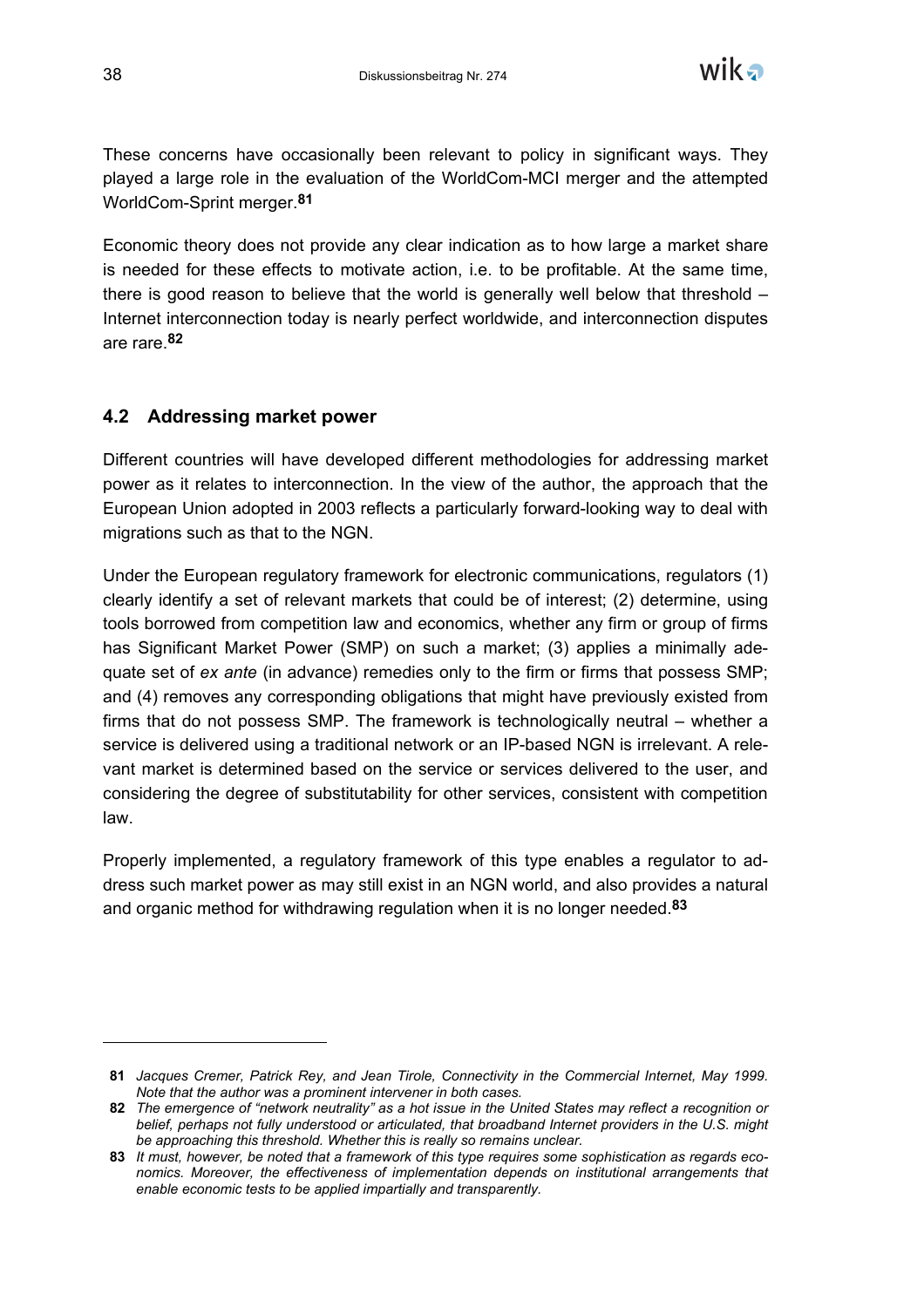These concerns have occasionally been relevant to policy in significant ways. They played a large role in the evaluation of the WorldCom-MCI merger and the attempted WorldCom-Sprint merger.[81]

Economic theory does not provide any clear indication as to how large a market share is needed for these effects to motivate action, i.e. to be profitable. At the same time, there is good reason to believe that the world is generally well below that threshold – Internet interconnection today is nearly perfect worldwide, and interconnection disputes are rare.[82]

## 4.2 Addressing market power

Different countries will have developed different methodologies for addressing market power as it relates to interconnection. In the view of the author, the approach that the European Union adopted in 2003 reflects a particularly forward-looking way to deal with migrations such as that to the NGN.

Under the European regulatory framework for electronic communications, regulators (1) clearly identify a set of relevant markets that could be of interest; (2) determine, using tools borrowed from competition law and economics, whether any firm or group of firms has Significant Market Power (SMP) on such a market; (3) applies a minimally adequate set of *ex ante* (in advance) remedies only to the firm or firms that possess SMP; and (4) removes any corresponding obligations that might have previously existed from firms that do not possess SMP. The framework is technologically neutral – whether a service is delivered using a traditional network or an IP-based NGN is irrelevant. A relevant market is determined based on the service or services delivered to the user, and considering the degree of substitutability for other services, consistent with competition law.

Properly implemented, a regulatory framework of this type enables a regulator to address such market power as may still exist in an NGN world, and also provides a natural and organic method for withdrawing regulation when it is no longer needed.[83]

---

[81] *Jacques Cremer, Patrick Rey, and Jean Tirole, Connectivity in the Commercial Internet, May 1999. Note that the author was a prominent intervener in both cases.*

[82] *The emergence of "network neutrality" as a hot issue in the United States may reflect a recognition or belief, perhaps not fully understood or articulated, that broadband Internet providers in the U.S. might be approaching this threshold. Whether this is really so remains unclear.*

[83] *It must, however, be noted that a framework of this type requires some sophistication as regards economics. Moreover, the effectiveness of implementation depends on institutional arrangements that enable economic tests to be applied impartially and transparently.*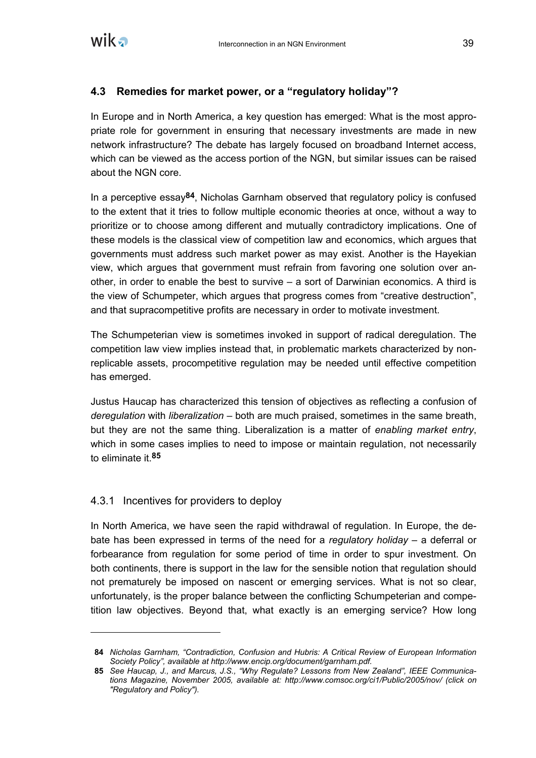## 4.3 Remedies for market power, or a "regulatory holiday"?

In Europe and in North America, a key question has emerged: What is the most appropriate role for government in ensuring that necessary investments are made in new network infrastructure? The debate has largely focused on broadband Internet access, which can be viewed as the access portion of the NGN, but similar issues can be raised about the NGN core.

In a perceptive essay[84], Nicholas Garnham observed that regulatory policy is confused to the extent that it tries to follow multiple economic theories at once, without a way to prioritize or to choose among different and mutually contradictory implications. One of these models is the classical view of competition law and economics, which argues that governments must address such market power as may exist. Another is the Hayekian view, which argues that government must refrain from favoring one solution over another, in order to enable the best to survive – a sort of Darwinian economics. A third is the view of Schumpeter, which argues that progress comes from "creative destruction", and that supracompetitive profits are necessary in order to motivate investment.

The Schumpeterian view is sometimes invoked in support of radical deregulation. The competition law view implies instead that, in problematic markets characterized by non-replicable assets, procompetitive regulation may be needed until effective competition has emerged.

Justus Haucap has characterized this tension of objectives as reflecting a confusion of *deregulation* with *liberalization* – both are much praised, sometimes in the same breath, but they are not the same thing. Liberalization is a matter of *enabling market entry*, which in some cases implies to need to impose or maintain regulation, not necessarily to eliminate it.[85]

### 4.3.1 Incentives for providers to deploy

In North America, we have seen the rapid withdrawal of regulation. In Europe, the debate has been expressed in terms of the need for a *regulatory holiday* – a deferral or forbearance from regulation for some period of time in order to spur investment. On both continents, there is support in the law for the sensible notion that regulation should not prematurely be imposed on nascent or emerging services. What is not so clear, unfortunately, is the proper balance between the conflicting Schumpeterian and competition law objectives. Beyond that, what exactly is an emerging service? How long

---

**84** *Nicholas Garnham, "Contradiction, Confusion and Hubris: A Critical Review of European Information Society Policy", available at http://www.encip.org/document/garnham.pdf.*

**85** *See Haucap, J., and Marcus, J.S., "Why Regulate? Lessons from New Zealand", IEEE Communications Magazine, November 2005, available at: http://www.comsoc.org/ci1/Public/2005/nov/ (click on "Regulatory and Policy").*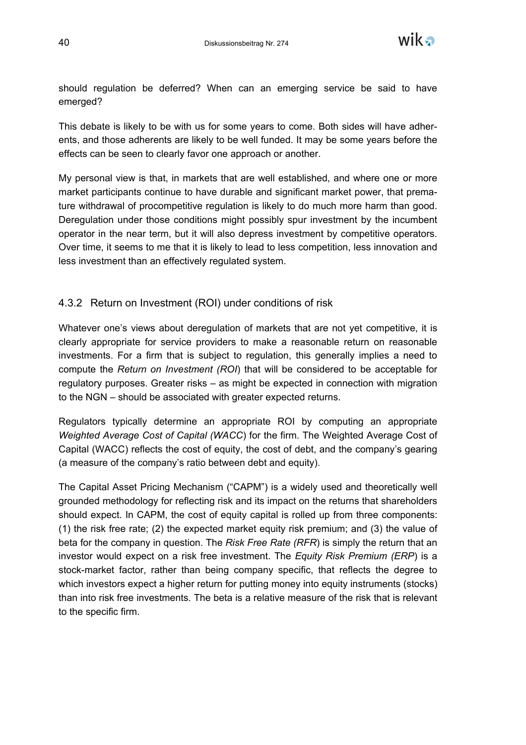should regulation be deferred? When can an emerging service be said to have emerged?

This debate is likely to be with us for some years to come. Both sides will have adherents, and those adherents are likely to be well funded. It may be some years before the effects can be seen to clearly favor one approach or another.

My personal view is that, in markets that are well established, and where one or more market participants continue to have durable and significant market power, that premature withdrawal of procompetitive regulation is likely to do much more harm than good. Deregulation under those conditions might possibly spur investment by the incumbent operator in the near term, but it will also depress investment by competitive operators. Over time, it seems to me that it is likely to lead to less competition, less innovation and less investment than an effectively regulated system.

### 4.3.2 Return on Investment (ROI) under conditions of risk

Whatever one's views about deregulation of markets that are not yet competitive, it is clearly appropriate for service providers to make a reasonable return on reasonable investments. For a firm that is subject to regulation, this generally implies a need to compute the *Return on Investment (ROI*) that will be considered to be acceptable for regulatory purposes. Greater risks – as might be expected in connection with migration to the NGN – should be associated with greater expected returns.

Regulators typically determine an appropriate ROI by computing an appropriate *Weighted Average Cost of Capital (WACC*) for the firm. The Weighted Average Cost of Capital (WACC) reflects the cost of equity, the cost of debt, and the company's gearing (a measure of the company's ratio between debt and equity).

The Capital Asset Pricing Mechanism ("CAPM") is a widely used and theoretically well grounded methodology for reflecting risk and its impact on the returns that shareholders should expect. In CAPM, the cost of equity capital is rolled up from three components: (1) the risk free rate; (2) the expected market equity risk premium; and (3) the value of beta for the company in question. The *Risk Free Rate (RFR*) is simply the return that an investor would expect on a risk free investment. The *Equity Risk Premium (ERP*) is a stock-market factor, rather than being company specific, that reflects the degree to which investors expect a higher return for putting money into equity instruments (stocks) than into risk free investments. The beta is a relative measure of the risk that is relevant to the specific firm.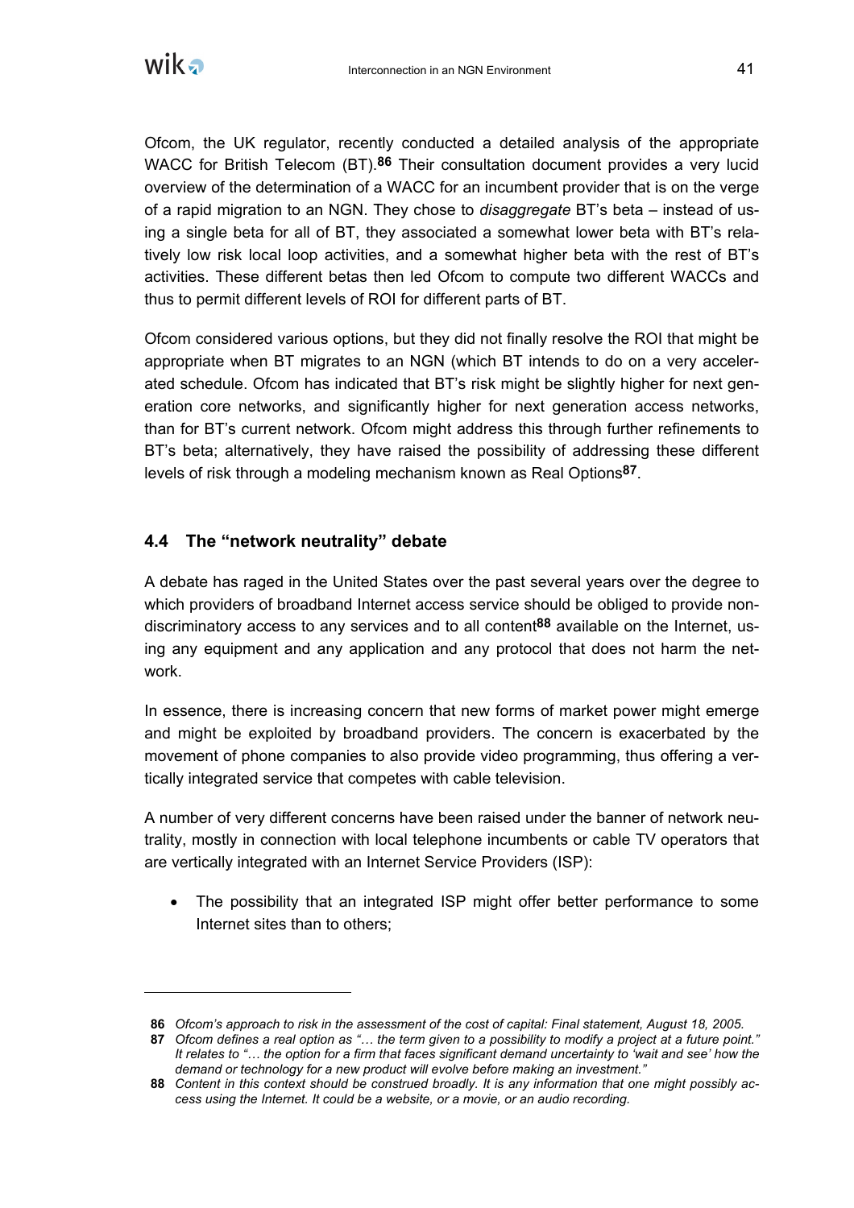Ofcom, the UK regulator, recently conducted a detailed analysis of the appropriate WACC for British Telecom (BT).[86] Their consultation document provides a very lucid overview of the determination of a WACC for an incumbent provider that is on the verge of a rapid migration to an NGN. They chose to *disaggregate* BT's beta – instead of using a single beta for all of BT, they associated a somewhat lower beta with BT's relatively low risk local loop activities, and a somewhat higher beta with the rest of BT's activities. These different betas then led Ofcom to compute two different WACCs and thus to permit different levels of ROI for different parts of BT.

Ofcom considered various options, but they did not finally resolve the ROI that might be appropriate when BT migrates to an NGN (which BT intends to do on a very accelerated schedule. Ofcom has indicated that BT's risk might be slightly higher for next generation core networks, and significantly higher for next generation access networks, than for BT's current network. Ofcom might address this through further refinements to BT's beta; alternatively, they have raised the possibility of addressing these different levels of risk through a modeling mechanism known as Real Options[87].

## 4.4 The "network neutrality" debate

A debate has raged in the United States over the past several years over the degree to which providers of broadband Internet access service should be obliged to provide non-discriminatory access to any services and to all content[88] available on the Internet, using any equipment and any application and any protocol that does not harm the network.

In essence, there is increasing concern that new forms of market power might emerge and might be exploited by broadband providers. The concern is exacerbated by the movement of phone companies to also provide video programming, thus offering a vertically integrated service that competes with cable television.

A number of very different concerns have been raised under the banner of network neutrality, mostly in connection with local telephone incumbents or cable TV operators that are vertically integrated with an Internet Service Providers (ISP):

- The possibility that an integrated ISP might offer better performance to some Internet sites than to others;

---

[86] *Ofcom's approach to risk in the assessment of the cost of capital: Final statement, August 18, 2005.*

[87] *Ofcom defines a real option as "… the term given to a possibility to modify a project at a future point." It relates to "… the option for a firm that faces significant demand uncertainty to 'wait and see' how the demand or technology for a new product will evolve before making an investment."*

[88] *Content in this context should be construed broadly. It is any information that one might possibly access using the Internet. It could be a website, or a movie, or an audio recording.*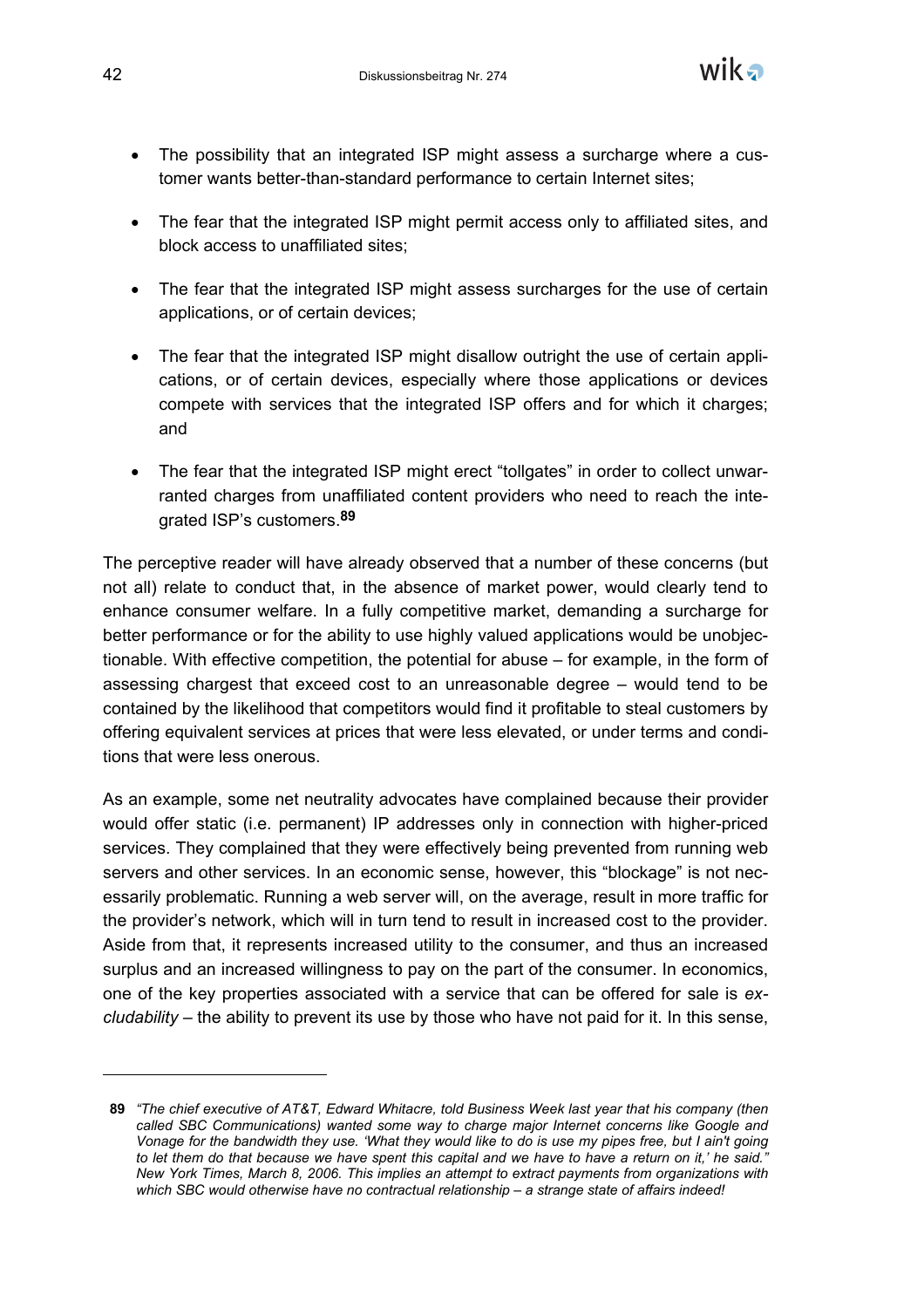- The possibility that an integrated ISP might assess a surcharge where a customer wants better-than-standard performance to certain Internet sites;
- The fear that the integrated ISP might permit access only to affiliated sites, and block access to unaffiliated sites;
- The fear that the integrated ISP might assess surcharges for the use of certain applications, or of certain devices;
- The fear that the integrated ISP might disallow outright the use of certain applications, or of certain devices, especially where those applications or devices compete with services that the integrated ISP offers and for which it charges; and
- The fear that the integrated ISP might erect "tollgates" in order to collect unwarranted charges from unaffiliated content providers who need to reach the integrated ISP's customers.[89]

The perceptive reader will have already observed that a number of these concerns (but not all) relate to conduct that, in the absence of market power, would clearly tend to enhance consumer welfare. In a fully competitive market, demanding a surcharge for better performance or for the ability to use highly valued applications would be unobjectionable. With effective competition, the potential for abuse – for example, in the form of assessing chargest that exceed cost to an unreasonable degree – would tend to be contained by the likelihood that competitors would find it profitable to steal customers by offering equivalent services at prices that were less elevated, or under terms and conditions that were less onerous.

As an example, some net neutrality advocates have complained because their provider would offer static (i.e. permanent) IP addresses only in connection with higher-priced services. They complained that they were effectively being prevented from running web servers and other services. In an economic sense, however, this "blockage" is not necessarily problematic. Running a web server will, on the average, result in more traffic for the provider's network, which will in turn tend to result in increased cost to the provider. Aside from that, it represents increased utility to the consumer, and thus an increased surplus and an increased willingness to pay on the part of the consumer. In economics, one of the key properties associated with a service that can be offered for sale is *excludability* – the ability to prevent its use by those who have not paid for it. In this sense,

---

**89** *"The chief executive of AT&T, Edward Whitacre, told Business Week last year that his company (then called SBC Communications) wanted some way to charge major Internet concerns like Google and Vonage for the bandwidth they use. 'What they would like to do is use my pipes free, but I ain't going to let them do that because we have spent this capital and we have to have a return on it,' he said." New York Times, March 8, 2006. This implies an attempt to extract payments from organizations with which SBC would otherwise have no contractual relationship – a strange state of affairs indeed!*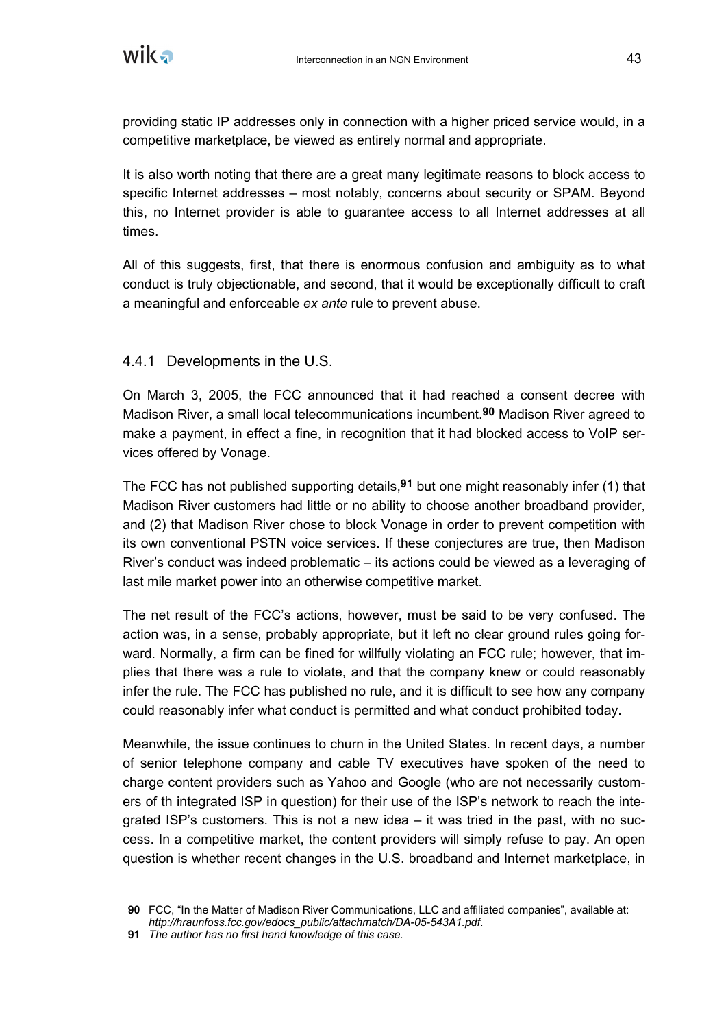providing static IP addresses only in connection with a higher priced service would, in a competitive marketplace, be viewed as entirely normal and appropriate.

It is also worth noting that there are a great many legitimate reasons to block access to specific Internet addresses – most notably, concerns about security or SPAM. Beyond this, no Internet provider is able to guarantee access to all Internet addresses at all times.

All of this suggests, first, that there is enormous confusion and ambiguity as to what conduct is truly objectionable, and second, that it would be exceptionally difficult to craft a meaningful and enforceable *ex ante* rule to prevent abuse.

### 4.4.1 Developments in the U.S.

On March 3, 2005, the FCC announced that it had reached a consent decree with Madison River, a small local telecommunications incumbent.[90] Madison River agreed to make a payment, in effect a fine, in recognition that it had blocked access to VoIP services offered by Vonage.

The FCC has not published supporting details,[91] but one might reasonably infer (1) that Madison River customers had little or no ability to choose another broadband provider, and (2) that Madison River chose to block Vonage in order to prevent competition with its own conventional PSTN voice services. If these conjectures are true, then Madison River's conduct was indeed problematic – its actions could be viewed as a leveraging of last mile market power into an otherwise competitive market.

The net result of the FCC's actions, however, must be said to be very confused. The action was, in a sense, probably appropriate, but it left no clear ground rules going forward. Normally, a firm can be fined for willfully violating an FCC rule; however, that implies that there was a rule to violate, and that the company knew or could reasonably infer the rule. The FCC has published no rule, and it is difficult to see how any company could reasonably infer what conduct is permitted and what conduct prohibited today.

Meanwhile, the issue continues to churn in the United States. In recent days, a number of senior telephone company and cable TV executives have spoken of the need to charge content providers such as Yahoo and Google (who are not necessarily customers of th integrated ISP in question) for their use of the ISP's network to reach the integrated ISP's customers. This is not a new idea – it was tried in the past, with no success. In a competitive market, the content providers will simply refuse to pay. An open question is whether recent changes in the U.S. broadband and Internet marketplace, in

---

90 FCC, "In the Matter of Madison River Communications, LLC and affiliated companies", available at: *http://hraunfoss.fcc.gov/edocs_public/attachmatch/DA-05-543A1.pdf*.

91 *The author has no first hand knowledge of this case.*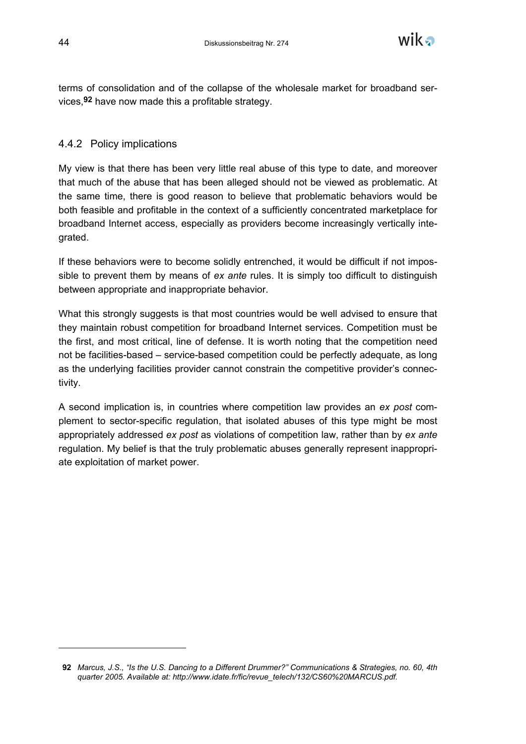terms of consolidation and of the collapse of the wholesale market for broadband services,[92] have now made this a profitable strategy.

### 4.4.2 Policy implications

My view is that there has been very little real abuse of this type to date, and moreover that much of the abuse that has been alleged should not be viewed as problematic. At the same time, there is good reason to believe that problematic behaviors would be both feasible and profitable in the context of a sufficiently concentrated marketplace for broadband Internet access, especially as providers become increasingly vertically integrated.

If these behaviors were to become solidly entrenched, it would be difficult if not impossible to prevent them by means of *ex ante* rules. It is simply too difficult to distinguish between appropriate and inappropriate behavior.

What this strongly suggests is that most countries would be well advised to ensure that they maintain robust competition for broadband Internet services. Competition must be the first, and most critical, line of defense. It is worth noting that the competition need not be facilities-based – service-based competition could be perfectly adequate, as long as the underlying facilities provider cannot constrain the competitive provider's connectivity.

A second implication is, in countries where competition law provides an *ex post* complement to sector-specific regulation, that isolated abuses of this type might be most appropriately addressed *ex post* as violations of competition law, rather than by *ex ante* regulation. My belief is that the truly problematic abuses generally represent inappropriate exploitation of market power.

---

[92] *Marcus, J.S., "Is the U.S. Dancing to a Different Drummer?" Communications & Strategies, no. 60, 4th quarter 2005. Available at: http://www.idate.fr/fic/revue_telech/132/CS60%20MARCUS.pdf.*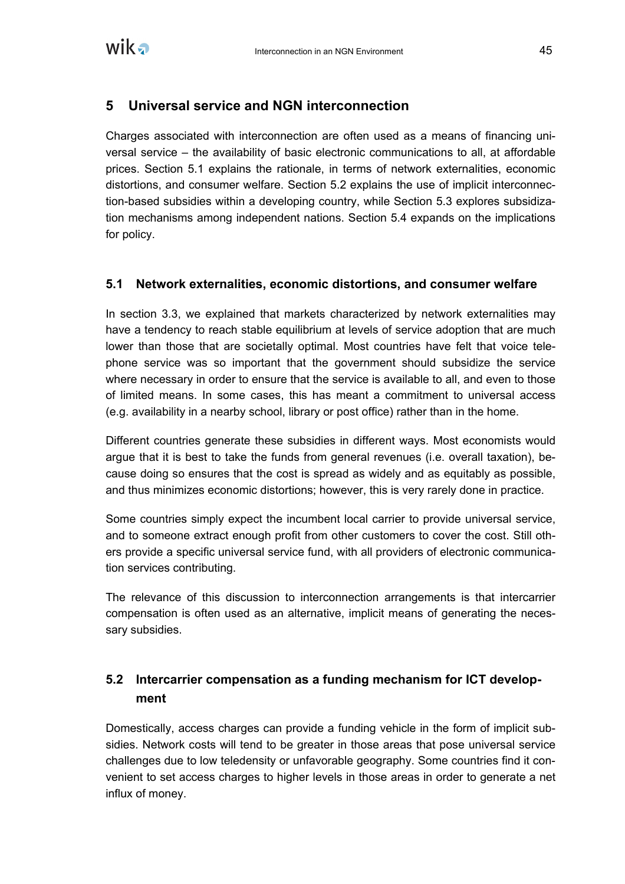# 5 Universal service and NGN interconnection

Charges associated with interconnection are often used as a means of financing universal service – the availability of basic electronic communications to all, at affordable prices. Section 5.1 explains the rationale, in terms of network externalities, economic distortions, and consumer welfare. Section 5.2 explains the use of implicit interconnection-based subsidies within a developing country, while Section 5.3 explores subsidization mechanisms among independent nations. Section 5.4 expands on the implications for policy.

## 5.1 Network externalities, economic distortions, and consumer welfare

In section 3.3, we explained that markets characterized by network externalities may have a tendency to reach stable equilibrium at levels of service adoption that are much lower than those that are societally optimal. Most countries have felt that voice telephone service was so important that the government should subsidize the service where necessary in order to ensure that the service is available to all, and even to those of limited means. In some cases, this has meant a commitment to universal access (e.g. availability in a nearby school, library or post office) rather than in the home.

Different countries generate these subsidies in different ways. Most economists would argue that it is best to take the funds from general revenues (i.e. overall taxation), because doing so ensures that the cost is spread as widely and as equitably as possible, and thus minimizes economic distortions; however, this is very rarely done in practice.

Some countries simply expect the incumbent local carrier to provide universal service, and to someone extract enough profit from other customers to cover the cost. Still others provide a specific universal service fund, with all providers of electronic communication services contributing.

The relevance of this discussion to interconnection arrangements is that intercarrier compensation is often used as an alternative, implicit means of generating the necessary subsidies.

## 5.2 Intercarrier compensation as a funding mechanism for ICT development

Domestically, access charges can provide a funding vehicle in the form of implicit subsidies. Network costs will tend to be greater in those areas that pose universal service challenges due to low teledensity or unfavorable geography. Some countries find it convenient to set access charges to higher levels in those areas in order to generate a net influx of money.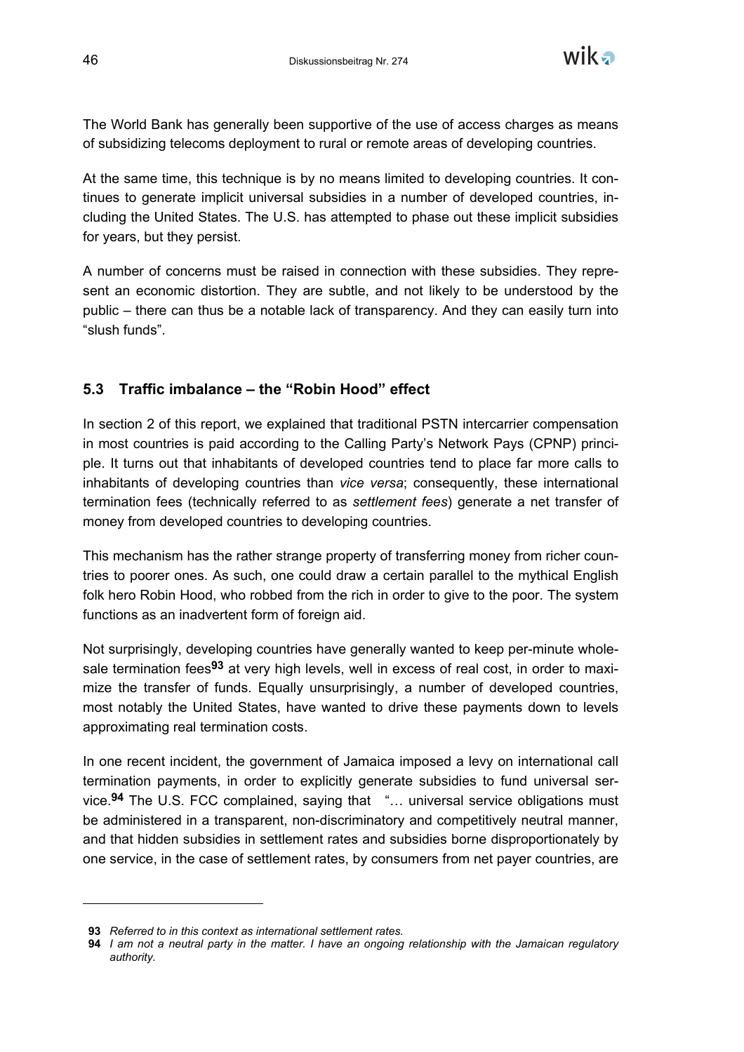The World Bank has generally been supportive of the use of access charges as means of subsidizing telecoms deployment to rural or remote areas of developing countries.

At the same time, this technique is by no means limited to developing countries. It continues to generate implicit universal subsidies in a number of developed countries, including the United States. The U.S. has attempted to phase out these implicit subsidies for years, but they persist.

A number of concerns must be raised in connection with these subsidies. They represent an economic distortion. They are subtle, and not likely to be understood by the public – there can thus be a notable lack of transparency. And they can easily turn into "slush funds".

### 5.3 Traffic imbalance – the "Robin Hood" effect

In section 2 of this report, we explained that traditional PSTN intercarrier compensation in most countries is paid according to the Calling Party's Network Pays (CPNP) principle. It turns out that inhabitants of developed countries tend to place far more calls to inhabitants of developing countries than *vice versa*; consequently, these international termination fees (technically referred to as *settlement fees*) generate a net transfer of money from developed countries to developing countries.

This mechanism has the rather strange property of transferring money from richer countries to poorer ones. As such, one could draw a certain parallel to the mythical English folk hero Robin Hood, who robbed from the rich in order to give to the poor. The system functions as an inadvertent form of foreign aid.

Not surprisingly, developing countries have generally wanted to keep per-minute wholesale termination fees[93] at very high levels, well in excess of real cost, in order to maximize the transfer of funds. Equally unsurprisingly, a number of developed countries, most notably the United States, have wanted to drive these payments down to levels approximating real termination costs.

In one recent incident, the government of Jamaica imposed a levy on international call termination payments, in order to explicitly generate subsidies to fund universal service.[94] The U.S. FCC complained, saying that "… universal service obligations must be administered in a transparent, non-discriminatory and competitively neutral manner, and that hidden subsidies in settlement rates and subsidies borne disproportionately by one service, in the case of settlement rates, by consumers from net payer countries, are

---

**93** *Referred to in this context as international settlement rates.*

**94** *I am not a neutral party in the matter. I have an ongoing relationship with the Jamaican regulatory authority.*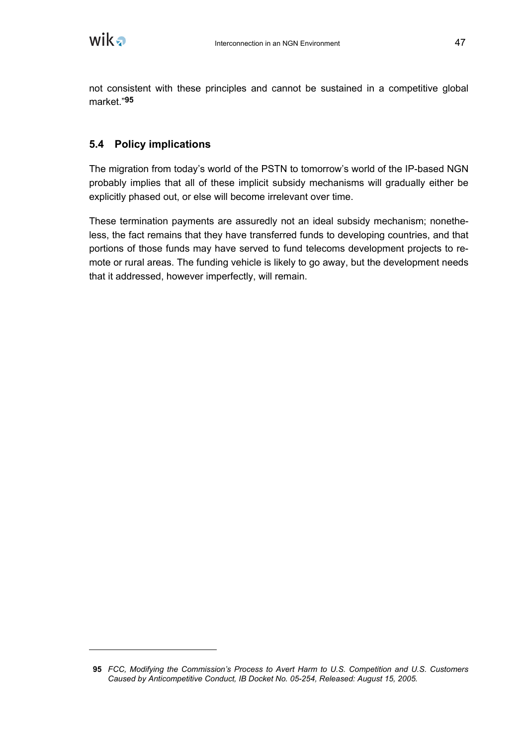not consistent with these principles and cannot be sustained in a competitive global market."[95]

## 5.4 Policy implications

The migration from today's world of the PSTN to tomorrow's world of the IP-based NGN probably implies that all of these implicit subsidy mechanisms will gradually either be explicitly phased out, or else will become irrelevant over time.

These termination payments are assuredly not an ideal subsidy mechanism; nonetheless, the fact remains that they have transferred funds to developing countries, and that portions of those funds may have served to fund telecoms development projects to remote or rural areas. The funding vehicle is likely to go away, but the development needs that it addressed, however imperfectly, will remain.

---

**95** *FCC, Modifying the Commission's Process to Avert Harm to U.S. Competition and U.S. Customers Caused by Anticompetitive Conduct, IB Docket No. 05-254, Released: August 15, 2005.*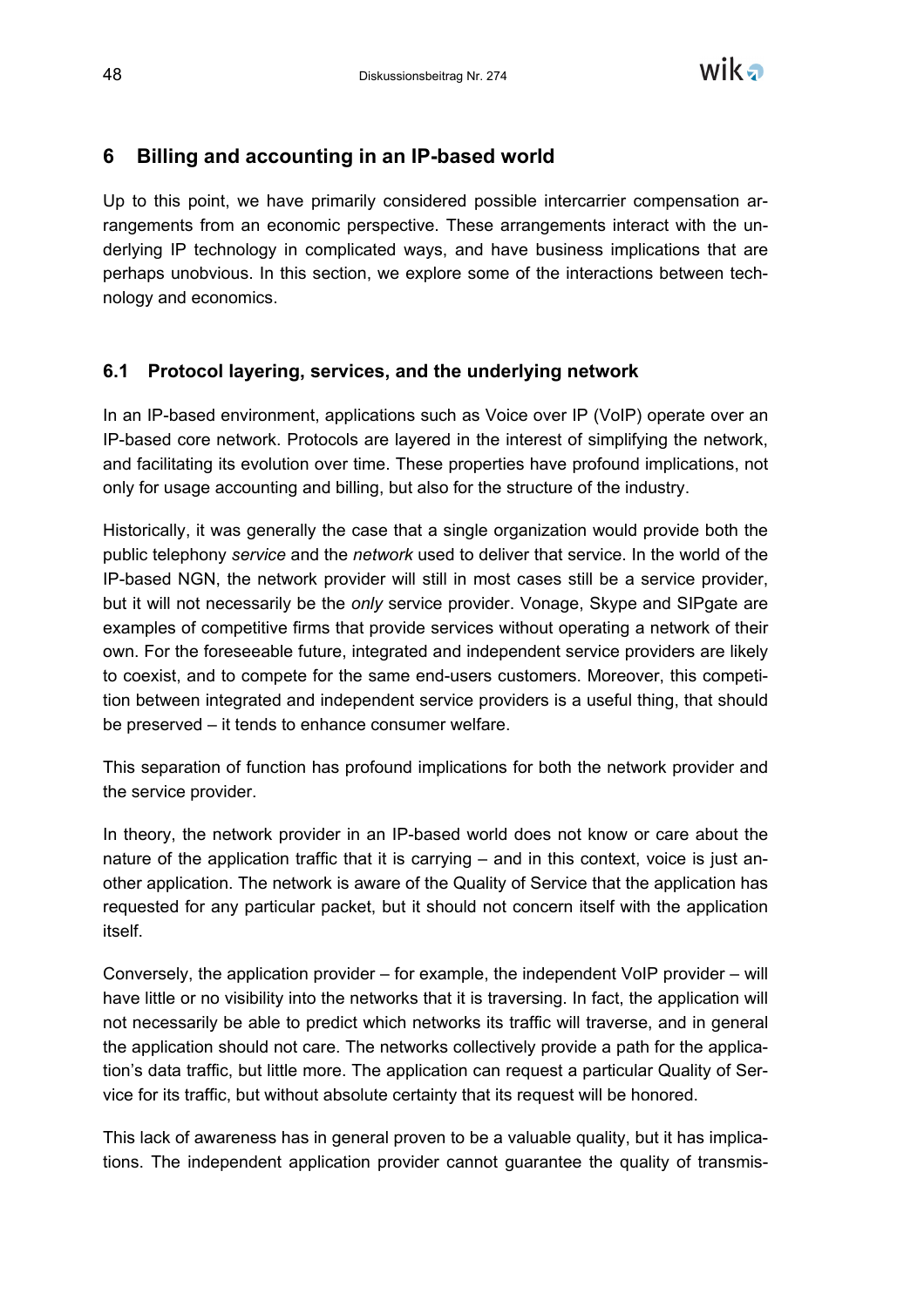# 6 Billing and accounting in an IP-based world

Up to this point, we have primarily considered possible intercarrier compensation arrangements from an economic perspective. These arrangements interact with the underlying IP technology in complicated ways, and have business implications that are perhaps unobvious. In this section, we explore some of the interactions between technology and economics.

## 6.1 Protocol layering, services, and the underlying network

In an IP-based environment, applications such as Voice over IP (VoIP) operate over an IP-based core network. Protocols are layered in the interest of simplifying the network, and facilitating its evolution over time. These properties have profound implications, not only for usage accounting and billing, but also for the structure of the industry.

Historically, it was generally the case that a single organization would provide both the public telephony *service* and the *network* used to deliver that service. In the world of the IP-based NGN, the network provider will still in most cases still be a service provider, but it will not necessarily be the *only* service provider. Vonage, Skype and SIPgate are examples of competitive firms that provide services without operating a network of their own. For the foreseeable future, integrated and independent service providers are likely to coexist, and to compete for the same end-users customers. Moreover, this competition between integrated and independent service providers is a useful thing, that should be preserved – it tends to enhance consumer welfare.

This separation of function has profound implications for both the network provider and the service provider.

In theory, the network provider in an IP-based world does not know or care about the nature of the application traffic that it is carrying – and in this context, voice is just another application. The network is aware of the Quality of Service that the application has requested for any particular packet, but it should not concern itself with the application itself.

Conversely, the application provider – for example, the independent VoIP provider – will have little or no visibility into the networks that it is traversing. In fact, the application will not necessarily be able to predict which networks its traffic will traverse, and in general the application should not care. The networks collectively provide a path for the application's data traffic, but little more. The application can request a particular Quality of Service for its traffic, but without absolute certainty that its request will be honored.

This lack of awareness has in general proven to be a valuable quality, but it has implications. The independent application provider cannot guarantee the quality of transmis-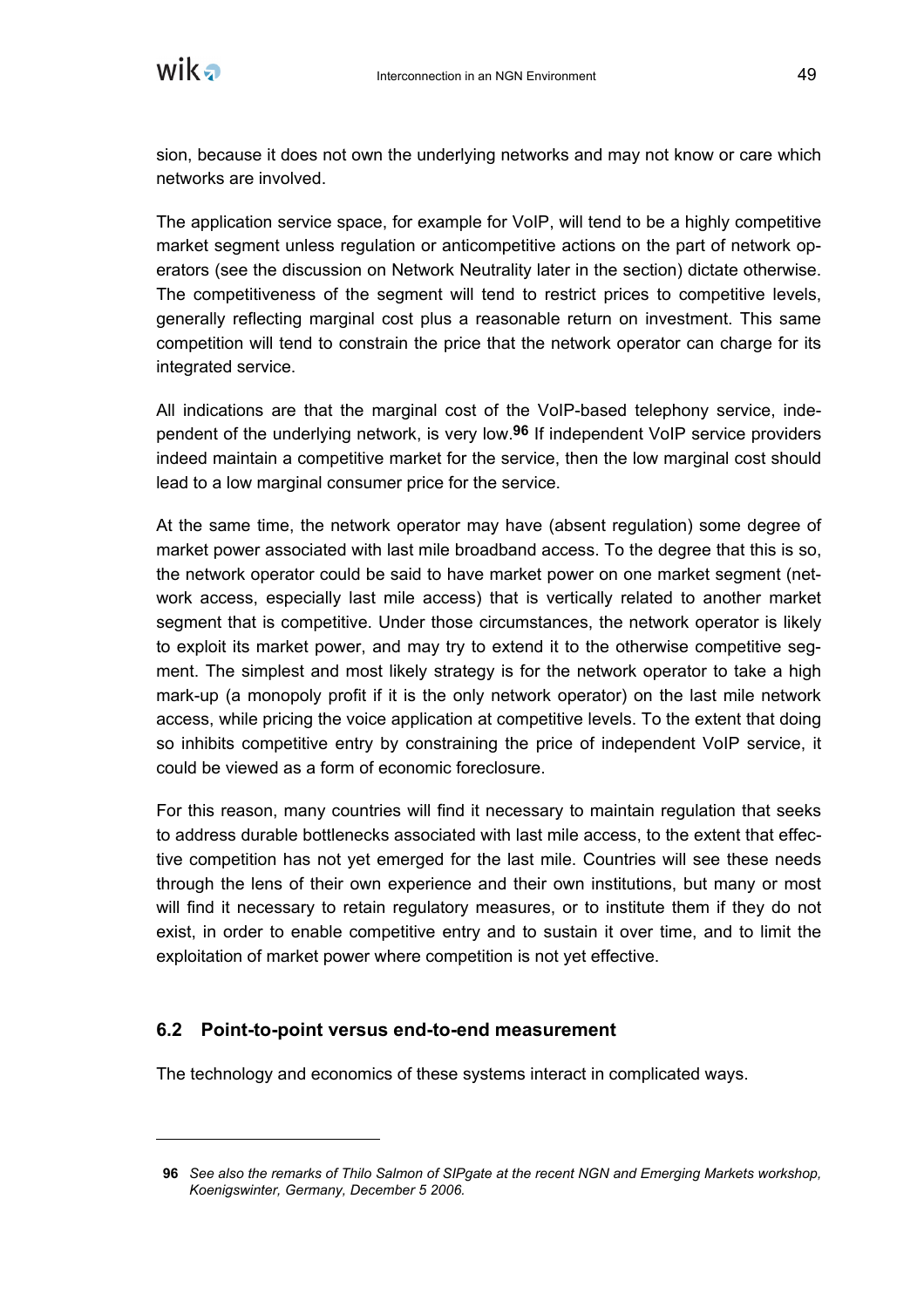sion, because it does not own the underlying networks and may not know or care which networks are involved.

The application service space, for example for VoIP, will tend to be a highly competitive market segment unless regulation or anticompetitive actions on the part of network operators (see the discussion on Network Neutrality later in the section) dictate otherwise. The competitiveness of the segment will tend to restrict prices to competitive levels, generally reflecting marginal cost plus a reasonable return on investment. This same competition will tend to constrain the price that the network operator can charge for its integrated service.

All indications are that the marginal cost of the VoIP-based telephony service, independent of the underlying network, is very low.[96] If independent VoIP service providers indeed maintain a competitive market for the service, then the low marginal cost should lead to a low marginal consumer price for the service.

At the same time, the network operator may have (absent regulation) some degree of market power associated with last mile broadband access. To the degree that this is so, the network operator could be said to have market power on one market segment (network access, especially last mile access) that is vertically related to another market segment that is competitive. Under those circumstances, the network operator is likely to exploit its market power, and may try to extend it to the otherwise competitive segment. The simplest and most likely strategy is for the network operator to take a high mark-up (a monopoly profit if it is the only network operator) on the last mile network access, while pricing the voice application at competitive levels. To the extent that doing so inhibits competitive entry by constraining the price of independent VoIP service, it could be viewed as a form of economic foreclosure.

For this reason, many countries will find it necessary to maintain regulation that seeks to address durable bottlenecks associated with last mile access, to the extent that effective competition has not yet emerged for the last mile. Countries will see these needs through the lens of their own experience and their own institutions, but many or most will find it necessary to retain regulatory measures, or to institute them if they do not exist, in order to enable competitive entry and to sustain it over time, and to limit the exploitation of market power where competition is not yet effective.

## 6.2 Point-to-point versus end-to-end measurement

The technology and economics of these systems interact in complicated ways.

---

[96] *See also the remarks of Thilo Salmon of SIPgate at the recent NGN and Emerging Markets workshop, Koenigswinter, Germany, December 5 2006.*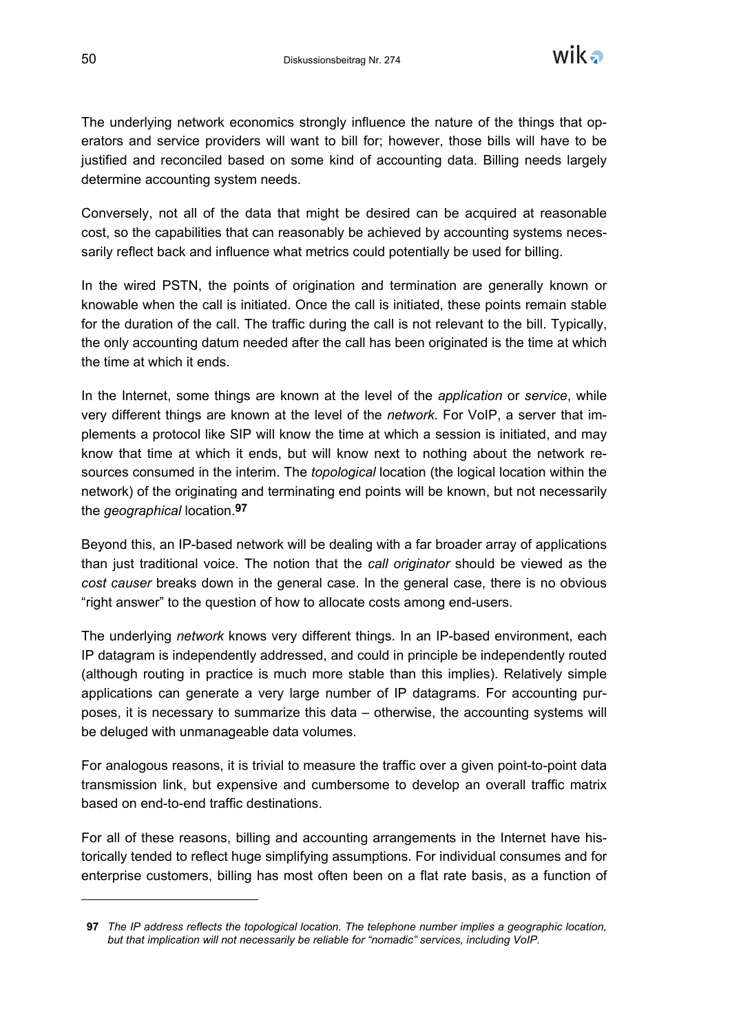The underlying network economics strongly influence the nature of the things that operators and service providers will want to bill for; however, those bills will have to be justified and reconciled based on some kind of accounting data. Billing needs largely determine accounting system needs.

Conversely, not all of the data that might be desired can be acquired at reasonable cost, so the capabilities that can reasonably be achieved by accounting systems necessarily reflect back and influence what metrics could potentially be used for billing.

In the wired PSTN, the points of origination and termination are generally known or knowable when the call is initiated. Once the call is initiated, these points remain stable for the duration of the call. The traffic during the call is not relevant to the bill. Typically, the only accounting datum needed after the call has been originated is the time at which the time at which it ends.

In the Internet, some things are known at the level of the *application* or *service*, while very different things are known at the level of the *network*. For VoIP, a server that implements a protocol like SIP will know the time at which a session is initiated, and may know that time at which it ends, but will know next to nothing about the network resources consumed in the interim. The *topological* location (the logical location within the network) of the originating and terminating end points will be known, but not necessarily the *geographical* location.[97]

Beyond this, an IP-based network will be dealing with a far broader array of applications than just traditional voice. The notion that the *call originator* should be viewed as the *cost causer* breaks down in the general case. In the general case, there is no obvious "right answer" to the question of how to allocate costs among end-users.

The underlying *network* knows very different things. In an IP-based environment, each IP datagram is independently addressed, and could in principle be independently routed (although routing in practice is much more stable than this implies). Relatively simple applications can generate a very large number of IP datagrams. For accounting purposes, it is necessary to summarize this data – otherwise, the accounting systems will be deluged with unmanageable data volumes.

For analogous reasons, it is trivial to measure the traffic over a given point-to-point data transmission link, but expensive and cumbersome to develop an overall traffic matrix based on end-to-end traffic destinations.

For all of these reasons, billing and accounting arrangements in the Internet have historically tended to reflect huge simplifying assumptions. For individual consumes and for enterprise customers, billing has most often been on a flat rate basis, as a function of

---

**97** *The IP address reflects the topological location. The telephone number implies a geographic location, but that implication will not necessarily be reliable for "nomadic" services, including VoIP.*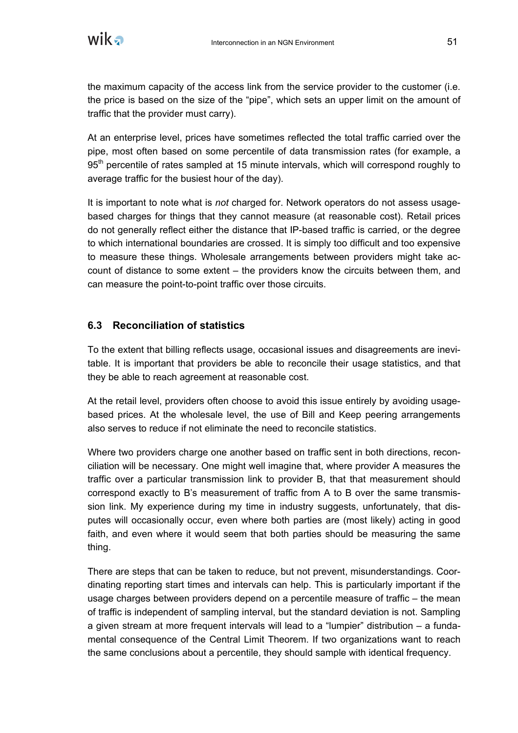the maximum capacity of the access link from the service provider to the customer (i.e. the price is based on the size of the "pipe", which sets an upper limit on the amount of traffic that the provider must carry).

At an enterprise level, prices have sometimes reflected the total traffic carried over the pipe, most often based on some percentile of data transmission rates (for example, a $95^{th}$ percentile of rates sampled at 15 minute intervals, which will correspond roughly to average traffic for the busiest hour of the day).

It is important to note what is *not* charged for. Network operators do not assess usage-based charges for things that they cannot measure (at reasonable cost). Retail prices do not generally reflect either the distance that IP-based traffic is carried, or the degree to which international boundaries are crossed. It is simply too difficult and too expensive to measure these things. Wholesale arrangements between providers might take account of distance to some extent – the providers know the circuits between them, and can measure the point-to-point traffic over those circuits.

## 6.3 Reconciliation of statistics

To the extent that billing reflects usage, occasional issues and disagreements are inevitable. It is important that providers be able to reconcile their usage statistics, and that they be able to reach agreement at reasonable cost.

At the retail level, providers often choose to avoid this issue entirely by avoiding usage-based prices. At the wholesale level, the use of Bill and Keep peering arrangements also serves to reduce if not eliminate the need to reconcile statistics.

Where two providers charge one another based on traffic sent in both directions, reconciliation will be necessary. One might well imagine that, where provider A measures the traffic over a particular transmission link to provider B, that that measurement should correspond exactly to B's measurement of traffic from A to B over the same transmission link. My experience during my time in industry suggests, unfortunately, that disputes will occasionally occur, even where both parties are (most likely) acting in good faith, and even where it would seem that both parties should be measuring the same thing.

There are steps that can be taken to reduce, but not prevent, misunderstandings. Coordinating reporting start times and intervals can help. This is particularly important if the usage charges between providers depend on a percentile measure of traffic – the mean of traffic is independent of sampling interval, but the standard deviation is not. Sampling a given stream at more frequent intervals will lead to a "lumpier" distribution – a fundamental consequence of the Central Limit Theorem. If two organizations want to reach the same conclusions about a percentile, they should sample with identical frequency.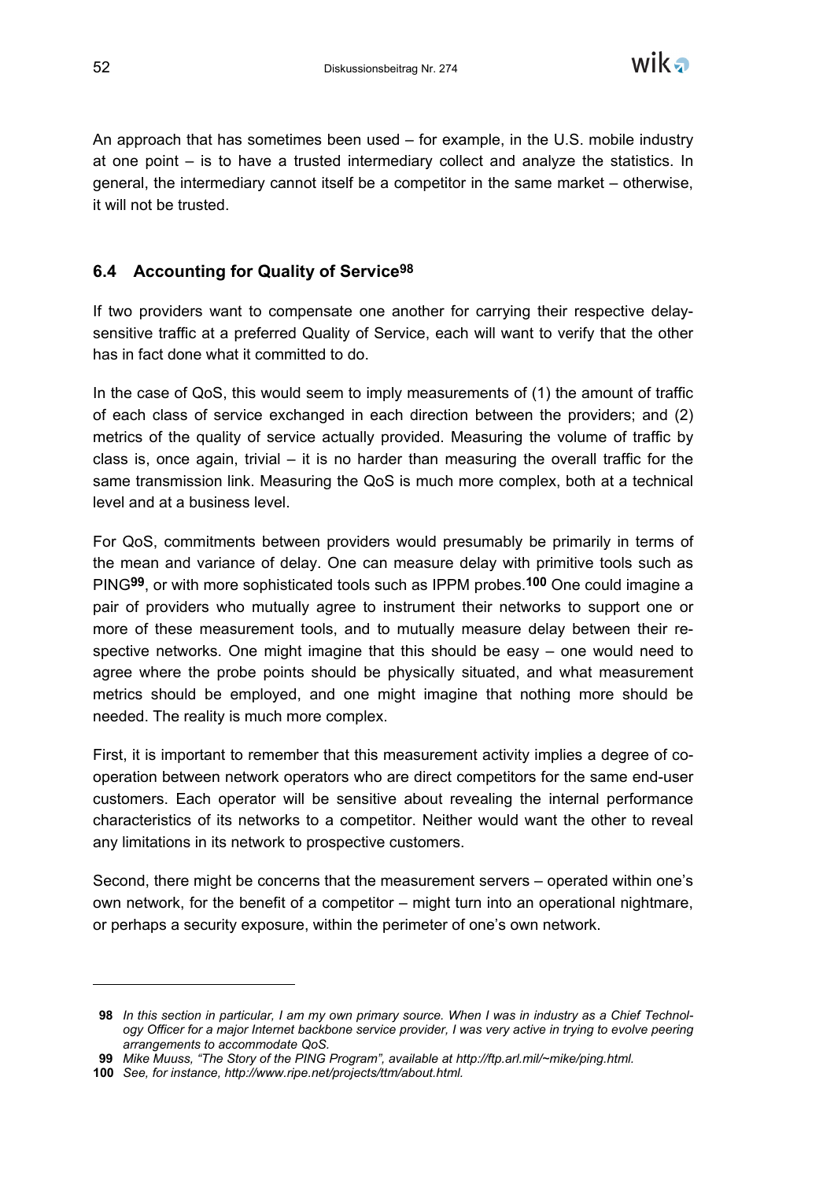An approach that has sometimes been used – for example, in the U.S. mobile industry at one point – is to have a trusted intermediary collect and analyze the statistics. In general, the intermediary cannot itself be a competitor in the same market – otherwise, it will not be trusted.

## 6.4 Accounting for Quality of Service[98]

If two providers want to compensate one another for carrying their respective delay-sensitive traffic at a preferred Quality of Service, each will want to verify that the other has in fact done what it committed to do.

In the case of QoS, this would seem to imply measurements of (1) the amount of traffic of each class of service exchanged in each direction between the providers; and (2) metrics of the quality of service actually provided. Measuring the volume of traffic by class is, once again, trivial – it is no harder than measuring the overall traffic for the same transmission link. Measuring the QoS is much more complex, both at a technical level and at a business level.

For QoS, commitments between providers would presumably be primarily in terms of the mean and variance of delay. One can measure delay with primitive tools such as PING[99], or with more sophisticated tools such as IPPM probes.[100] One could imagine a pair of providers who mutually agree to instrument their networks to support one or more of these measurement tools, and to mutually measure delay between their respective networks. One might imagine that this should be easy – one would need to agree where the probe points should be physically situated, and what measurement metrics should be employed, and one might imagine that nothing more should be needed. The reality is much more complex.

First, it is important to remember that this measurement activity implies a degree of co-operation between network operators who are direct competitors for the same end-user customers. Each operator will be sensitive about revealing the internal performance characteristics of its networks to a competitor. Neither would want the other to reveal any limitations in its network to prospective customers.

Second, there might be concerns that the measurement servers – operated within one's own network, for the benefit of a competitor – might turn into an operational nightmare, or perhaps a security exposure, within the perimeter of one's own network.

---

98 *In this section in particular, I am my own primary source. When I was in industry as a Chief Technology Officer for a major Internet backbone service provider, I was very active in trying to evolve peering arrangements to accommodate QoS.*

99 *Mike Muuss, "The Story of the PING Program", available at http://ftp.arl.mil/~mike/ping.html.*

100 *See, for instance, http://www.ripe.net/projects/ttm/about.html.*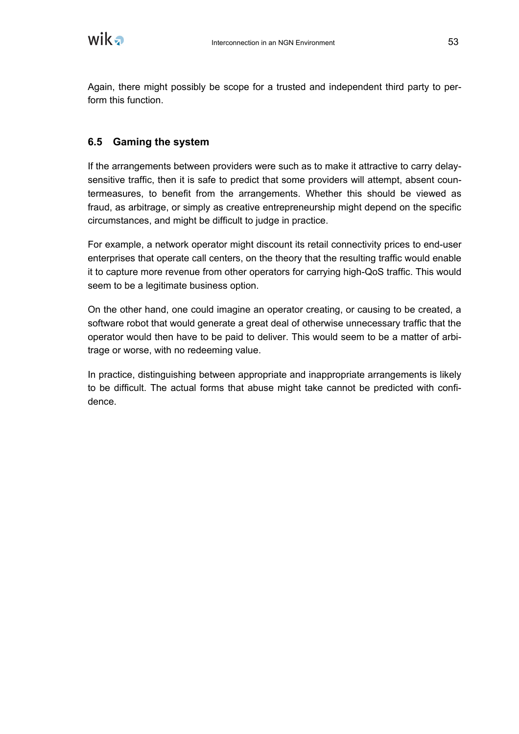Again, there might possibly be scope for a trusted and independent third party to perform this function.

## 6.5 Gaming the system

If the arrangements between providers were such as to make it attractive to carry delay-sensitive traffic, then it is safe to predict that some providers will attempt, absent countermeasures, to benefit from the arrangements. Whether this should be viewed as fraud, as arbitrage, or simply as creative entrepreneurship might depend on the specific circumstances, and might be difficult to judge in practice.

For example, a network operator might discount its retail connectivity prices to end-user enterprises that operate call centers, on the theory that the resulting traffic would enable it to capture more revenue from other operators for carrying high-QoS traffic. This would seem to be a legitimate business option.

On the other hand, one could imagine an operator creating, or causing to be created, a software robot that would generate a great deal of otherwise unnecessary traffic that the operator would then have to be paid to deliver. This would seem to be a matter of arbitrage or worse, with no redeeming value.

In practice, distinguishing between appropriate and inappropriate arrangements is likely to be difficult. The actual forms that abuse might take cannot be predicted with confidence.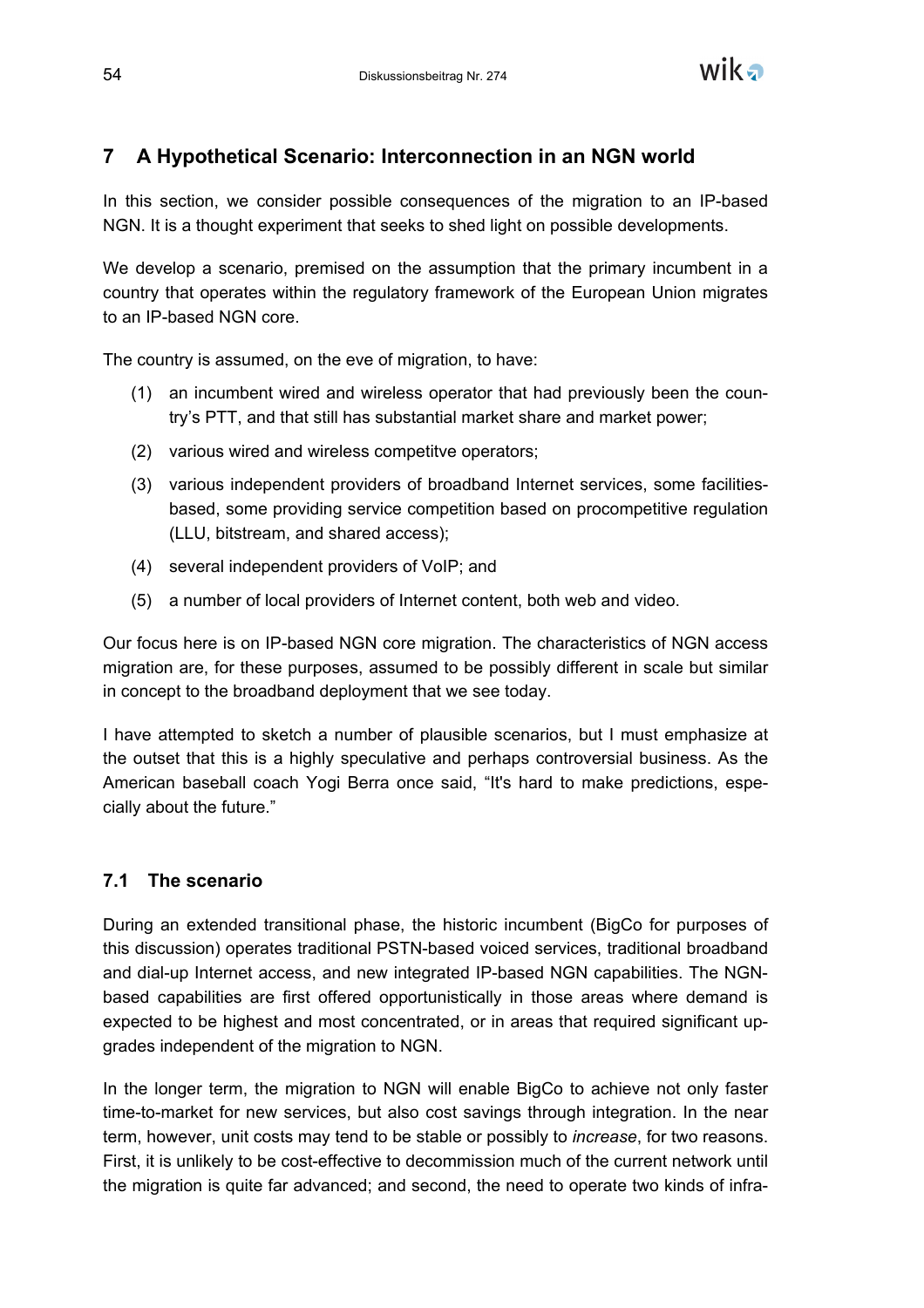# 7 A Hypothetical Scenario: Interconnection in an NGN world

In this section, we consider possible consequences of the migration to an IP-based NGN. It is a thought experiment that seeks to shed light on possible developments.

We develop a scenario, premised on the assumption that the primary incumbent in a country that operates within the regulatory framework of the European Union migrates to an IP-based NGN core.

The country is assumed, on the eve of migration, to have:

(1) an incumbent wired and wireless operator that had previously been the country's PTT, and that still has substantial market share and market power;

(2) various wired and wireless competitve operators;

(3) various independent providers of broadband Internet services, some facilities-based, some providing service competition based on procompetitive regulation (LLU, bitstream, and shared access);

(4) several independent providers of VoIP; and

(5) a number of local providers of Internet content, both web and video.

Our focus here is on IP-based NGN core migration. The characteristics of NGN access migration are, for these purposes, assumed to be possibly different in scale but similar in concept to the broadband deployment that we see today.

I have attempted to sketch a number of plausible scenarios, but I must emphasize at the outset that this is a highly speculative and perhaps controversial business. As the American baseball coach Yogi Berra once said, "It's hard to make predictions, especially about the future."

## 7.1 The scenario

During an extended transitional phase, the historic incumbent (BigCo for purposes of this discussion) operates traditional PSTN-based voiced services, traditional broadband and dial-up Internet access, and new integrated IP-based NGN capabilities. The NGN-based capabilities are first offered opportunistically in those areas where demand is expected to be highest and most concentrated, or in areas that required significant upgrades independent of the migration to NGN.

In the longer term, the migration to NGN will enable BigCo to achieve not only faster time-to-market for new services, but also cost savings through integration. In the near term, however, unit costs may tend to be stable or possibly to *increase*, for two reasons. First, it is unlikely to be cost-effective to decommission much of the current network until the migration is quite far advanced; and second, the need to operate two kinds of infra-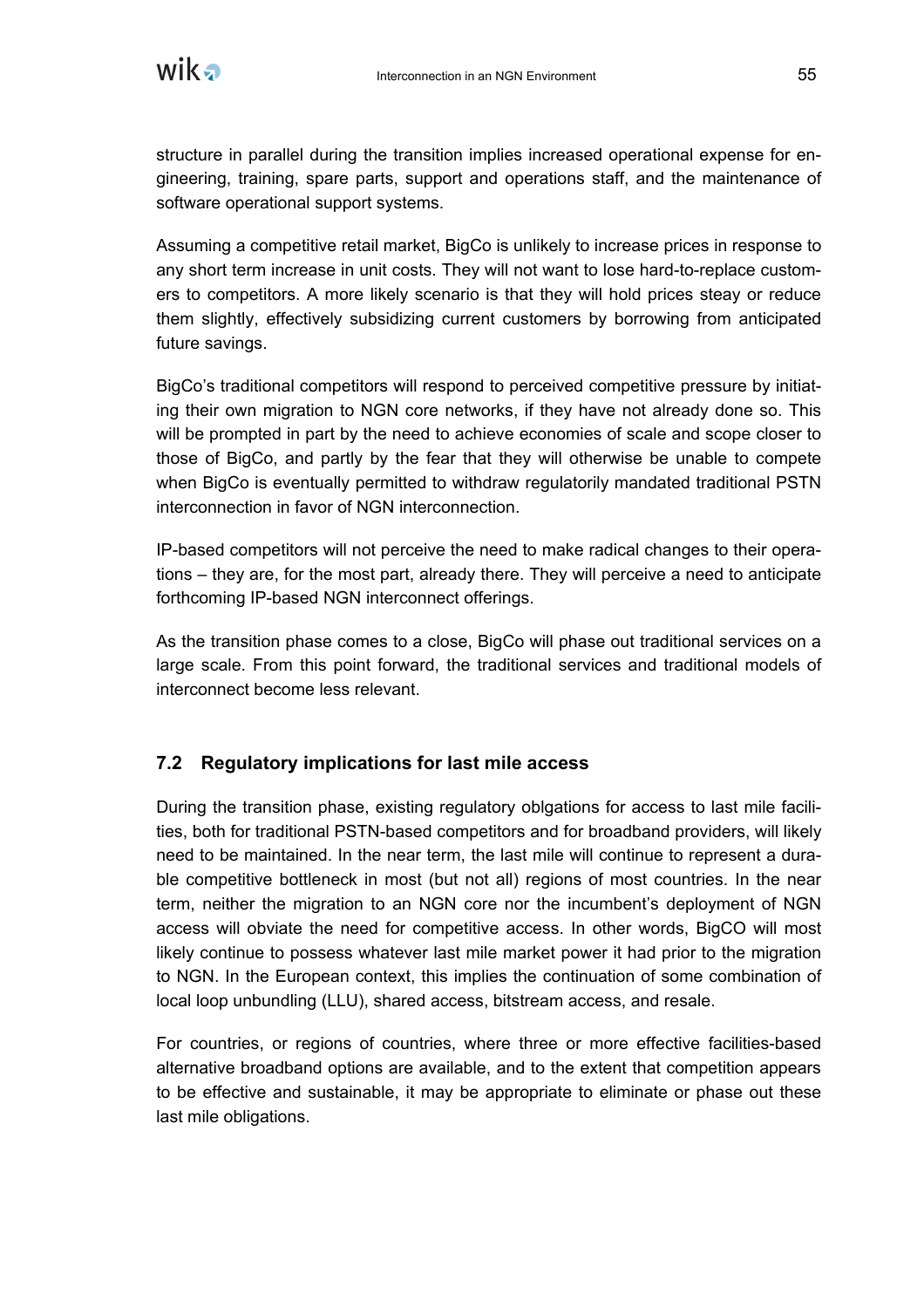structure in parallel during the transition implies increased operational expense for engineering, training, spare parts, support and operations staff, and the maintenance of software operational support systems.

Assuming a competitive retail market, BigCo is unlikely to increase prices in response to any short term increase in unit costs. They will not want to lose hard-to-replace customers to competitors. A more likely scenario is that they will hold prices steay or reduce them slightly, effectively subsidizing current customers by borrowing from anticipated future savings.

BigCo's traditional competitors will respond to perceived competitive pressure by initiating their own migration to NGN core networks, if they have not already done so. This will be prompted in part by the need to achieve economies of scale and scope closer to those of BigCo, and partly by the fear that they will otherwise be unable to compete when BigCo is eventually permitted to withdraw regulatorily mandated traditional PSTN interconnection in favor of NGN interconnection.

IP-based competitors will not perceive the need to make radical changes to their operations – they are, for the most part, already there. They will perceive a need to anticipate forthcoming IP-based NGN interconnect offerings.

As the transition phase comes to a close, BigCo will phase out traditional services on a large scale. From this point forward, the traditional services and traditional models of interconnect become less relevant.

## 7.2 Regulatory implications for last mile access

During the transition phase, existing regulatory oblgations for access to last mile facilities, both for traditional PSTN-based competitors and for broadband providers, will likely need to be maintained. In the near term, the last mile will continue to represent a durable competitive bottleneck in most (but not all) regions of most countries. In the near term, neither the migration to an NGN core nor the incumbent's deployment of NGN access will obviate the need for competitive access. In other words, BigCO will most likely continue to possess whatever last mile market power it had prior to the migration to NGN. In the European context, this implies the continuation of some combination of local loop unbundling (LLU), shared access, bitstream access, and resale.

For countries, or regions of countries, where three or more effective facilities-based alternative broadband options are available, and to the extent that competition appears to be effective and sustainable, it may be appropriate to eliminate or phase out these last mile obligations.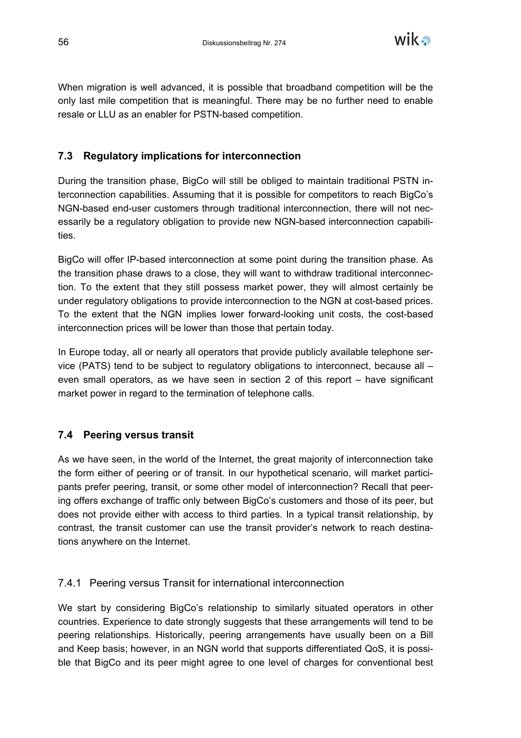When migration is well advanced, it is possible that broadband competition will be the only last mile competition that is meaningful. There may be no further need to enable resale or LLU as an enabler for PSTN-based competition.

## 7.3 Regulatory implications for interconnection

During the transition phase, BigCo will still be obliged to maintain traditional PSTN interconnection capabilities. Assuming that it is possible for competitors to reach BigCo's NGN-based end-user customers through traditional interconnection, there will not necessarily be a regulatory obligation to provide new NGN-based interconnection capabilities.

BigCo will offer IP-based interconnection at some point during the transition phase. As the transition phase draws to a close, they will want to withdraw traditional interconnection. To the extent that they still possess market power, they will almost certainly be under regulatory obligations to provide interconnection to the NGN at cost-based prices. To the extent that the NGN implies lower forward-looking unit costs, the cost-based interconnection prices will be lower than those that pertain today.

In Europe today, all or nearly all operators that provide publicly available telephone service (PATS) tend to be subject to regulatory obligations to interconnect, because all – even small operators, as we have seen in section 2 of this report – have significant market power in regard to the termination of telephone calls.

## 7.4 Peering versus transit

As we have seen, in the world of the Internet, the great majority of interconnection take the form either of peering or of transit. In our hypothetical scenario, will market participants prefer peering, transit, or some other model of interconnection? Recall that peering offers exchange of traffic only between BigCo's customers and those of its peer, but does not provide either with access to third parties. In a typical transit relationship, by contrast, the transit customer can use the transit provider's network to reach destinations anywhere on the Internet.

### 7.4.1 Peering versus Transit for international interconnection

We start by considering BigCo's relationship to similarly situated operators in other countries. Experience to date strongly suggests that these arrangements will tend to be peering relationships. Historically, peering arrangements have usually been on a Bill and Keep basis; however, in an NGN world that supports differentiated QoS, it is possible that BigCo and its peer might agree to one level of charges for conventional best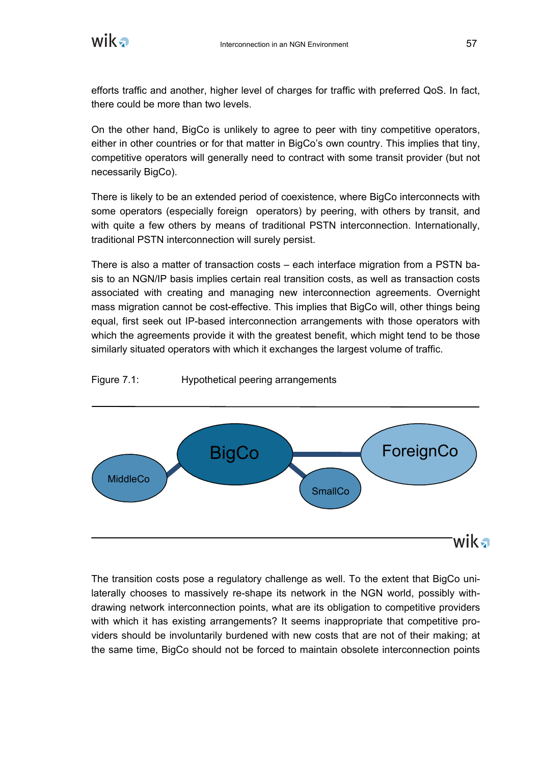efforts traffic and another, higher level of charges for traffic with preferred QoS. In fact, there could be more than two levels.

On the other hand, BigCo is unlikely to agree to peer with tiny competitive operators, either in other countries or for that matter in BigCo's own country. This implies that tiny, competitive operators will generally need to contract with some transit provider (but not necessarily BigCo).

There is likely to be an extended period of coexistence, where BigCo interconnects with some operators (especially foreign operators) by peering, with others by transit, and with quite a few others by means of traditional PSTN interconnection. Internationally, traditional PSTN interconnection will surely persist.

There is also a matter of transaction costs – each interface migration from a PSTN basis to an NGN/IP basis implies certain real transition costs, as well as transaction costs associated with creating and managing new interconnection agreements. Overnight mass migration cannot be cost-effective. This implies that BigCo will, other things being equal, first seek out IP-based interconnection arrangements with those operators with which the agreements provide it with the greatest benefit, which might tend to be those similarly situated operators with which it exchanges the largest volume of traffic.

Figure 7.1: Hypothetical peering arrangements

MiddleCo — BigCo — ForeignCo; BigCo — SmallCo

The transition costs pose a regulatory challenge as well. To the extent that BigCo unilaterally chooses to massively re-shape its network in the NGN world, possibly withdrawing network interconnection points, what are its obligation to competitive providers with which it has existing arrangements? It seems inappropriate that competitive providers should be involuntarily burdened with new costs that are not of their making; at the same time, BigCo should not be forced to maintain obsolete interconnection points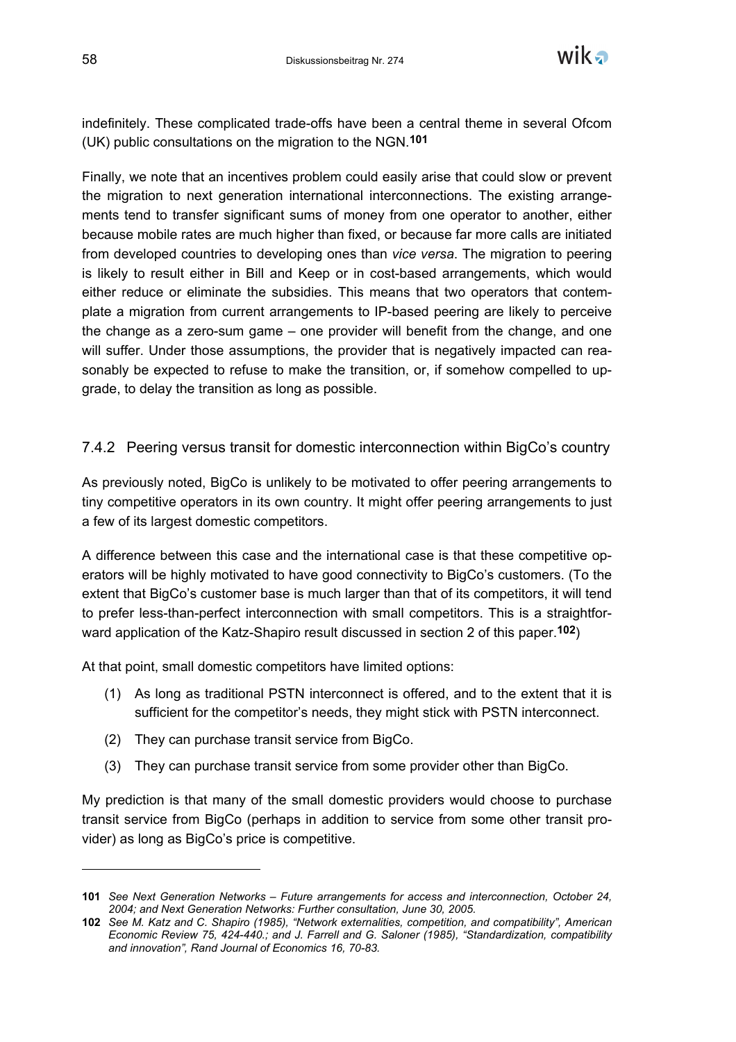indefinitely. These complicated trade-offs have been a central theme in several Ofcom (UK) public consultations on the migration to the NGN.[101]

Finally, we note that an incentives problem could easily arise that could slow or prevent the migration to next generation international interconnections. The existing arrangements tend to transfer significant sums of money from one operator to another, either because mobile rates are much higher than fixed, or because far more calls are initiated from developed countries to developing ones than *vice versa*. The migration to peering is likely to result either in Bill and Keep or in cost-based arrangements, which would either reduce or eliminate the subsidies. This means that two operators that contemplate a migration from current arrangements to IP-based peering are likely to perceive the change as a zero-sum game – one provider will benefit from the change, and one will suffer. Under those assumptions, the provider that is negatively impacted can reasonably be expected to refuse to make the transition, or, if somehow compelled to upgrade, to delay the transition as long as possible.

### 7.4.2 Peering versus transit for domestic interconnection within BigCo's country

As previously noted, BigCo is unlikely to be motivated to offer peering arrangements to tiny competitive operators in its own country. It might offer peering arrangements to just a few of its largest domestic competitors.

A difference between this case and the international case is that these competitive operators will be highly motivated to have good connectivity to BigCo's customers. (To the extent that BigCo's customer base is much larger than that of its competitors, it will tend to prefer less-than-perfect interconnection with small competitors. This is a straightforward application of the Katz-Shapiro result discussed in section 2 of this paper.[102])

At that point, small domestic competitors have limited options:

(1) As long as traditional PSTN interconnect is offered, and to the extent that it is sufficient for the competitor's needs, they might stick with PSTN interconnect.

(2) They can purchase transit service from BigCo.

(3) They can purchase transit service from some provider other than BigCo.

My prediction is that many of the small domestic providers would choose to purchase transit service from BigCo (perhaps in addition to service from some other transit provider) as long as BigCo's price is competitive.

---

**101** *See Next Generation Networks – Future arrangements for access and interconnection, October 24, 2004; and Next Generation Networks: Further consultation, June 30, 2005.*

**102** *See M. Katz and C. Shapiro (1985), "Network externalities, competition, and compatibility", American Economic Review 75, 424-440.; and J. Farrell and G. Saloner (1985), "Standardization, compatibility and innovation", Rand Journal of Economics 16, 70-83.*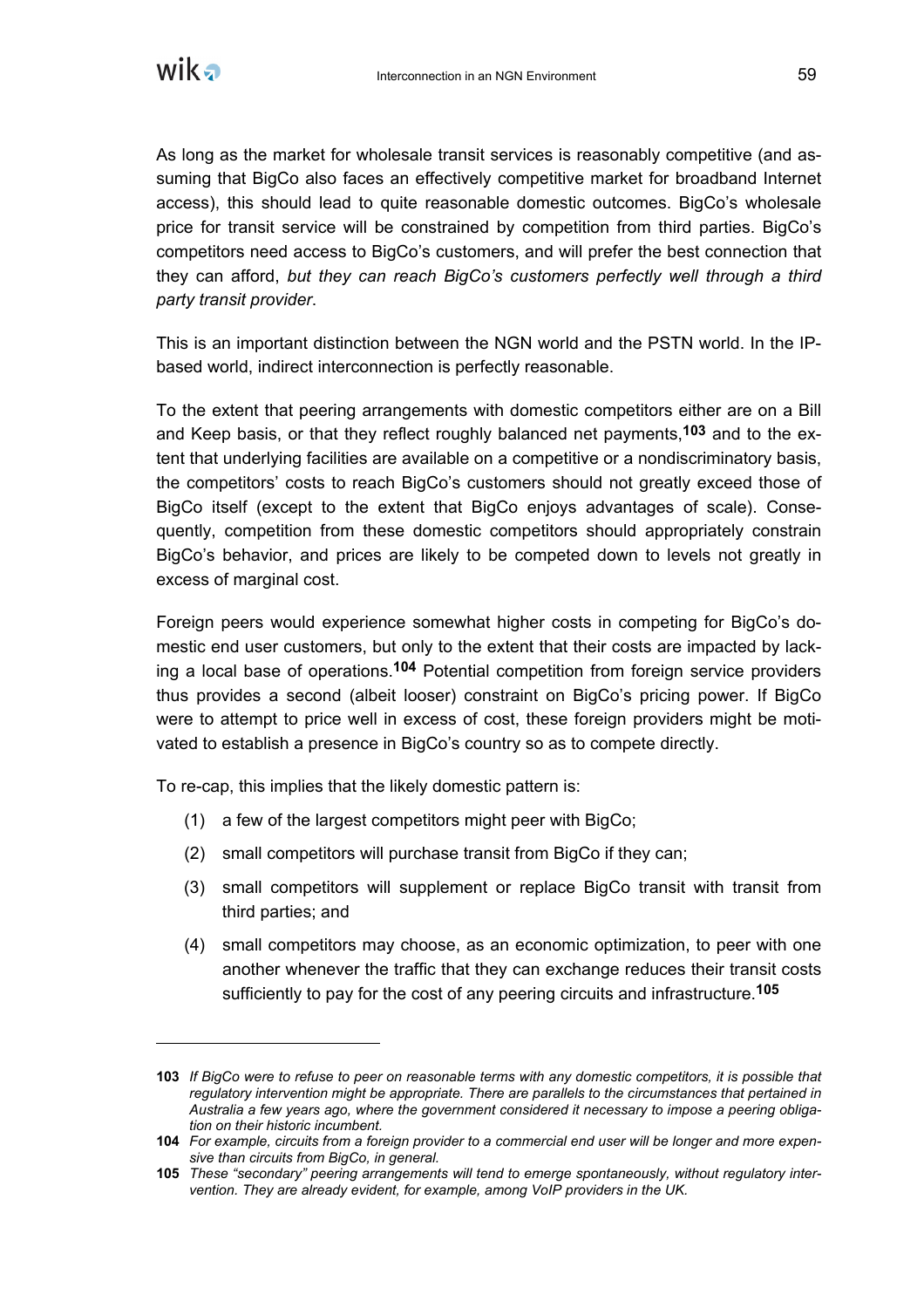As long as the market for wholesale transit services is reasonably competitive (and assuming that BigCo also faces an effectively competitive market for broadband Internet access), this should lead to quite reasonable domestic outcomes. BigCo's wholesale price for transit service will be constrained by competition from third parties. BigCo's competitors need access to BigCo's customers, and will prefer the best connection that they can afford, *but they can reach BigCo's customers perfectly well through a third party transit provider*.

This is an important distinction between the NGN world and the PSTN world. In the IP-based world, indirect interconnection is perfectly reasonable.

To the extent that peering arrangements with domestic competitors either are on a Bill and Keep basis, or that they reflect roughly balanced net payments,[103] and to the extent that underlying facilities are available on a competitive or a nondiscriminatory basis, the competitors' costs to reach BigCo's customers should not greatly exceed those of BigCo itself (except to the extent that BigCo enjoys advantages of scale). Consequently, competition from these domestic competitors should appropriately constrain BigCo's behavior, and prices are likely to be competed down to levels not greatly in excess of marginal cost.

Foreign peers would experience somewhat higher costs in competing for BigCo's domestic end user customers, but only to the extent that their costs are impacted by lacking a local base of operations.[104] Potential competition from foreign service providers thus provides a second (albeit looser) constraint on BigCo's pricing power. If BigCo were to attempt to price well in excess of cost, these foreign providers might be motivated to establish a presence in BigCo's country so as to compete directly.

To re-cap, this implies that the likely domestic pattern is:

(1) a few of the largest competitors might peer with BigCo;

(2) small competitors will purchase transit from BigCo if they can;

(3) small competitors will supplement or replace BigCo transit with transit from third parties; and

(4) small competitors may choose, as an economic optimization, to peer with one another whenever the traffic that they can exchange reduces their transit costs sufficiently to pay for the cost of any peering circuits and infrastructure.[105]

---

**103** *If BigCo were to refuse to peer on reasonable terms with any domestic competitors, it is possible that regulatory intervention might be appropriate. There are parallels to the circumstances that pertained in Australia a few years ago, where the government considered it necessary to impose a peering obligation on their historic incumbent.*

**104** *For example, circuits from a foreign provider to a commercial end user will be longer and more expensive than circuits from BigCo, in general.*

**105** *These "secondary" peering arrangements will tend to emerge spontaneously, without regulatory intervention. They are already evident, for example, among VoIP providers in the UK.*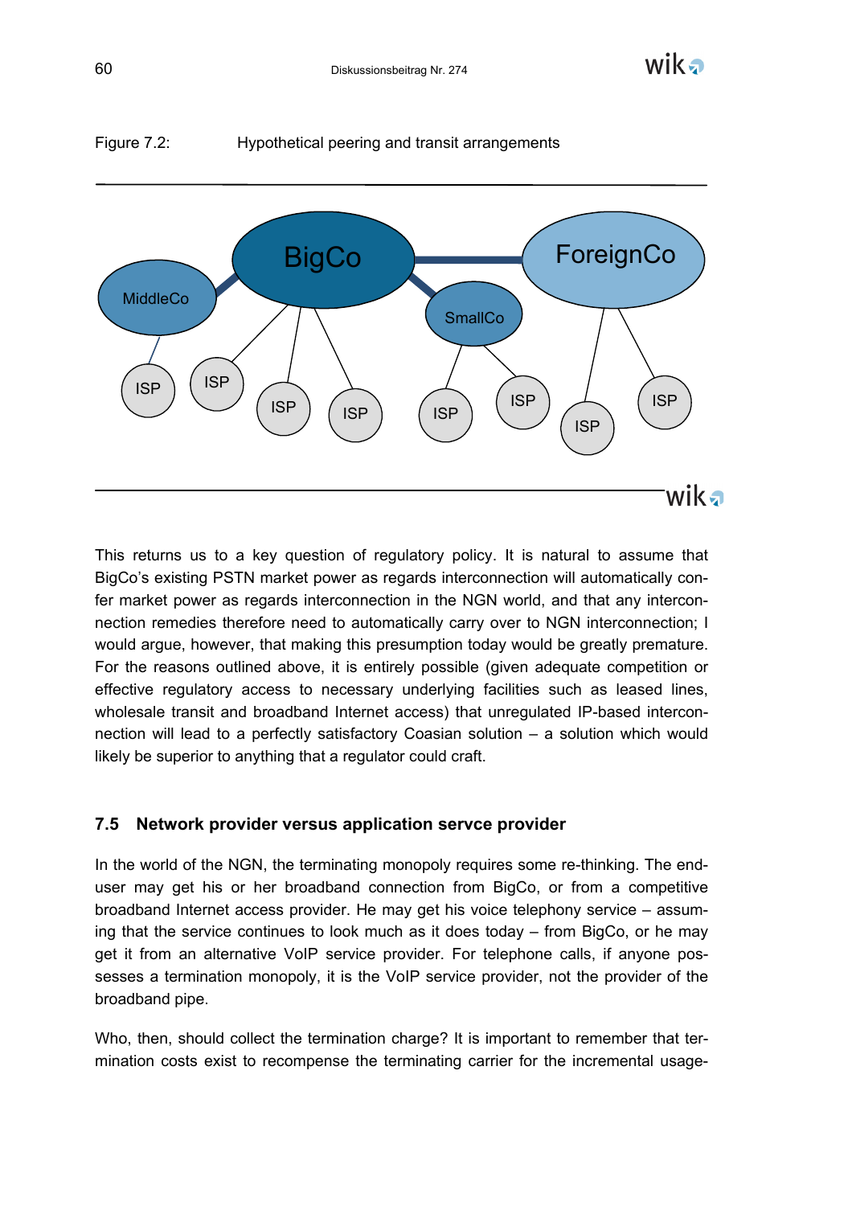Figure 7.2: Hypothetical peering and transit arrangements

This returns us to a key question of regulatory policy. It is natural to assume that BigCo's existing PSTN market power as regards interconnection will automatically confer market power as regards interconnection in the NGN world, and that any interconnection remedies therefore need to automatically carry over to NGN interconnection; I would argue, however, that making this presumption today would be greatly premature. For the reasons outlined above, it is entirely possible (given adequate competition or effective regulatory access to necessary underlying facilities such as leased lines, wholesale transit and broadband Internet access) that unregulated IP-based interconnection will lead to a perfectly satisfactory Coasian solution – a solution which would likely be superior to anything that a regulator could craft.

## 7.5 Network provider versus application servce provider

In the world of the NGN, the terminating monopoly requires some re-thinking. The end-user may get his or her broadband connection from BigCo, or from a competitive broadband Internet access provider. He may get his voice telephony service – assuming that the service continues to look much as it does today – from BigCo, or he may get it from an alternative VoIP service provider. For telephone calls, if anyone possesses a termination monopoly, it is the VoIP service provider, not the provider of the broadband pipe.

Who, then, should collect the termination charge? It is important to remember that termination costs exist to recompense the terminating carrier for the incremental usage-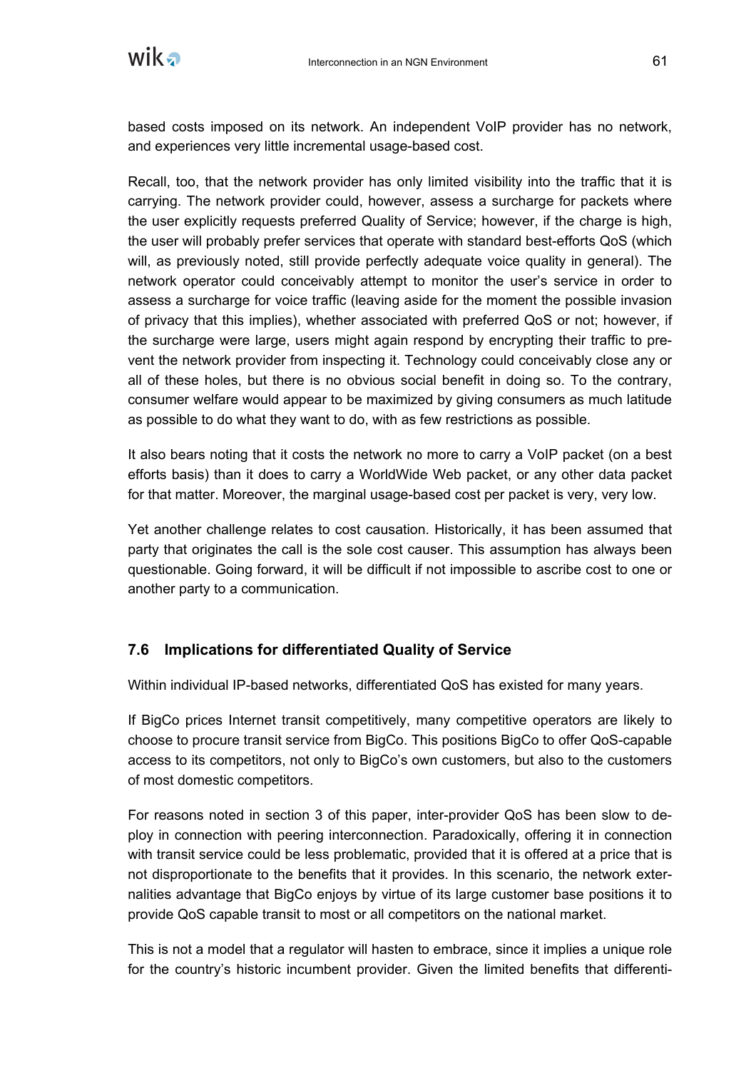based costs imposed on its network. An independent VoIP provider has no network, and experiences very little incremental usage-based cost.

Recall, too, that the network provider has only limited visibility into the traffic that it is carrying. The network provider could, however, assess a surcharge for packets where the user explicitly requests preferred Quality of Service; however, if the charge is high, the user will probably prefer services that operate with standard best-efforts QoS (which will, as previously noted, still provide perfectly adequate voice quality in general). The network operator could conceivably attempt to monitor the user's service in order to assess a surcharge for voice traffic (leaving aside for the moment the possible invasion of privacy that this implies), whether associated with preferred QoS or not; however, if the surcharge were large, users might again respond by encrypting their traffic to prevent the network provider from inspecting it. Technology could conceivably close any or all of these holes, but there is no obvious social benefit in doing so. To the contrary, consumer welfare would appear to be maximized by giving consumers as much latitude as possible to do what they want to do, with as few restrictions as possible.

It also bears noting that it costs the network no more to carry a VoIP packet (on a best efforts basis) than it does to carry a WorldWide Web packet, or any other data packet for that matter. Moreover, the marginal usage-based cost per packet is very, very low.

Yet another challenge relates to cost causation. Historically, it has been assumed that party that originates the call is the sole cost causer. This assumption has always been questionable. Going forward, it will be difficult if not impossible to ascribe cost to one or another party to a communication.

## 7.6 Implications for differentiated Quality of Service

Within individual IP-based networks, differentiated QoS has existed for many years.

If BigCo prices Internet transit competitively, many competitive operators are likely to choose to procure transit service from BigCo. This positions BigCo to offer QoS-capable access to its competitors, not only to BigCo's own customers, but also to the customers of most domestic competitors.

For reasons noted in section 3 of this paper, inter-provider QoS has been slow to deploy in connection with peering interconnection. Paradoxically, offering it in connection with transit service could be less problematic, provided that it is offered at a price that is not disproportionate to the benefits that it provides. In this scenario, the network externalities advantage that BigCo enjoys by virtue of its large customer base positions it to provide QoS capable transit to most or all competitors on the national market.

This is not a model that a regulator will hasten to embrace, since it implies a unique role for the country's historic incumbent provider. Given the limited benefits that differenti-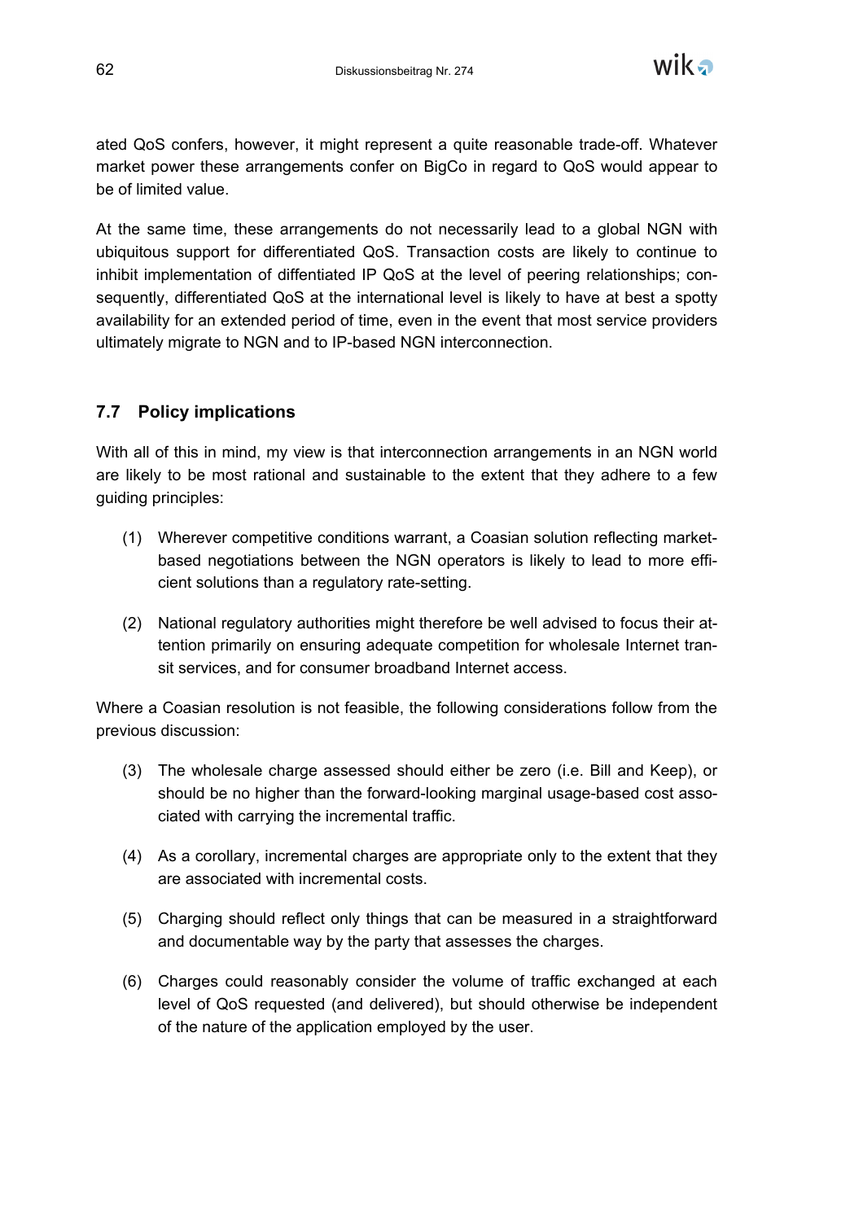ated QoS confers, however, it might represent a quite reasonable trade-off. Whatever market power these arrangements confer on BigCo in regard to QoS would appear to be of limited value.

At the same time, these arrangements do not necessarily lead to a global NGN with ubiquitous support for differentiated QoS. Transaction costs are likely to continue to inhibit implementation of diffentiated IP QoS at the level of peering relationships; consequently, differentiated QoS at the international level is likely to have at best a spotty availability for an extended period of time, even in the event that most service providers ultimately migrate to NGN and to IP-based NGN interconnection.

## 7.7 Policy implications

With all of this in mind, my view is that interconnection arrangements in an NGN world are likely to be most rational and sustainable to the extent that they adhere to a few guiding principles:

(1) Wherever competitive conditions warrant, a Coasian solution reflecting market-based negotiations between the NGN operators is likely to lead to more efficient solutions than a regulatory rate-setting.

(2) National regulatory authorities might therefore be well advised to focus their attention primarily on ensuring adequate competition for wholesale Internet transit services, and for consumer broadband Internet access.

Where a Coasian resolution is not feasible, the following considerations follow from the previous discussion:

(3) The wholesale charge assessed should either be zero (i.e. Bill and Keep), or should be no higher than the forward-looking marginal usage-based cost associated with carrying the incremental traffic.

(4) As a corollary, incremental charges are appropriate only to the extent that they are associated with incremental costs.

(5) Charging should reflect only things that can be measured in a straightforward and documentable way by the party that assesses the charges.

(6) Charges could reasonably consider the volume of traffic exchanged at each level of QoS requested (and delivered), but should otherwise be independent of the nature of the application employed by the user.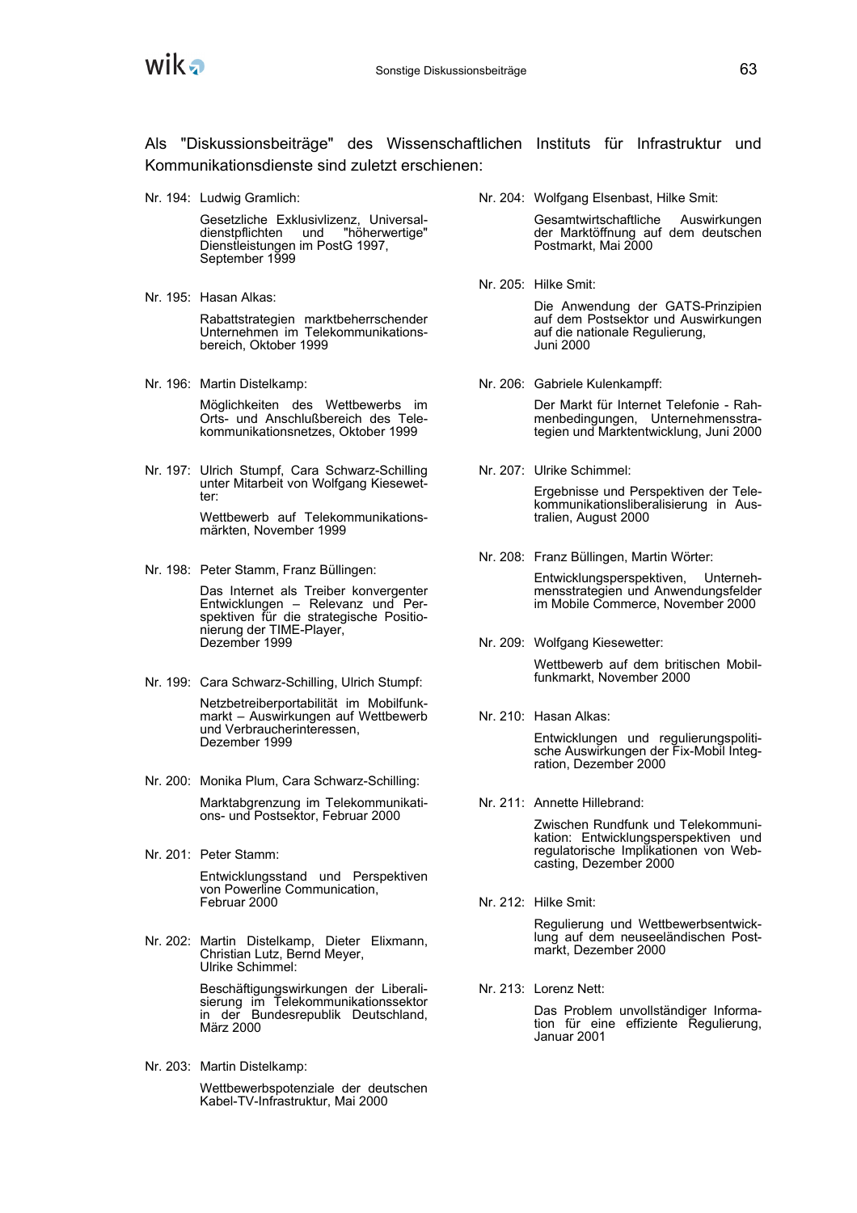Als "Diskussionsbeiträge" des Wissenschaftlichen Instituts für Infrastruktur und Kommunikationsdienste sind zuletzt erschienen:

Nr. 194: Ludwig Gramlich:

Gesetzliche Exklusivlizenz, Universaldienstpflichten und "höherwertige" Dienstleistungen im PostG 1997, September 1999

Nr. 195: Hasan Alkas:

Rabattstrategien marktbeherrschender Unternehmen im Telekommunikationsbereich, Oktober 1999

Nr. 196: Martin Distelkamp:

Möglichkeiten des Wettbewerbs im Orts- und Anschlußbereich des Telekommunikationsnetzes, Oktober 1999

Nr. 197: Ulrich Stumpf, Cara Schwarz-Schilling unter Mitarbeit von Wolfgang Kiesewetter:

Wettbewerb auf Telekommunikationsmärkten, November 1999

Nr. 198: Peter Stamm, Franz Büllingen:

Das Internet als Treiber konvergenter Entwicklungen – Relevanz und Perspektiven für die strategische Positionierung der TIME-Player, Dezember 1999

Nr. 199: Cara Schwarz-Schilling, Ulrich Stumpf:

Netzbetreiberportabilität im Mobilfunkmarkt – Auswirkungen auf Wettbewerb und Verbraucherinteressen, Dezember 1999

Nr. 200: Monika Plum, Cara Schwarz-Schilling:

Marktabgrenzung im Telekommunikations- und Postsektor, Februar 2000

Nr. 201: Peter Stamm:

Entwicklungsstand und Perspektiven von Powerline Communication, Februar 2000

Nr. 202: Martin Distelkamp, Dieter Elixmann, Christian Lutz, Bernd Meyer, Ulrike Schimmel:

Beschäftigungswirkungen der Liberalisierung im Telekommunikationssektor in der Bundesrepublik Deutschland, März 2000

Nr. 203: Martin Distelkamp:

Wettbewerbspotenziale der deutschen Kabel-TV-Infrastruktur, Mai 2000

Nr. 204: Wolfgang Elsenbast, Hilke Smit:

Gesamtwirtschaftliche Auswirkungen der Marktöffnung auf dem deutschen Postmarkt, Mai 2000

Nr. 205: Hilke Smit:

Die Anwendung der GATS-Prinzipien auf dem Postsektor und Auswirkungen auf die nationale Regulierung, Juni 2000

Nr. 206: Gabriele Kulenkampff:

Der Markt für Internet Telefonie - Rahmenbedingungen, Unternehmensstrategien und Marktentwicklung, Juni 2000

Nr. 207: Ulrike Schimmel:

Ergebnisse und Perspektiven der Telekommunikationsliberalisierung in Australien, August 2000

Nr. 208: Franz Büllingen, Martin Wörter:

Entwicklungsperspektiven, Unternehmensstrategien und Anwendungsfelder im Mobile Commerce, November 2000

Nr. 209: Wolfgang Kiesewetter:

Wettbewerb auf dem britischen Mobilfunkmarkt, November 2000

Nr. 210: Hasan Alkas:

Entwicklungen und regulierungspolitische Auswirkungen der Fix-Mobil Integration, Dezember 2000

Nr. 211: Annette Hillebrand:

Zwischen Rundfunk und Telekommunikation: Entwicklungsperspektiven und regulatorische Implikationen von Webcasting, Dezember 2000

Nr. 212: Hilke Smit:

Regulierung und Wettbewerbsentwicklung auf dem neuseeländischen Postmarkt, Dezember 2000

Nr. 213: Lorenz Nett:

Das Problem unvollständiger Information für eine effiziente Regulierung, Januar 2001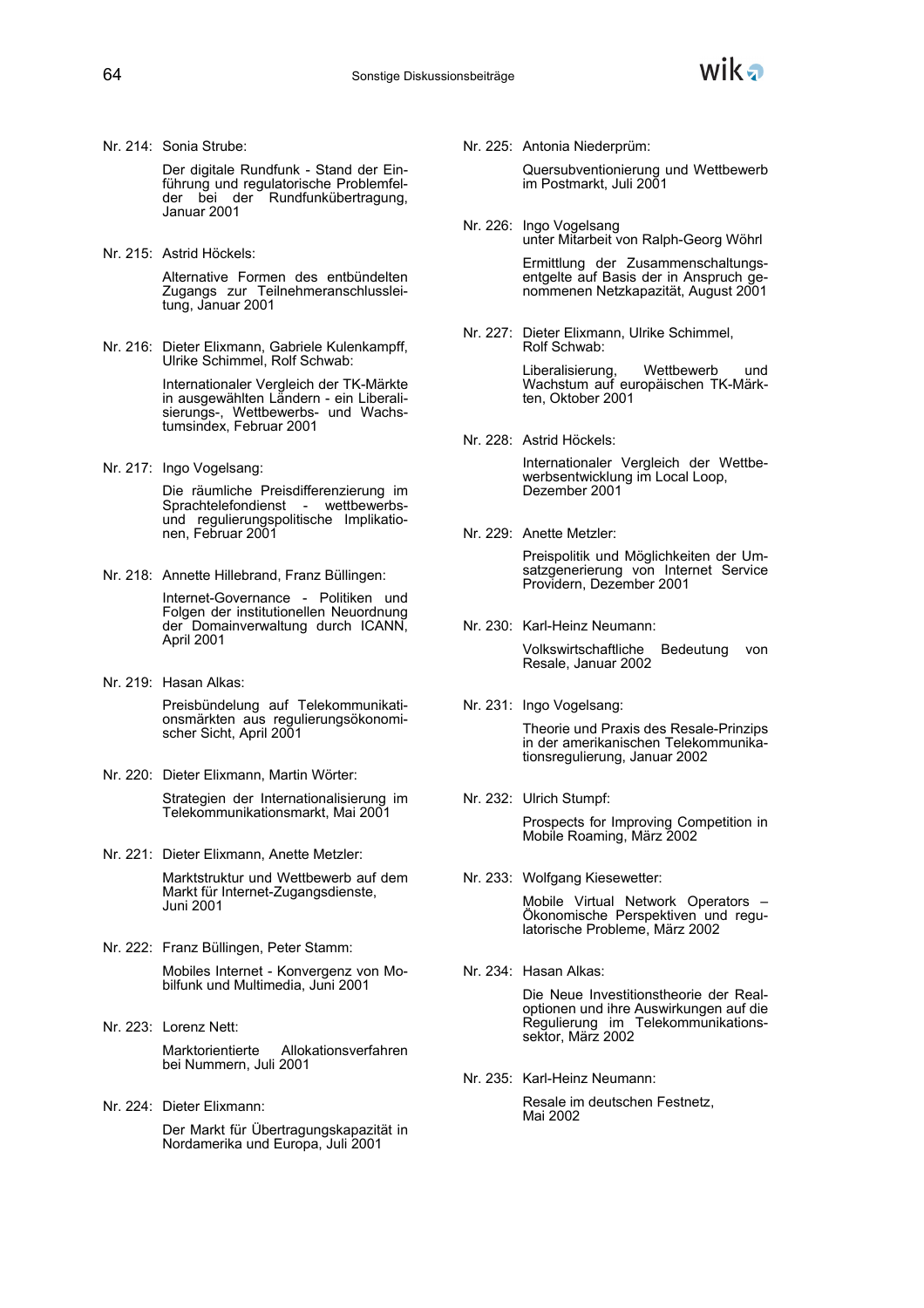Nr. 214: Sonia Strube:

Der digitale Rundfunk - Stand der Einführung und regulatorische Problemfelder bei der Rundfunkübertragung, Januar 2001

Nr. 215: Astrid Höckels:

Alternative Formen des entbündelten Zugangs zur Teilnehmeranschlussleitung, Januar 2001

Nr. 216: Dieter Elixmann, Gabriele Kulenkampff, Ulrike Schimmel, Rolf Schwab:

Internationaler Vergleich der TK-Märkte in ausgewählten Ländern - ein Liberalisierungs-, Wettbewerbs- und Wachstumsindex, Februar 2001

Nr. 217: Ingo Vogelsang:

Die räumliche Preisdifferenzierung im Sprachtelefondienst - wettbewerbs- und regulierungspolitische Implikationen, Februar 2001

Nr. 218: Annette Hillebrand, Franz Büllingen:

Internet-Governance - Politiken und Folgen der institutionellen Neuordnung der Domainverwaltung durch ICANN, April 2001

Nr. 219: Hasan Alkas:

Preisbündelung auf Telekommunikationsmärkten aus regulierungsökonomischer Sicht, April 2001

Nr. 220: Dieter Elixmann, Martin Wörter:

Strategien der Internationalisierung im Telekommunikationsmarkt, Mai 2001

Nr. 221: Dieter Elixmann, Anette Metzler:

Marktstruktur und Wettbewerb auf dem Markt für Internet-Zugangsdienste, Juni 2001

Nr. 222: Franz Büllingen, Peter Stamm:

Mobiles Internet - Konvergenz von Mobilfunk und Multimedia, Juni 2001

Nr. 223: Lorenz Nett:

Marktorientierte Allokationsverfahren bei Nummern, Juli 2001

Nr. 224: Dieter Elixmann:

Der Markt für Übertragungskapazität in Nordamerika und Europa, Juli 2001

Nr. 225: Antonia Niederprüm:

Quersubventionierung und Wettbewerb im Postmarkt, Juli 2001

Nr. 226: Ingo Vogelsang
unter Mitarbeit von Ralph-Georg Wöhrl

Ermittlung der Zusammenschaltungsentgelte auf Basis der in Anspruch genommenen Netzkapazität, August 2001

Nr. 227: Dieter Elixmann, Ulrike Schimmel, Rolf Schwab:

Liberalisierung, Wettbewerb und Wachstum auf europäischen TK-Märkten, Oktober 2001

Nr. 228: Astrid Höckels:

Internationaler Vergleich der Wettbewerbsentwicklung im Local Loop, Dezember 2001

Nr. 229: Anette Metzler:

Preispolitik und Möglichkeiten der Umsatzgenerierung von Internet Service Providern, Dezember 2001

Nr. 230: Karl-Heinz Neumann:

Volkswirtschaftliche Bedeutung von Resale, Januar 2002

Nr. 231: Ingo Vogelsang:

Theorie und Praxis des Resale-Prinzips in der amerikanischen Telekommunikationsregulierung, Januar 2002

Nr. 232: Ulrich Stumpf:

Prospects for Improving Competition in Mobile Roaming, März 2002

Nr. 233: Wolfgang Kiesewetter:

Mobile Virtual Network Operators – Ökonomische Perspektiven und regulatorische Probleme, März 2002

Nr. 234: Hasan Alkas:

Die Neue Investitionstheorie der Realoptionen und ihre Auswirkungen auf die Regulierung im Telekommunikationssektor, März 2002

Nr. 235: Karl-Heinz Neumann:

Resale im deutschen Festnetz, Mai 2002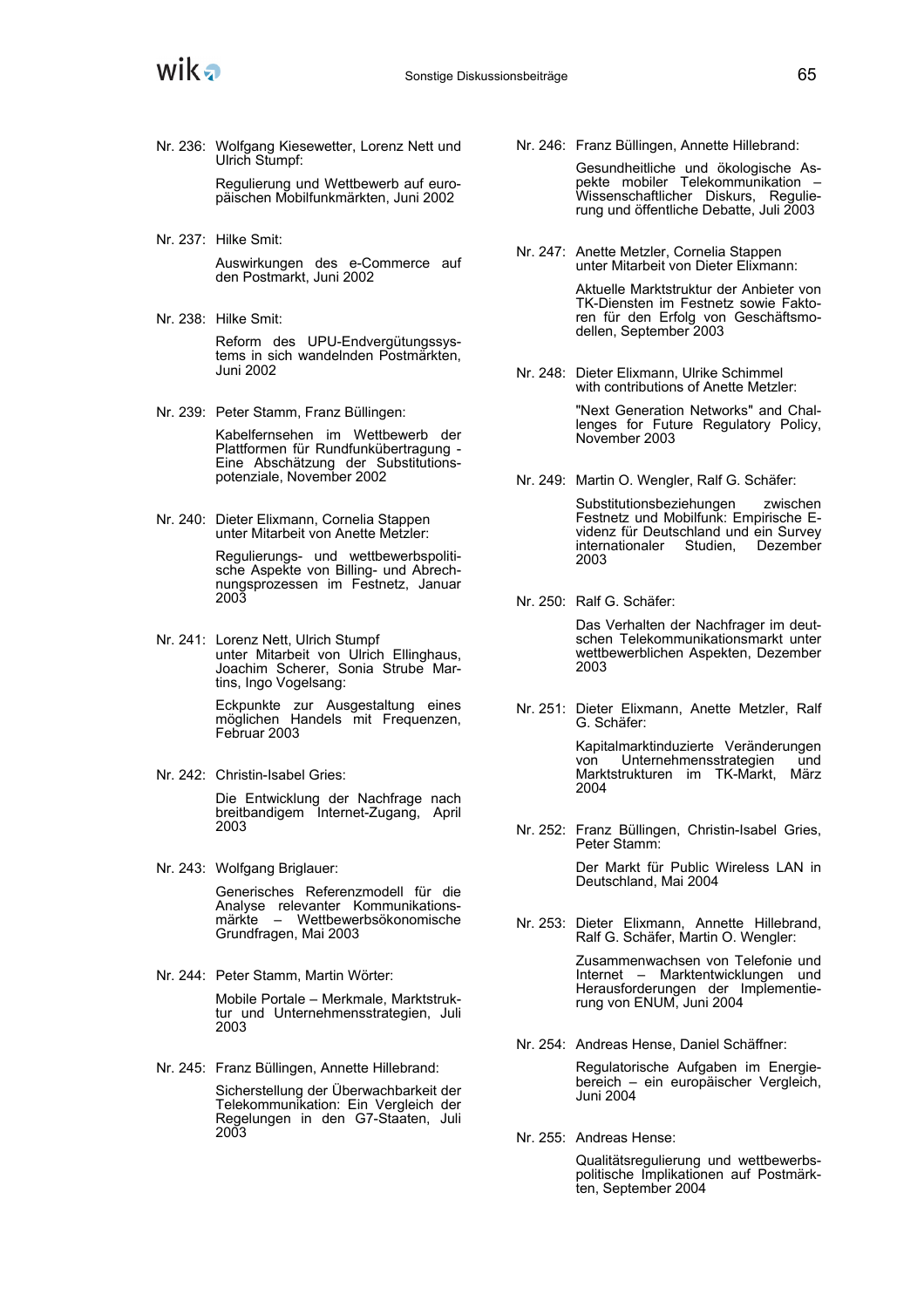Nr. 236: Wolfgang Kiesewetter, Lorenz Nett und Ulrich Stumpf:

Regulierung und Wettbewerb auf europäischen Mobilfunkmärkten, Juni 2002

Nr. 237: Hilke Smit:

Auswirkungen des e-Commerce auf den Postmarkt, Juni 2002

Nr. 238: Hilke Smit:

Reform des UPU-Endvergütungssystems in sich wandelnden Postmärkten, Juni 2002

Nr. 239: Peter Stamm, Franz Büllingen:

Kabelfernsehen im Wettbewerb der Plattformen für Rundfunkübertragung - Eine Abschätzung der Substitutionspotenziale, November 2002

Nr. 240: Dieter Elixmann, Cornelia Stappen unter Mitarbeit von Anette Metzler:

Regulierungs- und wettbewerbspolitische Aspekte von Billing- und Abrechnungsprozessen im Festnetz, Januar 2003

Nr. 241: Lorenz Nett, Ulrich Stumpf unter Mitarbeit von Ulrich Ellinghaus, Joachim Scherer, Sonia Strube Martins, Ingo Vogelsang:

Eckpunkte zur Ausgestaltung eines möglichen Handels mit Frequenzen, Februar 2003

Nr. 242: Christin-Isabel Gries:

Die Entwicklung der Nachfrage nach breitbandigem Internet-Zugang, April 2003

Nr. 243: Wolfgang Briglauer:

Generisches Referenzmodell für die Analyse relevanter Kommunikationsmärkte – Wettbewerbsökonomische Grundfragen, Mai 2003

Nr. 244: Peter Stamm, Martin Wörter:

Mobile Portale – Merkmale, Marktstruktur und Unternehmensstrategien, Juli 2003

Nr. 245: Franz Büllingen, Annette Hillebrand:

Sicherstellung der Überwachbarkeit der Telekommunikation: Ein Vergleich der Regelungen in den G7-Staaten, Juli 2003

Nr. 246: Franz Büllingen, Annette Hillebrand:

Gesundheitliche und ökologische Aspekte mobiler Telekommunikation – Wissenschaftlicher Diskurs, Regulierung und öffentliche Debatte, Juli 2003

Nr. 247: Anette Metzler, Cornelia Stappen unter Mitarbeit von Dieter Elixmann:

Aktuelle Marktstruktur der Anbieter von TK-Diensten im Festnetz sowie Faktoren für den Erfolg von Geschäftsmodellen, September 2003

Nr. 248: Dieter Elixmann, Ulrike Schimmel with contributions of Anette Metzler:

"Next Generation Networks" and Challenges for Future Regulatory Policy, November 2003

Nr. 249: Martin O. Wengler, Ralf G. Schäfer:

Substitutionsbeziehungen zwischen Festnetz und Mobilfunk: Empirische Evidenz für Deutschland und ein Survey internationaler Studien, Dezember 2003

Nr. 250: Ralf G. Schäfer:

Das Verhalten der Nachfrager im deutschen Telekommunikationsmarkt unter wettbewerblichen Aspekten, Dezember 2003

Nr. 251: Dieter Elixmann, Anette Metzler, Ralf G. Schäfer:

Kapitalmarktinduzierte Veränderungen von Unternehmensstrategien und Marktstrukturen im TK-Markt, März 2004

Nr. 252: Franz Büllingen, Christin-Isabel Gries, Peter Stamm:

Der Markt für Public Wireless LAN in Deutschland, Mai 2004

Nr. 253: Dieter Elixmann, Annette Hillebrand, Ralf G. Schäfer, Martin O. Wengler:

Zusammenwachsen von Telefonie und Internet – Marktentwicklungen und Herausforderungen der Implementierung von ENUM, Juni 2004

Nr. 254: Andreas Hense, Daniel Schäffner:

Regulatorische Aufgaben im Energiebereich – ein europäischer Vergleich, Juni 2004

Nr. 255: Andreas Hense:

Qualitätsregulierung und wettbewerbspolitische Implikationen auf Postmärkten, September 2004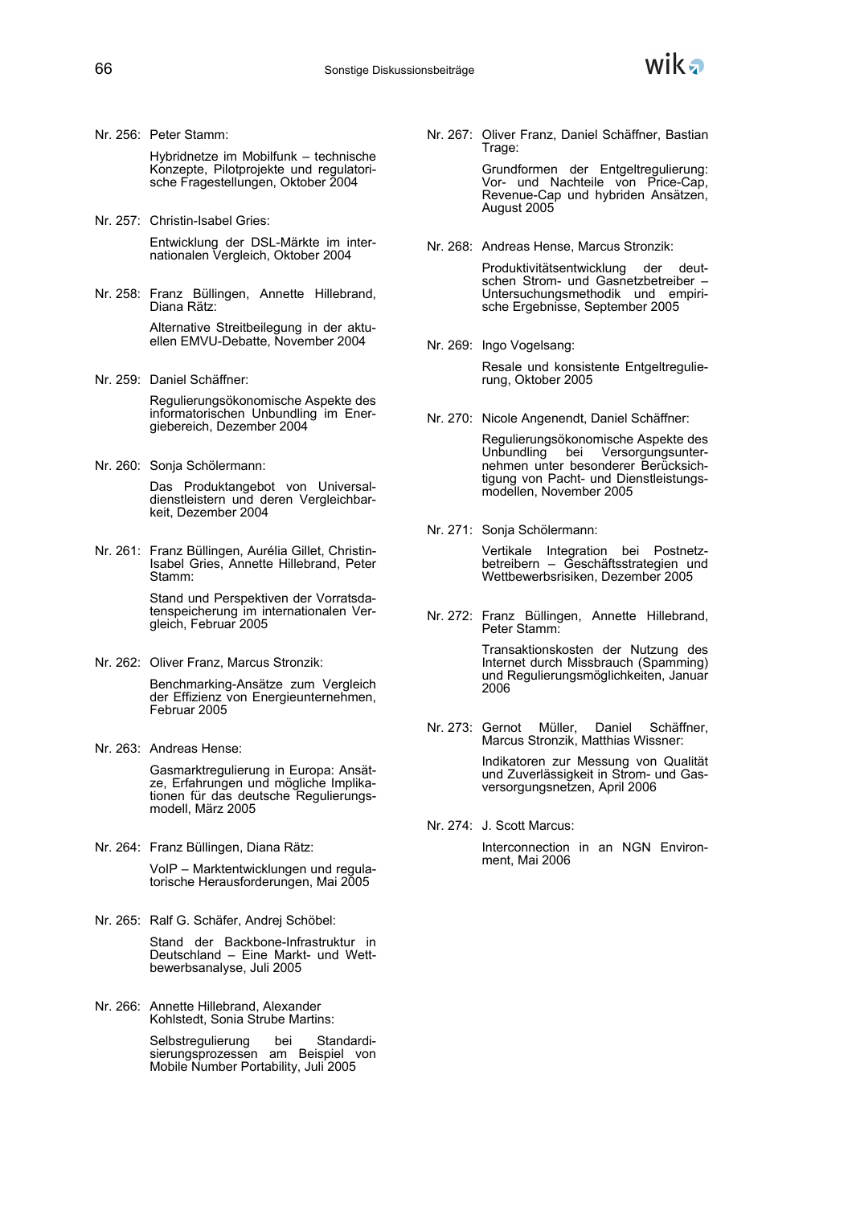Nr. 256: Peter Stamm:

Hybridnetze im Mobilfunk – technische Konzepte, Pilotprojekte und regulatorische Fragestellungen, Oktober 2004

Nr. 257: Christin-Isabel Gries:

Entwicklung der DSL-Märkte im internationalen Vergleich, Oktober 2004

Nr. 258: Franz Büllingen, Annette Hillebrand, Diana Rätz:

Alternative Streitbeilegung in der aktuellen EMVU-Debatte, November 2004

Nr. 259: Daniel Schäffner:

Regulierungsökonomische Aspekte des informatorischen Unbundling im Energiebereich, Dezember 2004

Nr. 260: Sonja Schölermann:

Das Produktangebot von Universaldienstleistern und deren Vergleichbarkeit, Dezember 2004

Nr. 261: Franz Büllingen, Aurélia Gillet, Christin-Isabel Gries, Annette Hillebrand, Peter Stamm:

Stand und Perspektiven der Vorratsdatenspeicherung im internationalen Vergleich, Februar 2005

Nr. 262: Oliver Franz, Marcus Stronzik:

Benchmarking-Ansätze zum Vergleich der Effizienz von Energieunternehmen, Februar 2005

Nr. 263: Andreas Hense:

Gasmarktregulierung in Europa: Ansätze, Erfahrungen und mögliche Implikationen für das deutsche Regulierungsmodell, März 2005

Nr. 264: Franz Büllingen, Diana Rätz:

VoIP – Marktentwicklungen und regulatorische Herausforderungen, Mai 2005

Nr. 265: Ralf G. Schäfer, Andrej Schöbel:

Stand der Backbone-Infrastruktur in Deutschland – Eine Markt- und Wettbewerbsanalyse, Juli 2005

Nr. 266: Annette Hillebrand, Alexander Kohlstedt, Sonia Strube Martins:

Selbstregulierung bei Standardisierungsprozessen am Beispiel von Mobile Number Portability, Juli 2005

Nr. 267: Oliver Franz, Daniel Schäffner, Bastian Trage:

Grundformen der Entgeltregulierung: Vor- und Nachteile von Price-Cap, Revenue-Cap und hybriden Ansätzen, August 2005

Nr. 268: Andreas Hense, Marcus Stronzik:

Produktivitätsentwicklung der deutschen Strom- und Gasnetzbetreiber – Untersuchungsmethodik und empirische Ergebnisse, September 2005

Nr. 269: Ingo Vogelsang:

Resale und konsistente Entgeltregulierung, Oktober 2005

Nr. 270: Nicole Angenendt, Daniel Schäffner:

Regulierungsökonomische Aspekte des Unbundling bei Versorgungsunternehmen unter besonderer Berücksichtigung von Pacht- und Dienstleistungsmodellen, November 2005

Nr. 271: Sonja Schölermann:

Vertikale Integration bei Postnetzbetreibern – Geschäftsstrategien und Wettbewerbsrisiken, Dezember 2005

Nr. 272: Franz Büllingen, Annette Hillebrand, Peter Stamm:

Transaktionskosten der Nutzung des Internet durch Missbrauch (Spamming) und Regulierungsmöglichkeiten, Januar 2006

Nr. 273: Gernot Müller, Daniel Schäffner, Marcus Stronzik, Matthias Wissner:

Indikatoren zur Messung von Qualität und Zuverlässigkeit in Strom- und Gasversorgungsnetzen, April 2006

Nr. 274: J. Scott Marcus:

Interconnection in an NGN Environment, Mai 2006